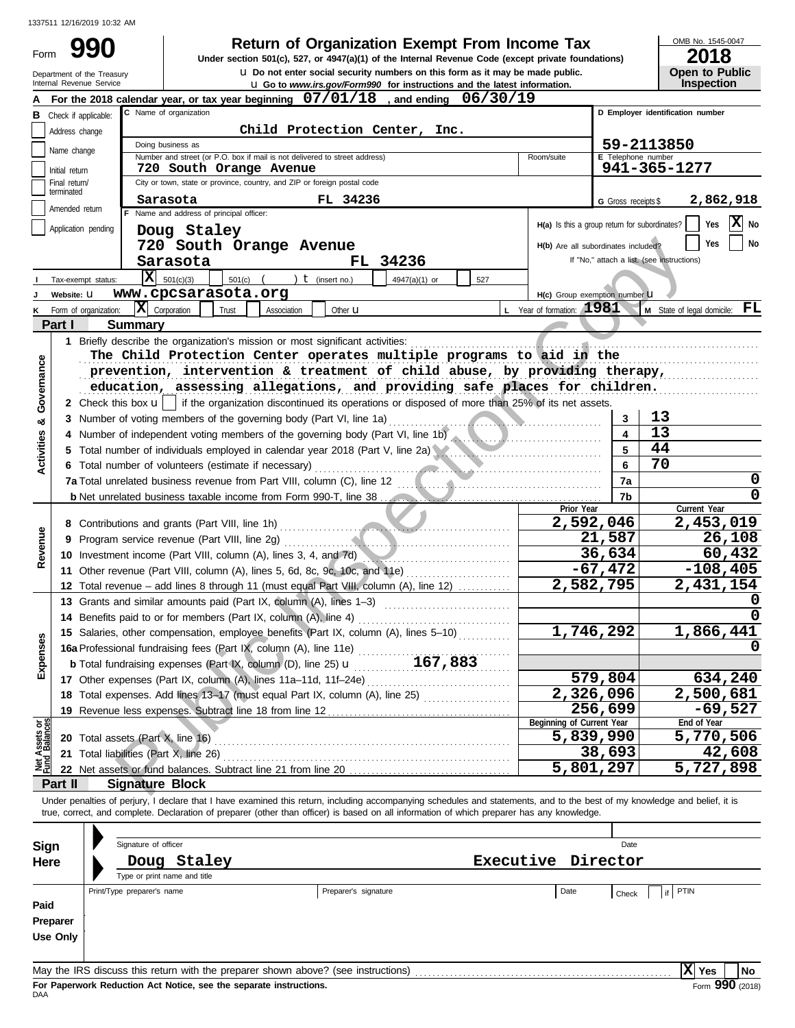1337511 12/16/2019 10:32 AM

# Form 990 — Return of Organization Exempt From Income Tax

**Under section 501(c), 527, or 4947(a)(1) of the Internal Revenue Code (except private foundations)**

u Do not enter social security numbers on this form as it may be made public.

u Go to *www.irs.gov/Form990* for instructions and the latest information.

Department of the Treasury
Internal Revenue Service

OMB No. 1545-0047

**2018**

**Open to Public Inspection**

**A** For the 2018 calendar year, or tax year beginning **07/01/18**, and ending **06/30/19**

**B** Check if applicable:
- Address change
- Name change
- Initial return
- Final return/terminated
- Amended return
- Application pending

**C** Name of organization: **Child Protection Center, Inc.**

Doing business as

Number and street (or P.O. box if mail is not delivered to street address): **720 South Orange Avenue** — Room/suite

City or town, state or province, country, and ZIP or foreign postal code: **Sarasota FL 34236**

**D** Employer identification number: **59-2113850**

**E** Telephone number: **941-365-1277**

**G** Gross receipts $ **2,862,918**

**F** Name and address of principal officer:
**Doug Staley**
**720 South Orange Avenue**
**Sarasota FL 34236**

H(a) Is this a group return for subordinates? Yes [ ] No [X]

H(b) Are all subordinates included? Yes [ ] No [ ]
If "No," attach a list. (see instructions)

**I** Tax-exempt status: [X] 501(c)(3) [ ] 501(c) ( ) t (insert no.) [ ] 4947(a)(1) or [ ] 527

**J** Website: u **www.cpcsarasota.org**

H(c) Group exemption number u

**K** Form of organization: [X] Corporation [ ] Trust [ ] Association [ ] Other u

**L** Year of formation: **1981**

**M** State of legal domicile: **FL**

## Part I — Summary

### Activities & Governance

1 Briefly describe the organization's mission or most significant activities:
The Child Protection Center operates multiple programs to aid in the prevention, intervention & treatment of child abuse, by providing therapy, education, assessing allegations, and providing safe places for children.

2 Check this box u [ ] if the organization discontinued its operations or disposed of more than 25% of its net assets.

| | | Line | |
|---|---|---|---|
| 3 | Number of voting members of the governing body (Part VI, line 1a) | 3 | 13 |
| 4 | Number of independent voting members of the governing body (Part VI, line 1b) | 4 | 13 |
| 5 | Total number of individuals employed in calendar year 2018 (Part V, line 2a) | 5 | 44 |
| 6 | Total number of volunteers (estimate if necessary) | 6 | 70 |
| 7a | Total unrelated business revenue from Part VIII, column (C), line 12 | 7a | 0 |
| b | Net unrelated business taxable income from Form 990-T, line 38 | 7b | 0 |

### Revenue, Expenses, and Net Assets

| | | Prior Year | Current Year |
|---|---|---|---|
| 8 | Contributions and grants (Part VIII, line 1h) | 2,592,046 | 2,453,019 |
| 9 | Program service revenue (Part VIII, line 2g) | 21,587 | 26,108 |
| 10 | Investment income (Part VIII, column (A), lines 3, 4, and 7d) | 36,634 | 60,432 |
| 11 | Other revenue (Part VIII, column (A), lines 5, 6d, 8c, 9c, 10c, and 11e) | -67,472 | -108,405 |
| 12 | Total revenue – add lines 8 through 11 (must equal Part VIII, column (A), line 12) | 2,582,795 | 2,431,154 |
| 13 | Grants and similar amounts paid (Part IX, column (A), lines 1–3) | | 0 |
| 14 | Benefits paid to or for members (Part IX, column (A), line 4) | | 0 |
| 15 | Salaries, other compensation, employee benefits (Part IX, column (A), lines 5–10) | 1,746,292 | 1,866,441 |
| 16a | Professional fundraising fees (Part IX, column (A), line 11e) | | 0 |
| b | Total fundraising expenses (Part IX, column (D), line 25) u 167,883 | | |
| 17 | Other expenses (Part IX, column (A), lines 11a–11d, 11f–24e) | 579,804 | 634,240 |
| 18 | Total expenses. Add lines 13–17 (must equal Part IX, column (A), line 25) | 2,326,096 | 2,500,681 |
| 19 | Revenue less expenses. Subtract line 18 from line 12 | 256,699 | -69,527 |
| | | **Beginning of Current Year** | **End of Year** |
| 20 | Total assets (Part X, line 16) | 5,839,990 | 5,770,506 |
| 21 | Total liabilities (Part X, line 26) | 38,693 | 42,608 |
| 22 | Net assets or fund balances. Subtract line 21 from line 20 | 5,801,297 | 5,727,898 |

## Part II — Signature Block

Under penalties of perjury, I declare that I have examined this return, including accompanying schedules and statements, and to the best of my knowledge and belief, it is true, correct, and complete. Declaration of preparer (other than officer) is based on all information of which preparer has any knowledge.

**Sign Here**

Signature of officer — Date

**Doug Staley — Executive Director**

Type or print name and title

**Paid Preparer Use Only**

| Print/Type preparer's name | Preparer's signature | Date | Check [ ] if | PTIN |
|---|---|---|---|---|
| | | | | |

May the IRS discuss this return with the preparer shown above? (see instructions) [X] Yes [ ] No

**For Paperwork Reduction Act Notice, see the separate instructions.**

DAA — Form **990** (2018)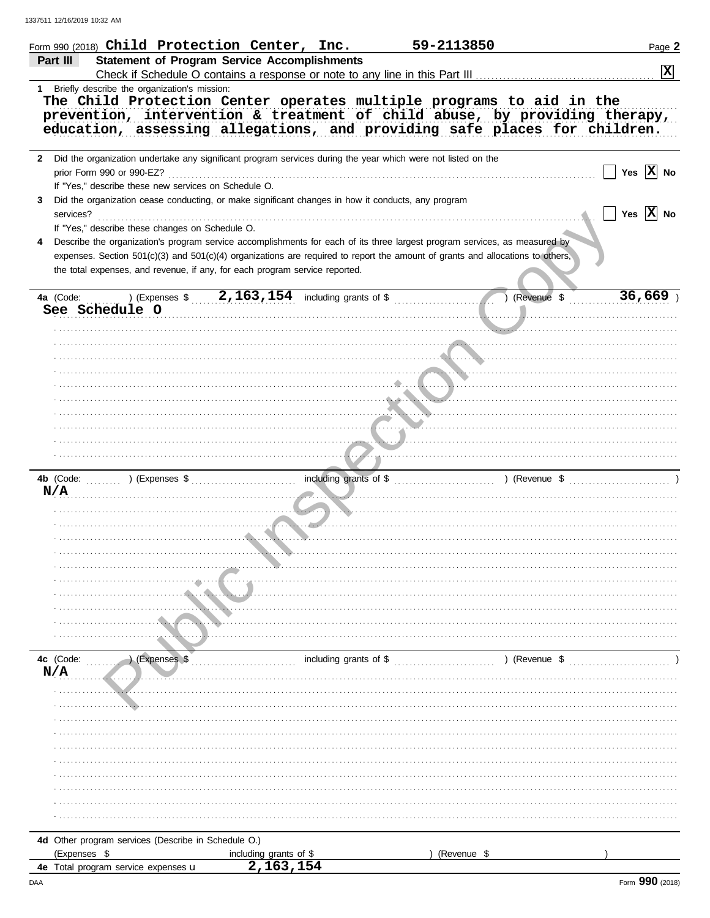Form 990 (2018) **Child Protection Center, Inc.** **59-2113850** Page **2**

## Part III Statement of Program Service Accomplishments

Check if Schedule O contains a response or note to any line in this Part III ... [X]

**1** Briefly describe the organization's mission:

The Child Protection Center operates multiple programs to aid in the prevention, intervention & treatment of child abuse, by providing therapy, education, assessing allegations, and providing safe places for children.

**2** Did the organization undertake any significant program services during the year which were not listed on the prior Form 990 or 990-EZ? ... [ ] Yes [X] No

If "Yes," describe these new services on Schedule O.

**3** Did the organization cease conducting, or make significant changes in how it conducts, any program services? ... [ ] Yes [X] No

If "Yes," describe these changes on Schedule O.

**4** Describe the organization's program service accomplishments for each of its three largest program services, as measured by expenses. Section 501(c)(3) and 501(c)(4) organizations are required to report the amount of grants and allocations to others, the total expenses, and revenue, if any, for each program service reported.

**4a** (Code: ) (Expenses $ **2,163,154** including grants of $ ) (Revenue $ **36,669** )

See Schedule O

**4b** (Code: ) (Expenses $ including grants of $ ) (Revenue $ )

N/A

**4c** (Code: ) (Expenses $ including grants of $ ) (Revenue $ )

N/A

**4d** Other program services (Describe in Schedule O.)

(Expenses $ including grants of $ ) (Revenue $ )

**4e** Total program service expenses **2,163,154**

Form **990** (2018)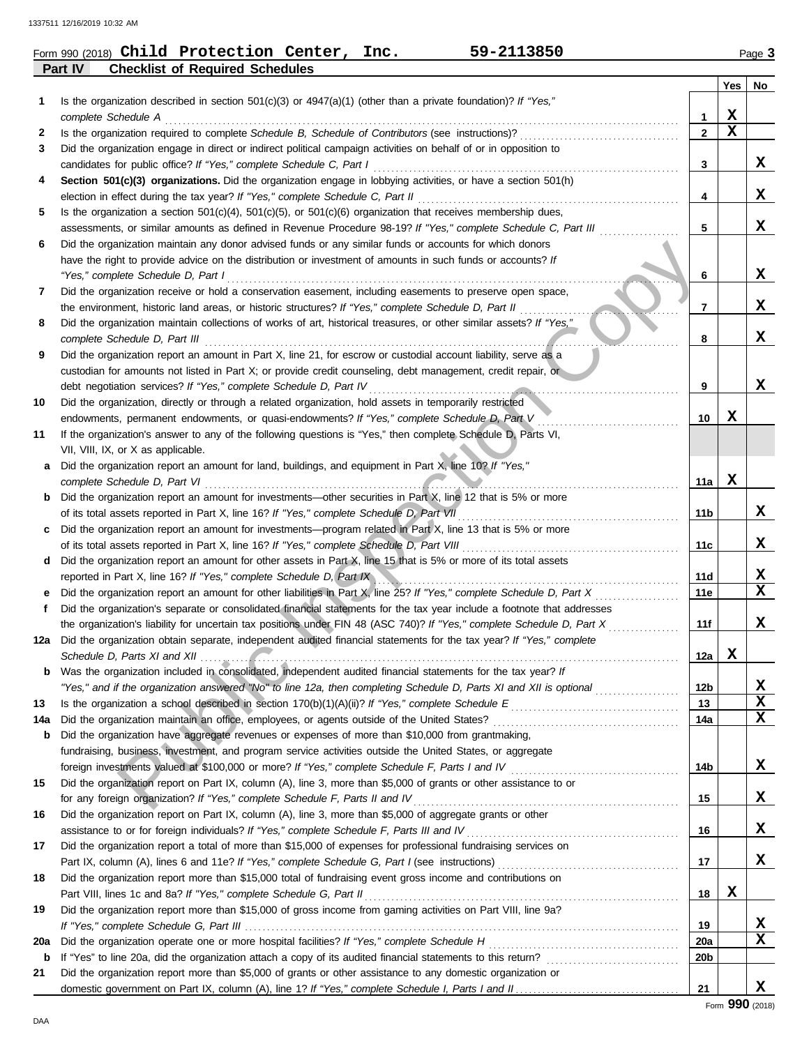Form 990 (2018) **Child Protection Center, Inc.** **59-2113850** Page **3**

**Part IV Checklist of Required Schedules**

| | | | Yes | No |
|---|---|---|---|---|
| **1** | Is the organization described in section 501(c)(3) or 4947(a)(1) (other than a private foundation)? *If "Yes," complete Schedule A* | 1 | X | |
| **2** | Is the organization required to complete *Schedule B, Schedule of Contributors* (see instructions)? | 2 | X | |
| **3** | Did the organization engage in direct or indirect political campaign activities on behalf of or in opposition to candidates for public office? *If "Yes," complete Schedule C, Part I* | 3 | | X |
| **4** | **Section 501(c)(3) organizations.** Did the organization engage in lobbying activities, or have a section 501(h) election in effect during the tax year? *If "Yes," complete Schedule C, Part II* | 4 | | X |
| **5** | Is the organization a section 501(c)(4), 501(c)(5), or 501(c)(6) organization that receives membership dues, assessments, or similar amounts as defined in Revenue Procedure 98-19? *If "Yes," complete Schedule C, Part III* | 5 | | X |
| **6** | Did the organization maintain any donor advised funds or any similar funds or accounts for which donors have the right to provide advice on the distribution or investment of amounts in such funds or accounts? *If "Yes," complete Schedule D, Part I* | 6 | | X |
| **7** | Did the organization receive or hold a conservation easement, including easements to preserve open space, the environment, historic land areas, or historic structures? *If "Yes," complete Schedule D, Part II* | 7 | | X |
| **8** | Did the organization maintain collections of works of art, historical treasures, or other similar assets? *If "Yes," complete Schedule D, Part III* | 8 | | X |
| **9** | Did the organization report an amount in Part X, line 21, for escrow or custodial account liability, serve as a custodian for amounts not listed in Part X; or provide credit counseling, debt management, credit repair, or debt negotiation services? *If "Yes," complete Schedule D, Part IV* | 9 | | X |
| **10** | Did the organization, directly or through a related organization, hold assets in temporarily restricted endowments, permanent endowments, or quasi-endowments? *If "Yes," complete Schedule D, Part V* | 10 | X | |
| **11** | If the organization's answer to any of the following questions is "Yes," then complete Schedule D, Parts VI, VII, VIII, IX, or X as applicable. | | | |
| **a** | Did the organization report an amount for land, buildings, and equipment in Part X, line 10? *If "Yes," complete Schedule D, Part VI* | 11a | X | |
| **b** | Did the organization report an amount for investments—other securities in Part X, line 12 that is 5% or more of its total assets reported in Part X, line 16? *If "Yes," complete Schedule D, Part VII* | 11b | | X |
| **c** | Did the organization report an amount for investments—program related in Part X, line 13 that is 5% or more of its total assets reported in Part X, line 16? *If "Yes," complete Schedule D, Part VIII* | 11c | | X |
| **d** | Did the organization report an amount for other assets in Part X, line 15 that is 5% or more of its total assets reported in Part X, line 16? *If "Yes," complete Schedule D, Part IX* | 11d | | X |
| **e** | Did the organization report an amount for other liabilities in Part X, line 25? *If "Yes," complete Schedule D, Part X* | 11e | | X |
| **f** | Did the organization's separate or consolidated financial statements for the tax year include a footnote that addresses the organization's liability for uncertain tax positions under FIN 48 (ASC 740)? *If "Yes," complete Schedule D, Part X* | 11f | | X |
| **12a** | Did the organization obtain separate, independent audited financial statements for the tax year? *If "Yes," complete Schedule D, Parts XI and XII* | 12a | X | |
| **b** | Was the organization included in consolidated, independent audited financial statements for the tax year? *If "Yes," and if the organization answered "No" to line 12a, then completing Schedule D, Parts XI and XII is optional* | 12b | | X |
| **13** | Is the organization a school described in section 170(b)(1)(A)(ii)? *If "Yes," complete Schedule E* | 13 | | X |
| **14a** | Did the organization maintain an office, employees, or agents outside of the United States? | 14a | | X |
| **b** | Did the organization have aggregate revenues or expenses of more than $10,000 from grantmaking, fundraising, business, investment, and program service activities outside the United States, or aggregate foreign investments valued at $100,000 or more? *If "Yes," complete Schedule F, Parts I and IV* | 14b | | X |
| **15** | Did the organization report on Part IX, column (A), line 3, more than $5,000 of grants or other assistance to or for any foreign organization? *If "Yes," complete Schedule F, Parts II and IV* | 15 | | X |
| **16** | Did the organization report on Part IX, column (A), line 3, more than $5,000 of aggregate grants or other assistance to or for foreign individuals? *If "Yes," complete Schedule F, Parts III and IV* | 16 | | X |
| **17** | Did the organization report a total of more than $15,000 of expenses for professional fundraising services on Part IX, column (A), lines 6 and 11e? *If "Yes," complete Schedule G, Part I* (see instructions) | 17 | | X |
| **18** | Did the organization report more than $15,000 total of fundraising event gross income and contributions on Part VIII, lines 1c and 8a? *If "Yes," complete Schedule G, Part II* | 18 | X | |
| **19** | Did the organization report more than $15,000 of gross income from gaming activities on Part VIII, line 9a? *If "Yes," complete Schedule G, Part III* | 19 | | X |
| **20a** | Did the organization operate one or more hospital facilities? *If "Yes," complete Schedule H* | 20a | | X |
| **b** | If "Yes" to line 20a, did the organization attach a copy of its audited financial statements to this return? | 20b | | |
| **21** | Did the organization report more than $5,000 of grants or other assistance to any domestic organization or domestic government on Part IX, column (A), line 1? *If "Yes," complete Schedule I, Parts I and II* | 21 | | X |

Form **990** (2018)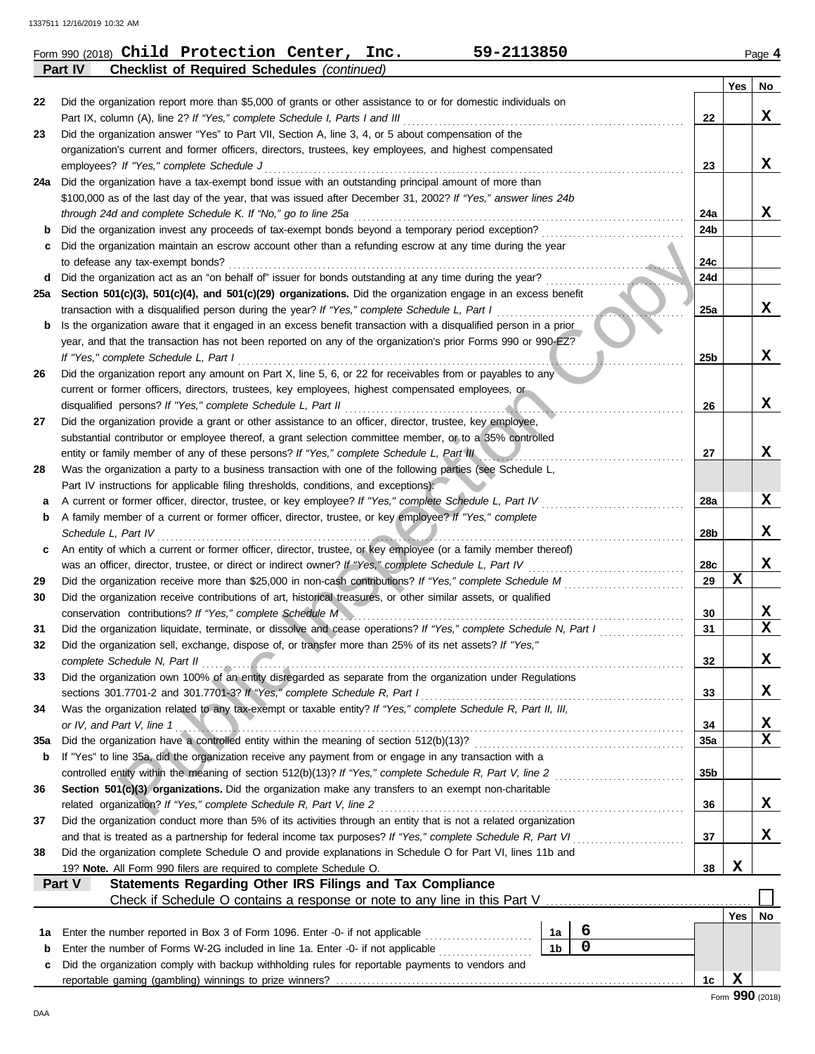Form 990 (2018) **Child Protection Center, Inc.** **59-2113850** Page **4**

**Part IV** **Checklist of Required Schedules** *(continued)*

| | | | Yes | No |
|---|---|---|---|---|
| 22 | Did the organization report more than $5,000 of grants or other assistance to or for domestic individuals on Part IX, column (A), line 2? *If "Yes," complete Schedule I, Parts I and III* | 22 | | X |
| 23 | Did the organization answer "Yes" to Part VII, Section A, line 3, 4, or 5 about compensation of the organization's current and former officers, directors, trustees, key employees, and highest compensated employees? *If "Yes," complete Schedule J* | 23 | | X |
| 24a | Did the organization have a tax-exempt bond issue with an outstanding principal amount of more than $100,000 as of the last day of the year, that was issued after December 31, 2002? *If "Yes," answer lines 24b through 24d and complete Schedule K. If "No," go to line 25a* | 24a | | X |
| b | Did the organization invest any proceeds of tax-exempt bonds beyond a temporary period exception? | 24b | | |
| c | Did the organization maintain an escrow account other than a refunding escrow at any time during the year to defease any tax-exempt bonds? | 24c | | |
| d | Did the organization act as an "on behalf of" issuer for bonds outstanding at any time during the year? | 24d | | |
| 25a | **Section 501(c)(3), 501(c)(4), and 501(c)(29) organizations.** Did the organization engage in an excess benefit transaction with a disqualified person during the year? *If "Yes," complete Schedule L, Part I* | 25a | | X |
| b | Is the organization aware that it engaged in an excess benefit transaction with a disqualified person in a prior year, and that the transaction has not been reported on any of the organization's prior Forms 990 or 990-EZ? *If "Yes," complete Schedule L, Part I* | 25b | | X |
| 26 | Did the organization report any amount on Part X, line 5, 6, or 22 for receivables from or payables to any current or former officers, directors, trustees, key employees, highest compensated employees, or disqualified persons? *If "Yes," complete Schedule L, Part II* | 26 | | X |
| 27 | Did the organization provide a grant or other assistance to an officer, director, trustee, key employee, substantial contributor or employee thereof, a grant selection committee member, or to a 35% controlled entity or family member of any of these persons? *If "Yes," complete Schedule L, Part III* | 27 | | X |
| 28 | Was the organization a party to a business transaction with one of the following parties (see Schedule L, Part IV instructions for applicable filing thresholds, conditions, and exceptions): | | | |
| a | A current or former officer, director, trustee, or key employee? *If "Yes," complete Schedule L, Part IV* | 28a | | X |
| b | A family member of a current or former officer, director, trustee, or key employee? *If "Yes," complete Schedule L, Part IV* | 28b | | X |
| c | An entity of which a current or former officer, director, trustee, or key employee (or a family member thereof) was an officer, director, trustee, or direct or indirect owner? *If "Yes," complete Schedule L, Part IV* | 28c | | X |
| 29 | Did the organization receive more than $25,000 in non-cash contributions? *If "Yes," complete Schedule M* | 29 | X | |
| 30 | Did the organization receive contributions of art, historical treasures, or other similar assets, or qualified conservation contributions? *If "Yes," complete Schedule M* | 30 | | X |
| 31 | Did the organization liquidate, terminate, or dissolve and cease operations? *If "Yes," complete Schedule N, Part I* | 31 | | X |
| 32 | Did the organization sell, exchange, dispose of, or transfer more than 25% of its net assets? *If "Yes," complete Schedule N, Part II* | 32 | | X |
| 33 | Did the organization own 100% of an entity disregarded as separate from the organization under Regulations sections 301.7701-2 and 301.7701-3? *If "Yes," complete Schedule R, Part I* | 33 | | X |
| 34 | Was the organization related to any tax-exempt or taxable entity? *If "Yes," complete Schedule R, Part II, III, or IV, and Part V, line 1* | 34 | | X |
| 35a | Did the organization have a controlled entity within the meaning of section 512(b)(13)? | 35a | | X |
| b | If "Yes" to line 35a, did the organization receive any payment from or engage in any transaction with a controlled entity within the meaning of section 512(b)(13)? *If "Yes," complete Schedule R, Part V, line 2* | 35b | | |
| 36 | **Section 501(c)(3) organizations.** Did the organization make any transfers to an exempt non-charitable related organization? *If "Yes," complete Schedule R, Part V, line 2* | 36 | | X |
| 37 | Did the organization conduct more than 5% of its activities through an entity that is not a related organization and that is treated as a partnership for federal income tax purposes? *If "Yes," complete Schedule R, Part VI* | 37 | | X |
| 38 | Did the organization complete Schedule O and provide explanations in Schedule O for Part VI, lines 11b and 19? **Note.** All Form 990 filers are required to complete Schedule O. | 38 | X | |

**Part V** **Statements Regarding Other IRS Filings and Tax Compliance**

Check if Schedule O contains a response or note to any line in this Part V ☐

| | | | | | Yes | No |
|---|---|---|---|---|---|---|
| 1a | Enter the number reported in Box 3 of Form 1096. Enter -0- if not applicable | 1a | 6 | | | |
| b | Enter the number of Forms W-2G included in line 1a. Enter -0- if not applicable | 1b | 0 | | | |
| c | Did the organization comply with backup withholding rules for reportable payments to vendors and reportable gaming (gambling) winnings to prize winners? | | | 1c | X | |

Form **990** (2018)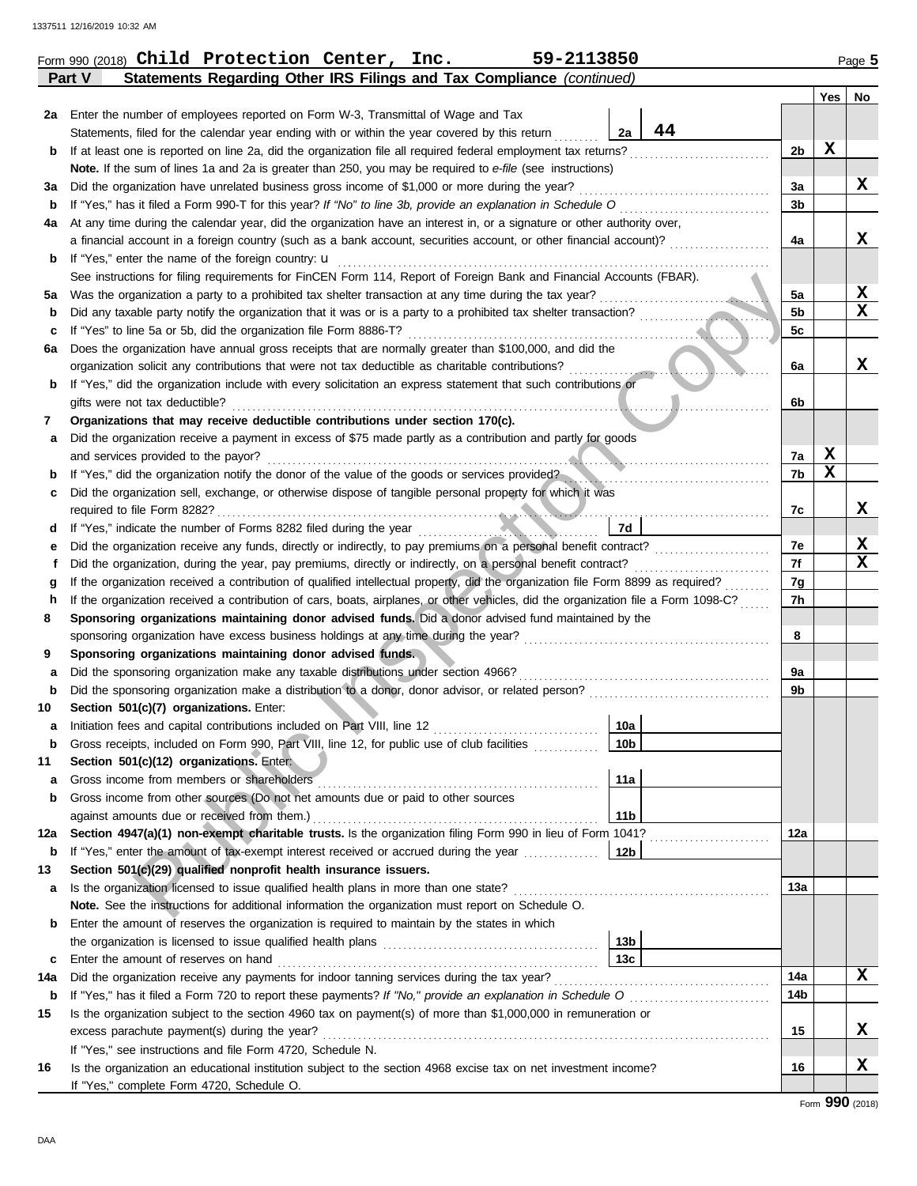Form 990 (2018) **Child Protection Center, Inc. 59-2113850** Page 5

**Part V Statements Regarding Other IRS Filings and Tax Compliance** *(continued)*

| | | | | | Yes | No |
|---|---|---|---|---|---|---|
| **2a** | Enter the number of employees reported on Form W-3, Transmittal of Wage and Tax Statements, filed for the calendar year ending with or within the year covered by this return | 2a | 44 | | | |
| **b** | If at least one is reported on line 2a, did the organization file all required federal employment tax returns? | | | 2b | X | |
| | **Note.** If the sum of lines 1a and 2a is greater than 250, you may be required to *e-file* (see instructions) | | | | | |
| **3a** | Did the organization have unrelated business gross income of $1,000 or more during the year? | | | 3a | | X |
| **b** | If "Yes," has it filed a Form 990-T for this year? *If "No" to line 3b, provide an explanation in Schedule O* | | | 3b | | |
| **4a** | At any time during the calendar year, did the organization have an interest in, or a signature or other authority over, a financial account in a foreign country (such as a bank account, securities account, or other financial account)? | | | 4a | | X |
| **b** | If "Yes," enter the name of the foreign country: u | | | | | |
| | See instructions for filing requirements for FinCEN Form 114, Report of Foreign Bank and Financial Accounts (FBAR). | | | | | |
| **5a** | Was the organization a party to a prohibited tax shelter transaction at any time during the tax year? | | | 5a | | X |
| **b** | Did any taxable party notify the organization that it was or is a party to a prohibited tax shelter transaction? | | | 5b | | X |
| **c** | If "Yes" to line 5a or 5b, did the organization file Form 8886-T? | | | 5c | | |
| **6a** | Does the organization have annual gross receipts that are normally greater than $100,000, and did the organization solicit any contributions that were not tax deductible as charitable contributions? | | | 6a | | X |
| **b** | If "Yes," did the organization include with every solicitation an express statement that such contributions or gifts were not tax deductible? | | | 6b | | |
| **7** | **Organizations that may receive deductible contributions under section 170(c).** | | | | | |
| **a** | Did the organization receive a payment in excess of $75 made partly as a contribution and partly for goods and services provided to the payor? | | | 7a | X | |
| **b** | If "Yes," did the organization notify the donor of the value of the goods or services provided? | | | 7b | X | |
| **c** | Did the organization sell, exchange, or otherwise dispose of tangible personal property for which it was required to file Form 8282? | | | 7c | | X |
| **d** | If "Yes," indicate the number of Forms 8282 filed during the year | 7d | | | | |
| **e** | Did the organization receive any funds, directly or indirectly, to pay premiums on a personal benefit contract? | | | 7e | | X |
| **f** | Did the organization, during the year, pay premiums, directly or indirectly, on a personal benefit contract? | | | 7f | | X |
| **g** | If the organization received a contribution of qualified intellectual property, did the organization file Form 8899 as required? | | | 7g | | |
| **h** | If the organization received a contribution of cars, boats, airplanes, or other vehicles, did the organization file a Form 1098-C? | | | 7h | | |
| **8** | **Sponsoring organizations maintaining donor advised funds.** Did a donor advised fund maintained by the sponsoring organization have excess business holdings at any time during the year? | | | 8 | | |
| **9** | **Sponsoring organizations maintaining donor advised funds.** | | | | | |
| **a** | Did the sponsoring organization make any taxable distributions under section 4966? | | | 9a | | |
| **b** | Did the sponsoring organization make a distribution to a donor, donor advisor, or related person? | | | 9b | | |
| **10** | **Section 501(c)(7) organizations.** Enter: | | | | | |
| **a** | Initiation fees and capital contributions included on Part VIII, line 12 | 10a | | | | |
| **b** | Gross receipts, included on Form 990, Part VIII, line 12, for public use of club facilities | 10b | | | | |
| **11** | **Section 501(c)(12) organizations.** Enter: | | | | | |
| **a** | Gross income from members or shareholders | 11a | | | | |
| **b** | Gross income from other sources (Do not net amounts due or paid to other sources against amounts due or received from them.) | 11b | | | | |
| **12a** | **Section 4947(a)(1) non-exempt charitable trusts.** Is the organization filing Form 990 in lieu of Form 1041? | | | 12a | | |
| **b** | If "Yes," enter the amount of tax-exempt interest received or accrued during the year | 12b | | | | |
| **13** | **Section 501(c)(29) qualified nonprofit health insurance issuers.** | | | | | |
| **a** | Is the organization licensed to issue qualified health plans in more than one state? | | | 13a | | |
| | **Note.** See the instructions for additional information the organization must report on Schedule O. | | | | | |
| **b** | Enter the amount of reserves the organization is required to maintain by the states in which the organization is licensed to issue qualified health plans | 13b | | | | |
| **c** | Enter the amount of reserves on hand | 13c | | | | |
| **14a** | Did the organization receive any payments for indoor tanning services during the tax year? | | | 14a | | X |
| **b** | If "Yes," has it filed a Form 720 to report these payments? *If "No," provide an explanation in Schedule O* | | | 14b | | |
| **15** | Is the organization subject to the section 4960 tax on payment(s) of more than $1,000,000 in remuneration or excess parachute payment(s) during the year? | | | 15 | | X |
| | If "Yes," see instructions and file Form 4720, Schedule N. | | | | | |
| **16** | Is the organization an educational institution subject to the section 4968 excise tax on net investment income? | | | 16 | | X |
| | If "Yes," complete Form 4720, Schedule O. | | | | | |

Form **990** (2018)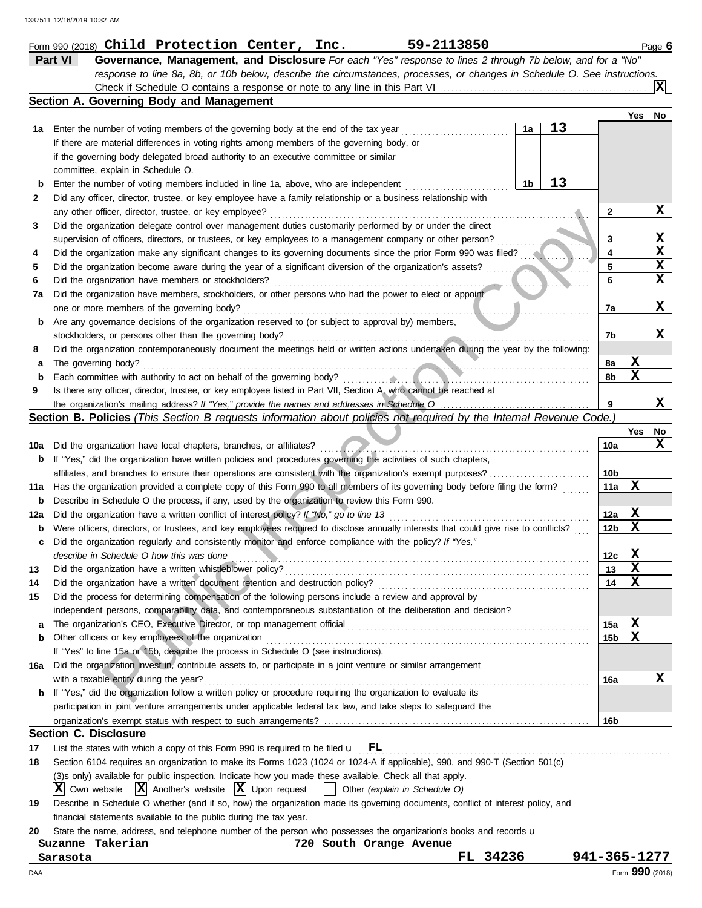Form 990 (2018) **Child Protection Center, Inc.** **59-2113850** Page **6**

## Part VI Governance, Management, and Disclosure

*For each "Yes" response to lines 2 through 7b below, and for a "No" response to line 8a, 8b, or 10b below, describe the circumstances, processes, or changes in Schedule O. See instructions.*

Check if Schedule O contains a response or note to any line in this Part VI .......... **X**

### Section A. Governing Body and Management

| | | | Yes | No |
|---|---|---|---|---|
| **1a** | Enter the number of voting members of the governing body at the end of the tax year ... **1a** 13. If there are material differences in voting rights among members of the governing body, or if the governing body delegated broad authority to an executive committee or similar committee, explain in Schedule O. | | | |
| **b** | Enter the number of voting members included in line 1a, above, who are independent ... **1b** 13 | | | |
| **2** | Did any officer, director, trustee, or key employee have a family relationship or a business relationship with any other officer, director, trustee, or key employee? | **2** | | X |
| **3** | Did the organization delegate control over management duties customarily performed by or under the direct supervision of officers, directors, or trustees, or key employees to a management company or other person? | **3** | | X |
| **4** | Did the organization make any significant changes to its governing documents since the prior Form 990 was filed? | **4** | | X |
| **5** | Did the organization become aware during the year of a significant diversion of the organization's assets? | **5** | | X |
| **6** | Did the organization have members or stockholders? | **6** | | X |
| **7a** | Did the organization have members, stockholders, or other persons who had the power to elect or appoint one or more members of the governing body? | **7a** | | X |
| **b** | Are any governance decisions of the organization reserved to (or subject to approval by) members, stockholders, or persons other than the governing body? | **7b** | | X |
| **8** | Did the organization contemporaneously document the meetings held or written actions undertaken during the year by the following: | | | |
| **a** | The governing body? | **8a** | X | |
| **b** | Each committee with authority to act on behalf of the governing body? | **8b** | X | |
| **9** | Is there any officer, director, trustee, or key employee listed in Part VII, Section A, who cannot be reached at the organization's mailing address? *If "Yes," provide the names and addresses in Schedule O* | **9** | | X |

### Section B. Policies *(This Section B requests information about policies not required by the Internal Revenue Code.)*

| | | | Yes | No |
|---|---|---|---|---|
| **10a** | Did the organization have local chapters, branches, or affiliates? | **10a** | | X |
| **b** | If "Yes," did the organization have written policies and procedures governing the activities of such chapters, affiliates, and branches to ensure their operations are consistent with the organization's exempt purposes? | **10b** | | |
| **11a** | Has the organization provided a complete copy of this Form 990 to all members of its governing body before filing the form? | **11a** | X | |
| **b** | Describe in Schedule O the process, if any, used by the organization to review this Form 990. | | | |
| **12a** | Did the organization have a written conflict of interest policy? *If "No," go to line 13* | **12a** | X | |
| **b** | Were officers, directors, or trustees, and key employees required to disclose annually interests that could give rise to conflicts? | **12b** | X | |
| **c** | Did the organization regularly and consistently monitor and enforce compliance with the policy? *If "Yes," describe in Schedule O how this was done* | **12c** | X | |
| **13** | Did the organization have a written whistleblower policy? | **13** | X | |
| **14** | Did the organization have a written document retention and destruction policy? | **14** | X | |
| **15** | Did the process for determining compensation of the following persons include a review and approval by independent persons, comparability data, and contemporaneous substantiation of the deliberation and decision? | | | |
| **a** | The organization's CEO, Executive Director, or top management official | **15a** | X | |
| **b** | Other officers or key employees of the organization | **15b** | X | |
| | If "Yes" to line 15a or 15b, describe the process in Schedule O (see instructions). | | | |
| **16a** | Did the organization invest in, contribute assets to, or participate in a joint venture or similar arrangement with a taxable entity during the year? | **16a** | | X |
| **b** | If "Yes," did the organization follow a written policy or procedure requiring the organization to evaluate its participation in joint venture arrangements under applicable federal tax law, and take steps to safeguard the organization's exempt status with respect to such arrangements? | **16b** | | |

### Section C. Disclosure

**17** List the states with which a copy of this Form 990 is required to be filed u FL

**18** Section 6104 requires an organization to make its Forms 1023 (1024 or 1024-A if applicable), 990, and 990-T (Section 501(c)(3)s only) available for public inspection. Indicate how you made these available. Check all that apply.

[X] Own website [X] Another's website [X] Upon request [ ] Other *(explain in Schedule O)*

**19** Describe in Schedule O whether (and if so, how) the organization made its governing documents, conflict of interest policy, and financial statements available to the public during the tax year.

**20** State the name, address, and telephone number of the person who possesses the organization's books and records u

Suzanne Takerian, 720 South Orange Avenue, Sarasota FL 34236, 941-365-1277

DAA Form **990** (2018)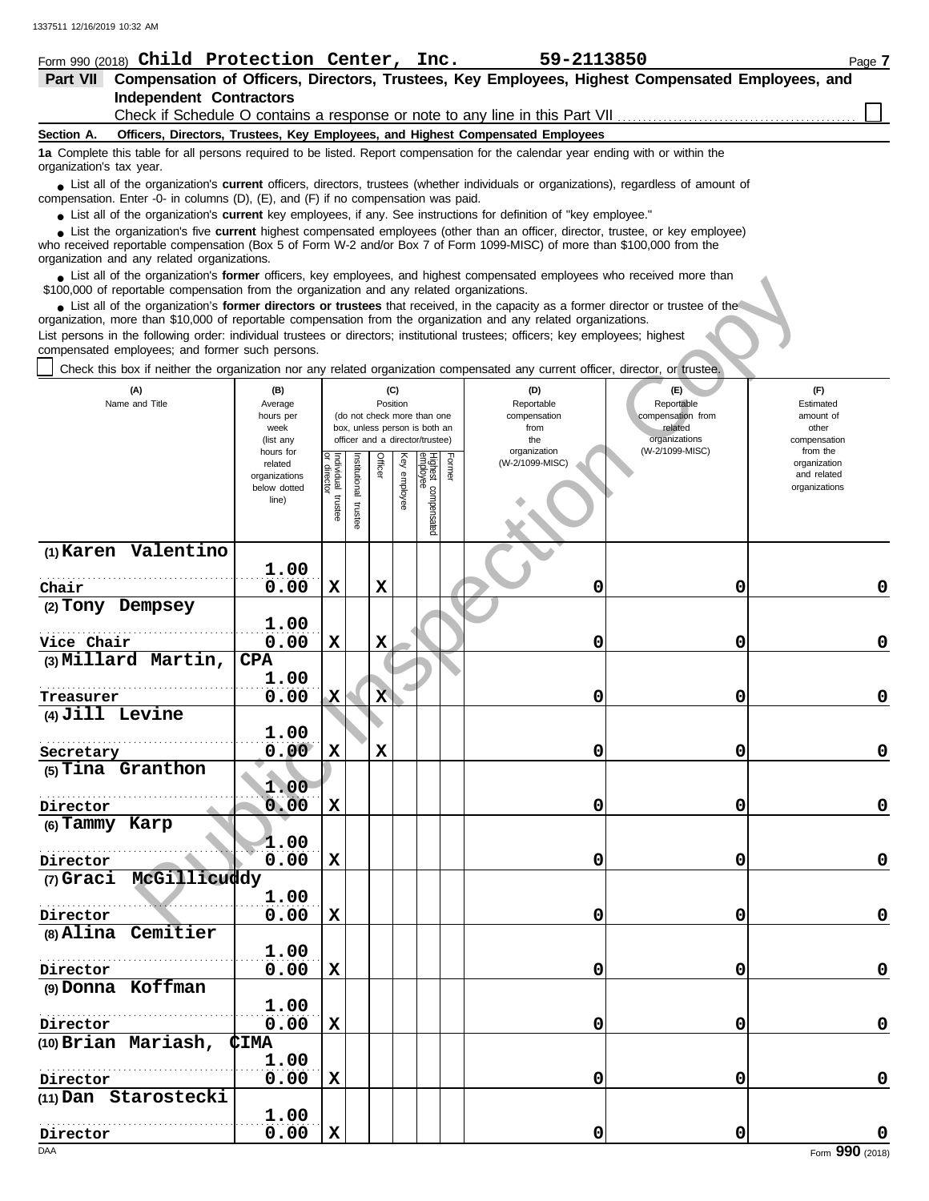Form 990 (2018) **Child Protection Center, Inc.** **59-2113850**

**Part VII Compensation of Officers, Directors, Trustees, Key Employees, Highest Compensated Employees, and Independent Contractors**

Check if Schedule O contains a response or note to any line in this Part VII ☐

**Section A. Officers, Directors, Trustees, Key Employees, and Highest Compensated Employees**

**1a** Complete this table for all persons required to be listed. Report compensation for the calendar year ending with or within the organization's tax year.

- List all of the organization's **current** officers, directors, trustees (whether individuals or organizations), regardless of amount of compensation. Enter -0- in columns (D), (E), and (F) if no compensation was paid.
- List all of the organization's **current** key employees, if any. See instructions for definition of "key employee."
- List the organization's five **current** highest compensated employees (other than an officer, director, trustee, or key employee) who received reportable compensation (Box 5 of Form W-2 and/or Box 7 of Form 1099-MISC) of more than $100,000 from the organization and any related organizations.
- List all of the organization's **former** officers, key employees, and highest compensated employees who received more than $100,000 of reportable compensation from the organization and any related organizations.
- List all of the organization's **former directors or trustees** that received, in the capacity as a former director or trustee of the organization, more than $10,000 of reportable compensation from the organization and any related organizations.

List persons in the following order: individual trustees or directors; institutional trustees; officers; key employees; highest compensated employees; and former such persons.

☐ Check this box if neither the organization nor any related organization compensated any current officer, director, or trustee.

| (A) Name and Title | (B) Average hours per week (list any hours for related organizations below dotted line) | (C) Position (do not check more than one box, unless person is both an officer and a director/trustee) | | | | | | (D) Reportable compensation from the organization (W-2/1099-MISC) | (E) Reportable compensation from related organizations (W-2/1099-MISC) | (F) Estimated amount of other compensation from the organization and related organizations |
|---|---|---|---|---|---|---|---|---|---|---|
| | | Individual trustee or director | Institutional trustee | Officer | Key employee | Highest compensated employee | Former | | | |
| (1) Karen Valentino<br>Chair | 1.00<br>0.00 | X | | X | | | | 0 | 0 | 0 |
| (2) Tony Dempsey<br>Vice Chair | 1.00<br>0.00 | X | | X | | | | 0 | 0 | 0 |
| (3) Millard Martin, CPA<br>Treasurer | 1.00<br>0.00 | X | | X | | | | 0 | 0 | 0 |
| (4) Jill Levine<br>Secretary | 1.00<br>0.00 | X | | X | | | | 0 | 0 | 0 |
| (5) Tina Granthon<br>Director | 1.00<br>0.00 | X | | | | | | 0 | 0 | 0 |
| (6) Tammy Karp<br>Director | 1.00<br>0.00 | X | | | | | | 0 | 0 | 0 |
| (7) Graci McGillicuddy<br>Director | 1.00<br>0.00 | X | | | | | | 0 | 0 | 0 |
| (8) Alina Cemitier<br>Director | 1.00<br>0.00 | X | | | | | | 0 | 0 | 0 |
| (9) Donna Koffman<br>Director | 1.00<br>0.00 | X | | | | | | 0 | 0 | 0 |
| (10) Brian Mariash, CIMA<br>Director | 1.00<br>0.00 | X | | | | | | 0 | 0 | 0 |
| (11) Dan Starostecki<br>Director | 1.00<br>0.00 | X | | | | | | 0 | 0 | 0 |

Form **990** (2018)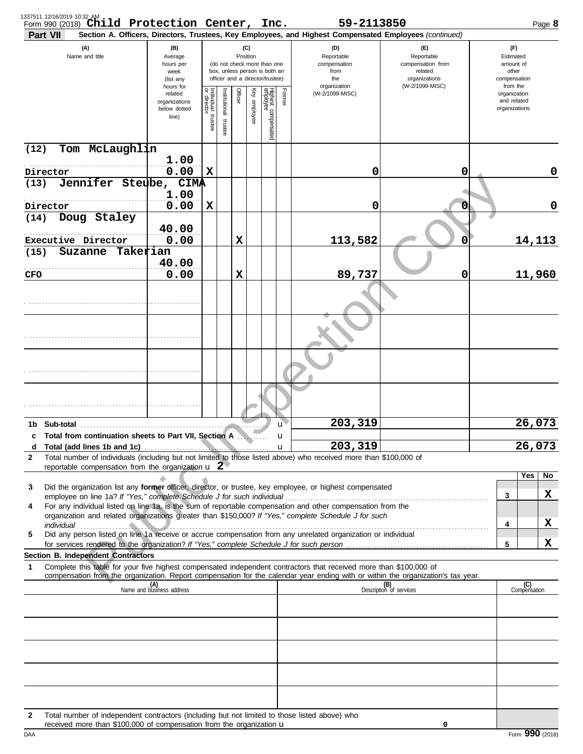1337511 12/16/2019 10:32 AM

Form 990 (2018) **Child Protection Center, Inc.** **59-2113850**

**Part VII** **Section A. Officers, Directors, Trustees, Key Employees, and Highest Compensated Employees** *(continued)*

| (A) Name and title | (B) Average hours per week (list any hours for related organizations below dotted line) | (C) Position: Individual trustee or director | Institutional trustee | Officer | Key employee | Highest compensated employee | Former | (D) Reportable compensation from the organization (W-2/1099-MISC) | (E) Reportable compensation from related organizations (W-2/1099-MISC) | (F) Estimated amount of other compensation from the organization and related organizations |
|---|---|---|---|---|---|---|---|---|---|---|
| (12) Tom McLaughlin<br>Director | 1.00<br>0.00 | X | | | | | | 0 | 0 | 0 |
| (13) Jennifer Steube, CIMA<br>Director | 1.00<br>0.00 | X | | | | | | 0 | 0 | 0 |
| (14) Doug Staley<br>Executive Director | 40.00<br>0.00 | | | X | | | | 113,582 | 0 | 14,113 |
| (15) Suzanne Takerian<br>CFO | 40.00<br>0.00 | | | X | | | | 89,737 | 0 | 11,960 |
| | | | | | | | | | | |
| | | | | | | | | | | |
| | | | | | | | | | | |
| | | | | | | | | | | |
| **1b Sub-total** | | | | | | | | 203,319 | | 26,073 |
| **c Total from continuation sheets to Part VII, Section A** | | | | | | | | | | |
| **d Total (add lines 1b and 1c)** | | | | | | | | 203,319 | | 26,073 |

**2** Total number of individuals (including but not limited to those listed above) who received more than $100,000 of reportable compensation from the organization u **2**

| | | | Yes | No |
|---|---|---|---|---|
| **3** | Did the organization list any **former** officer, director, or trustee, key employee, or highest compensated employee on line 1a? *If "Yes," complete Schedule J for such individual* | 3 | | X |
| **4** | For any individual listed on line 1a, is the sum of reportable compensation and other compensation from the organization and related organizations greater than $150,000? *If "Yes," complete Schedule J for such individual* | 4 | | X |
| **5** | Did any person listed on line 1a receive or accrue compensation from any unrelated organization or individual for services rendered to the organization? *If "Yes," complete Schedule J for such person* | 5 | | X |

**Section B. Independent Contractors**

**1** Complete this table for your five highest compensated independent contractors that received more than $100,000 of compensation from the organization. Report compensation for the calendar year ending with or within the organization's tax year.

| (A) Name and business address | (B) Description of services | (C) Compensation |
|---|---|---|
| | | |
| | | |
| | | |
| | | |
| | | |

**2** Total number of independent contractors (including but not limited to those listed above) who received more than $100,000 of compensation from the organization u **0**

DAA Form **990** (2018)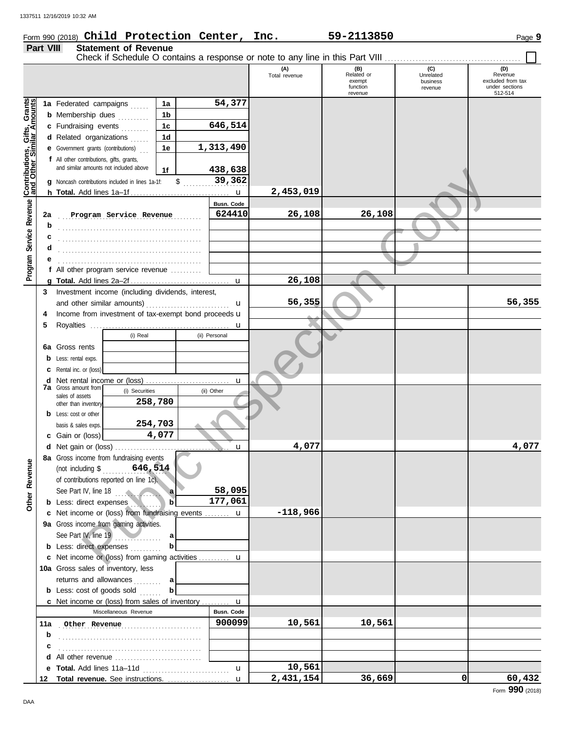Form 990 (2018) **Child Protection Center, Inc.** **59-2113850**

## Part VIII Statement of Revenue

Check if Schedule O contains a response or note to any line in this Part VIII ☐

| | | | (A) Total revenue | (B) Related or exempt function revenue | (C) Unrelated business revenue | (D) Revenue excluded from tax under sections 512-514 |
|---|---|---|---|---|---|---|
| **Contributions, Gifts, Grants and Other Similar Amounts** | | | | | | |
| 1a Federated campaigns | 1a | 54,377 | | | | |
| b Membership dues | 1b | | | | | |
| c Fundraising events | 1c | 646,514 | | | | |
| d Related organizations | 1d | | | | | |
| e Government grants (contributions) | 1e | 1,313,490 | | | | |
| f All other contributions, gifts, grants, and similar amounts not included above | 1f | 438,638 | | | | |
| g Noncash contributions included in lines 1a-1f: $ | | 39,362 | | | | |
| h **Total.** Add lines 1a–1f | | u | 2,453,019 | | | |
| **Program Service Revenue** | | Busn. Code | | | | |
| 2a Program Service Revenue | | 624410 | 26,108 | 26,108 | | |
| b | | | | | | |
| c | | | | | | |
| d | | | | | | |
| e | | | | | | |
| f All other program service revenue | | | | | | |
| g **Total.** Add lines 2a–2f | | u | 26,108 | | | |
| **Other Revenue** | | | | | | |
| 3 Investment income (including dividends, interest, and other similar amounts) | | u | 56,355 | | | 56,355 |
| 4 Income from investment of tax-exempt bond proceeds | | u | | | | |
| 5 Royalties | | u | | | | |
| | (i) Real | (ii) Personal | | | | |
| 6a Gross rents | | | | | | |
| b Less: rental exps. | | | | | | |
| c Rental inc. or (loss) | | | | | | |
| d Net rental income or (loss) | | u | | | | |
| | (i) Securities | (ii) Other | | | | |
| 7a Gross amount from sales of assets other than inventory | 258,780 | | | | | |
| b Less: cost or other basis & sales exps. | 254,703 | | | | | |
| c Gain or (loss) | 4,077 | | | | | |
| d Net gain or (loss) | | u | 4,077 | | | 4,077 |
| 8a Gross income from fundraising events (not including $ 646,514 of contributions reported on line 1c). See Part IV, line 18 | a | 58,095 | | | | |
| b Less: direct expenses | b | 177,061 | | | | |
| c Net income or (loss) from fundraising events | | u | -118,966 | | | |
| 9a Gross income from gaming activities. See Part IV, line 19 | a | | | | | |
| b Less: direct expenses | b | | | | | |
| c Net income or (loss) from gaming activities | | u | | | | |
| 10a Gross sales of inventory, less returns and allowances | a | | | | | |
| b Less: cost of goods sold | b | | | | | |
| c Net income or (loss) from sales of inventory | | u | | | | |
| Miscellaneous Revenue | | Busn. Code | | | | |
| 11a Other Revenue | | 900099 | 10,561 | 10,561 | | |
| b | | | | | | |
| c | | | | | | |
| d All other revenue | | | | | | |
| e **Total.** Add lines 11a–11d | | u | 10,561 | | | |
| 12 **Total revenue.** See instructions. | | u | 2,431,154 | 36,669 | 0 | 60,432 |

Form **990** (2018)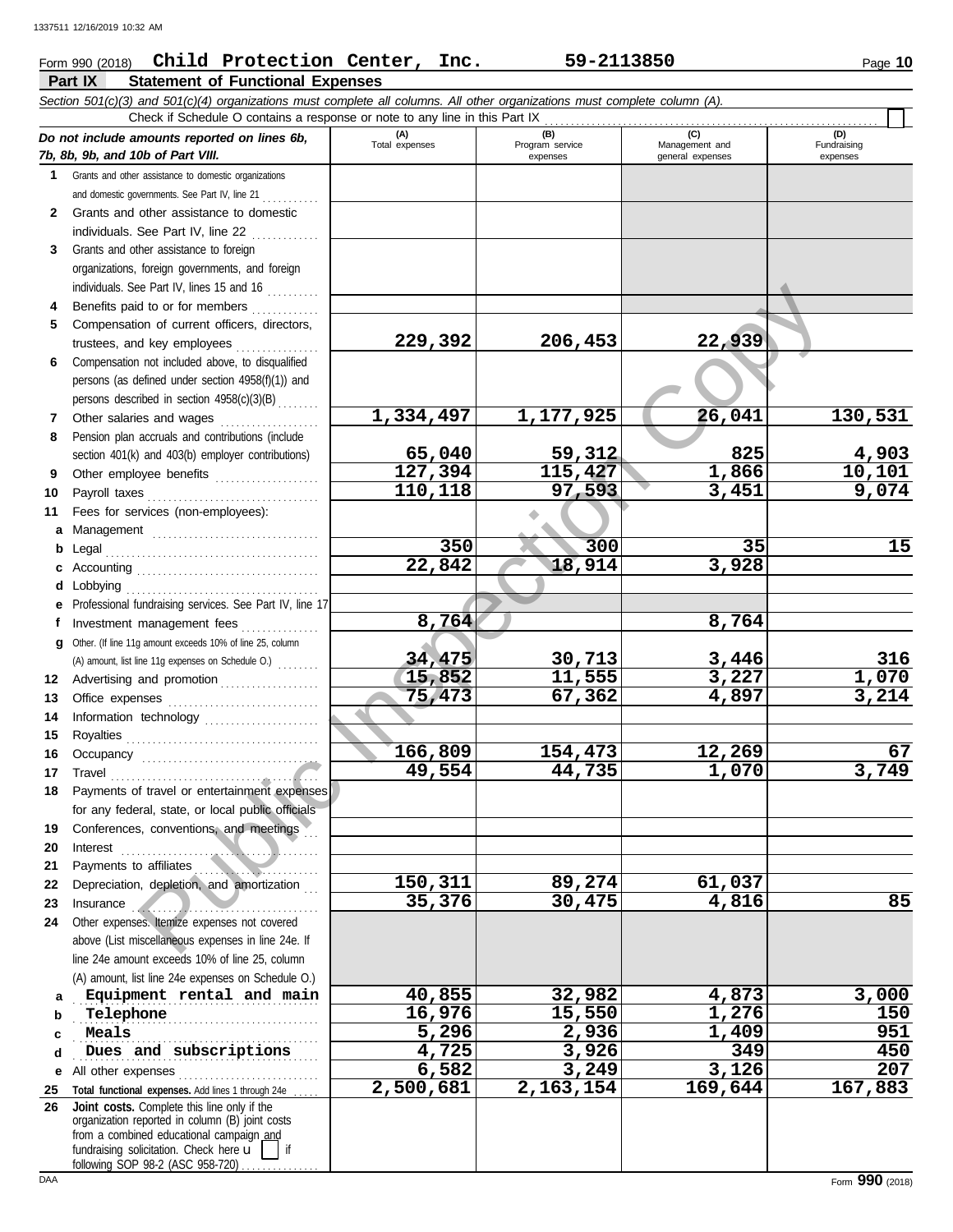Form 990 (2018) **Child Protection Center, Inc.** **59-2113850** Page **10**

## Part IX Statement of Functional Expenses

*Section 501(c)(3) and 501(c)(4) organizations must complete all columns. All other organizations must complete column (A).*

Check if Schedule O contains a response or note to any line in this Part IX

| *Do not include amounts reported on lines 6b, 7b, 8b, 9b, and 10b of Part VIII.* | (A) Total expenses | (B) Program service expenses | (C) Management and general expenses | (D) Fundraising expenses |
|---|---|---|---|---|
| **1** Grants and other assistance to domestic organizations and domestic governments. See Part IV, line 21 | | | | |
| **2** Grants and other assistance to domestic individuals. See Part IV, line 22 | | | | |
| **3** Grants and other assistance to foreign organizations, foreign governments, and foreign individuals. See Part IV, lines 15 and 16 | | | | |
| **4** Benefits paid to or for members | | | | |
| **5** Compensation of current officers, directors, trustees, and key employees | 229,392 | 206,453 | 22,939 | |
| **6** Compensation not included above, to disqualified persons (as defined under section 4958(f)(1)) and persons described in section 4958(c)(3)(B) | | | | |
| **7** Other salaries and wages | 1,334,497 | 1,177,925 | 26,041 | 130,531 |
| **8** Pension plan accruals and contributions (include section 401(k) and 403(b) employer contributions) | 65,040 | 59,312 | 825 | 4,903 |
| **9** Other employee benefits | 127,394 | 115,427 | 1,866 | 10,101 |
| **10** Payroll taxes | 110,118 | 97,593 | 3,451 | 9,074 |
| **11** Fees for services (non-employees): | | | | |
| **a** Management | | | | |
| **b** Legal | 350 | 300 | 35 | 15 |
| **c** Accounting | 22,842 | 18,914 | 3,928 | |
| **d** Lobbying | | | | |
| **e** Professional fundraising services. See Part IV, line 17 | | | | |
| **f** Investment management fees | 8,764 | | 8,764 | |
| **g** Other. (If line 11g amount exceeds 10% of line 25, column (A) amount, list line 11g expenses on Schedule O.) | 34,475 | 30,713 | 3,446 | 316 |
| **12** Advertising and promotion | 15,852 | 11,555 | 3,227 | 1,070 |
| **13** Office expenses | 75,473 | 67,362 | 4,897 | 3,214 |
| **14** Information technology | | | | |
| **15** Royalties | | | | |
| **16** Occupancy | 166,809 | 154,473 | 12,269 | 67 |
| **17** Travel | 49,554 | 44,735 | 1,070 | 3,749 |
| **18** Payments of travel or entertainment expenses for any federal, state, or local public officials | | | | |
| **19** Conferences, conventions, and meetings | | | | |
| **20** Interest | | | | |
| **21** Payments to affiliates | | | | |
| **22** Depreciation, depletion, and amortization | 150,311 | 89,274 | 61,037 | |
| **23** Insurance | 35,376 | 30,475 | 4,816 | 85 |
| **24** Other expenses. Itemize expenses not covered above (List miscellaneous expenses in line 24e. If line 24e amount exceeds 10% of line 25, column (A) amount, list line 24e expenses on Schedule O.) | | | | |
| **a** Equipment rental and main | 40,855 | 32,982 | 4,873 | 3,000 |
| **b** Telephone | 16,976 | 15,550 | 1,276 | 150 |
| **c** Meals | 5,296 | 2,936 | 1,409 | 951 |
| **d** Dues and subscriptions | 4,725 | 3,926 | 349 | 450 |
| **e** All other expenses | 6,582 | 3,249 | 3,126 | 207 |
| **25 Total functional expenses.** Add lines 1 through 24e | 2,500,681 | 2,163,154 | 169,644 | 167,883 |
| **26 Joint costs.** Complete this line only if the organization reported in column (B) joint costs from a combined educational campaign and fundraising solicitation. Check here ☐ if following SOP 98-2 (ASC 958-720) | | | | |

Form **990** (2018)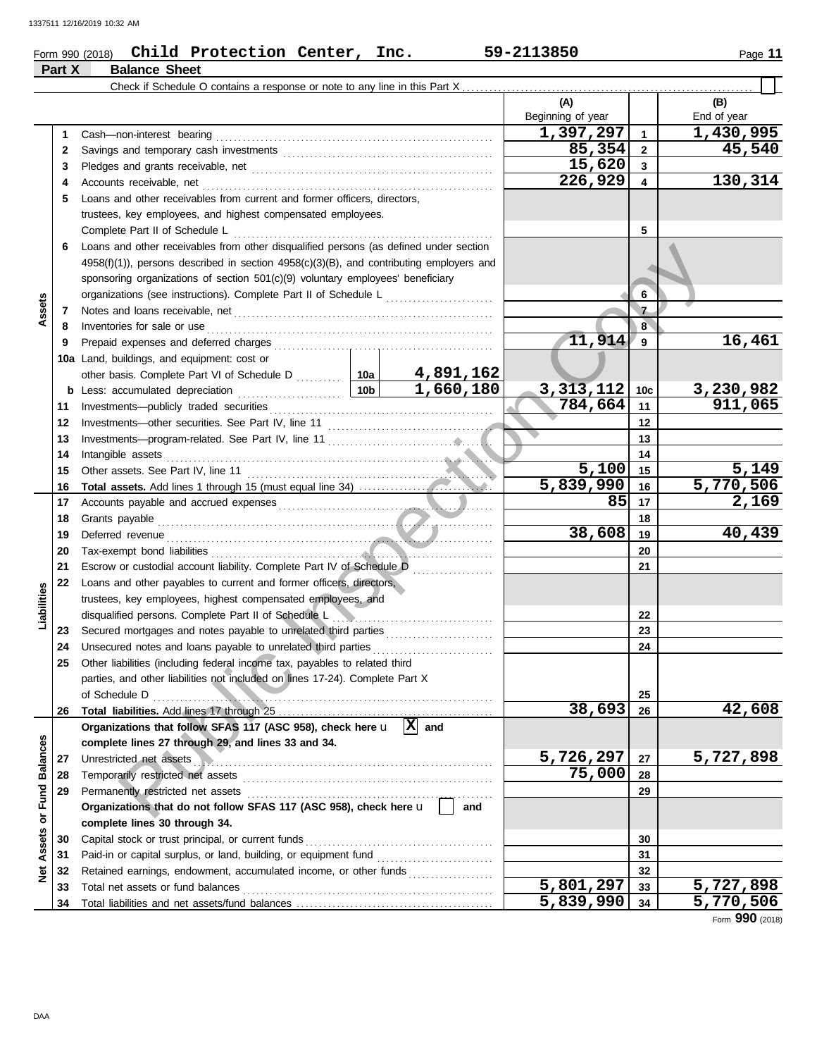Form 990 (2018) **Child Protection Center, Inc.** **59-2113850**

## Part X Balance Sheet

Check if Schedule O contains a response or note to any line in this Part X

| | | | | (A) Beginning of year | | (B) End of year |
|---|---|---|---|---|---|---|
| **Assets** | 1 | Cash—non-interest bearing | | 1,397,297 | 1 | 1,430,995 |
| | 2 | Savings and temporary cash investments | | 85,354 | 2 | 45,540 |
| | 3 | Pledges and grants receivable, net | | 15,620 | 3 | |
| | 4 | Accounts receivable, net | | 226,929 | 4 | 130,314 |
| | 5 | Loans and other receivables from current and former officers, directors, trustees, key employees, and highest compensated employees. Complete Part II of Schedule L | | | 5 | |
| | 6 | Loans and other receivables from other disqualified persons (as defined under section 4958(f)(1)), persons described in section 4958(c)(3)(B), and contributing employers and sponsoring organizations of section 501(c)(9) voluntary employees' beneficiary organizations (see instructions). Complete Part II of Schedule L | | | 6 | |
| | 7 | Notes and loans receivable, net | | | 7 | |
| | 8 | Inventories for sale or use | | | 8 | |
| | 9 | Prepaid expenses and deferred charges | | 11,914 | 9 | 16,461 |
| | 10a | Land, buildings, and equipment: cost or other basis. Complete Part VI of Schedule D | 10a 4,891,162 | | | |
| | b | Less: accumulated depreciation | 10b 1,660,180 | 3,313,112 | 10c | 3,230,982 |
| | 11 | Investments—publicly traded securities | | 784,664 | 11 | 911,065 |
| | 12 | Investments—other securities. See Part IV, line 11 | | | 12 | |
| | 13 | Investments—program-related. See Part IV, line 11 | | | 13 | |
| | 14 | Intangible assets | | | 14 | |
| | 15 | Other assets. See Part IV, line 11 | | 5,100 | 15 | 5,149 |
| | 16 | **Total assets.** Add lines 1 through 15 (must equal line 34) | | 5,839,990 | 16 | 5,770,506 |
| **Liabilities** | 17 | Accounts payable and accrued expenses | | 85 | 17 | 2,169 |
| | 18 | Grants payable | | | 18 | |
| | 19 | Deferred revenue | | 38,608 | 19 | 40,439 |
| | 20 | Tax-exempt bond liabilities | | | 20 | |
| | 21 | Escrow or custodial account liability. Complete Part IV of Schedule D | | | 21 | |
| | 22 | Loans and other payables to current and former officers, directors, trustees, key employees, highest compensated employees, and disqualified persons. Complete Part II of Schedule L | | | 22 | |
| | 23 | Secured mortgages and notes payable to unrelated third parties | | | 23 | |
| | 24 | Unsecured notes and loans payable to unrelated third parties | | | 24 | |
| | 25 | Other liabilities (including federal income tax, payables to related third parties, and other liabilities not included on lines 17-24). Complete Part X of Schedule D | | | 25 | |
| | 26 | **Total liabilities.** Add lines 17 through 25 | | 38,693 | 26 | 42,608 |
| **Net Assets or Fund Balances** | | **Organizations that follow SFAS 117 (ASC 958), check here** [X] **and complete lines 27 through 29, and lines 33 and 34.** | | | | |
| | 27 | Unrestricted net assets | | 5,726,297 | 27 | 5,727,898 |
| | 28 | Temporarily restricted net assets | | 75,000 | 28 | |
| | 29 | Permanently restricted net assets | | | 29 | |
| | | **Organizations that do not follow SFAS 117 (ASC 958), check here** [ ] **and complete lines 30 through 34.** | | | | |
| | 30 | Capital stock or trust principal, or current funds | | | 30 | |
| | 31 | Paid-in or capital surplus, or land, building, or equipment fund | | | 31 | |
| | 32 | Retained earnings, endowment, accumulated income, or other funds | | | 32 | |
| | 33 | Total net assets or fund balances | | 5,801,297 | 33 | 5,727,898 |
| | 34 | Total liabilities and net assets/fund balances | | 5,839,990 | 34 | 5,770,506 |

Form **990** (2018)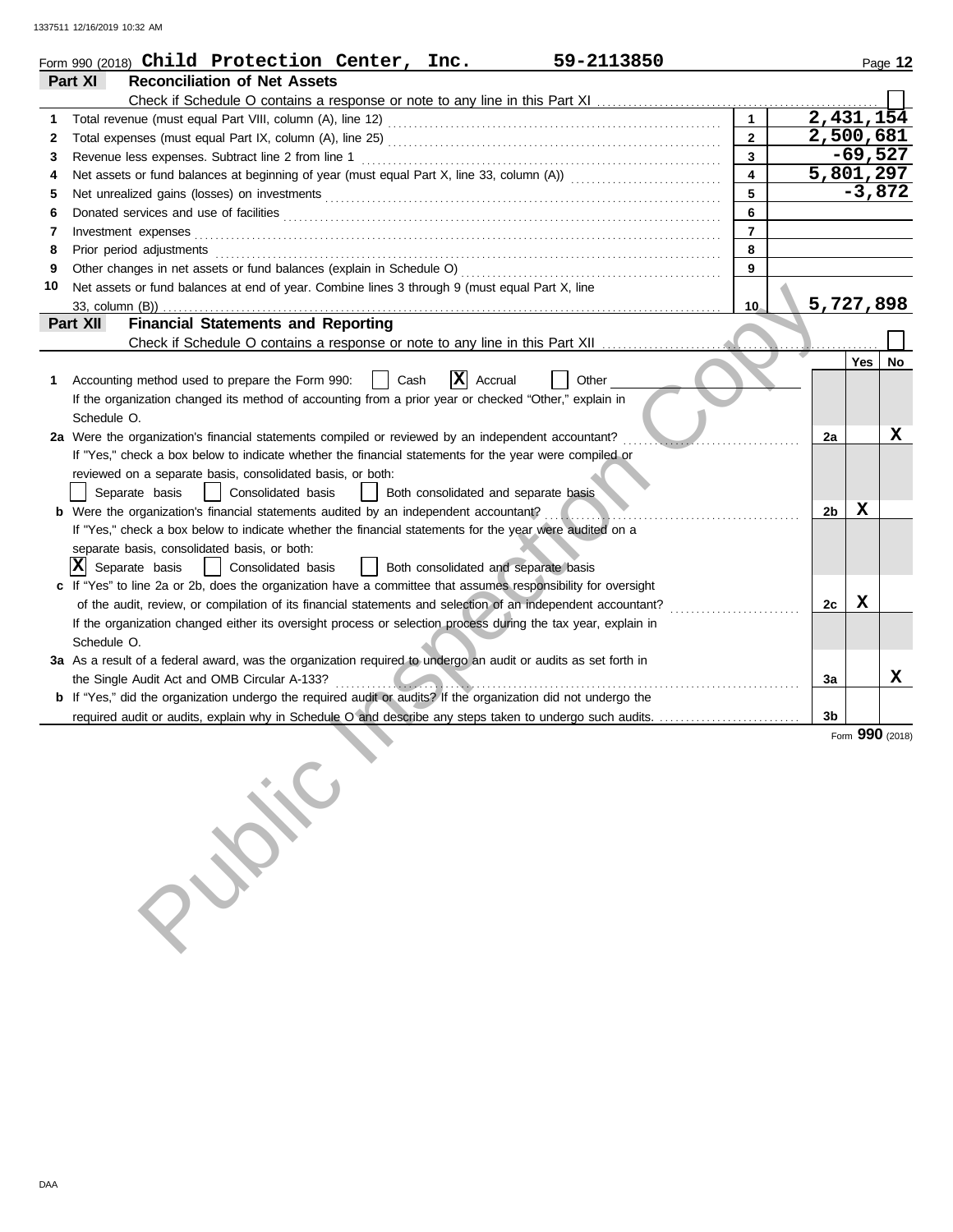Form 990 (2018) **Child Protection Center, Inc.** **59-2113850**

## Part XI Reconciliation of Net Assets

Check if Schedule O contains a response or note to any line in this Part XI ☐

| | | | |
|---|---|---|---|
| 1 | Total revenue (must equal Part VIII, column (A), line 12) | 1 | 2,431,154 |
| 2 | Total expenses (must equal Part IX, column (A), line 25) | 2 | 2,500,681 |
| 3 | Revenue less expenses. Subtract line 2 from line 1 | 3 | -69,527 |
| 4 | Net assets or fund balances at beginning of year (must equal Part X, line 33, column (A)) | 4 | 5,801,297 |
| 5 | Net unrealized gains (losses) on investments | 5 | -3,872 |
| 6 | Donated services and use of facilities | 6 | |
| 7 | Investment expenses | 7 | |
| 8 | Prior period adjustments | 8 | |
| 9 | Other changes in net assets or fund balances (explain in Schedule O) | 9 | |
| 10 | Net assets or fund balances at end of year. Combine lines 3 through 9 (must equal Part X, line 33, column (B)) | 10 | 5,727,898 |

## Part XII Financial Statements and Reporting

Check if Schedule O contains a response or note to any line in this Part XII ☐

| | | | Yes | No |
|---|---|---|---|---|
| 1 | Accounting method used to prepare the Form 990: ☐ Cash ☒ Accrual ☐ Other<br>If the organization changed its method of accounting from a prior year or checked "Other," explain in Schedule O. | | | |
| 2a | Were the organization's financial statements compiled or reviewed by an independent accountant?<br>If "Yes," check a box below to indicate whether the financial statements for the year were compiled or reviewed on a separate basis, consolidated basis, or both:<br>☐ Separate basis ☐ Consolidated basis ☐ Both consolidated and separate basis | 2a | | X |
| b | Were the organization's financial statements audited by an independent accountant?<br>If "Yes," check a box below to indicate whether the financial statements for the year were audited on a separate basis, consolidated basis, or both:<br>☒ Separate basis ☐ Consolidated basis ☐ Both consolidated and separate basis | 2b | X | |
| c | If "Yes" to line 2a or 2b, does the organization have a committee that assumes responsibility for oversight of the audit, review, or compilation of its financial statements and selection of an independent accountant?<br>If the organization changed either its oversight process or selection process during the tax year, explain in Schedule O. | 2c | X | |
| 3a | As a result of a federal award, was the organization required to undergo an audit or audits as set forth in the Single Audit Act and OMB Circular A-133? | 3a | | X |
| b | If "Yes," did the organization undergo the required audit or audits? If the organization did not undergo the required audit or audits, explain why in Schedule O and describe any steps taken to undergo such audits. | 3b | | |

Form **990** (2018)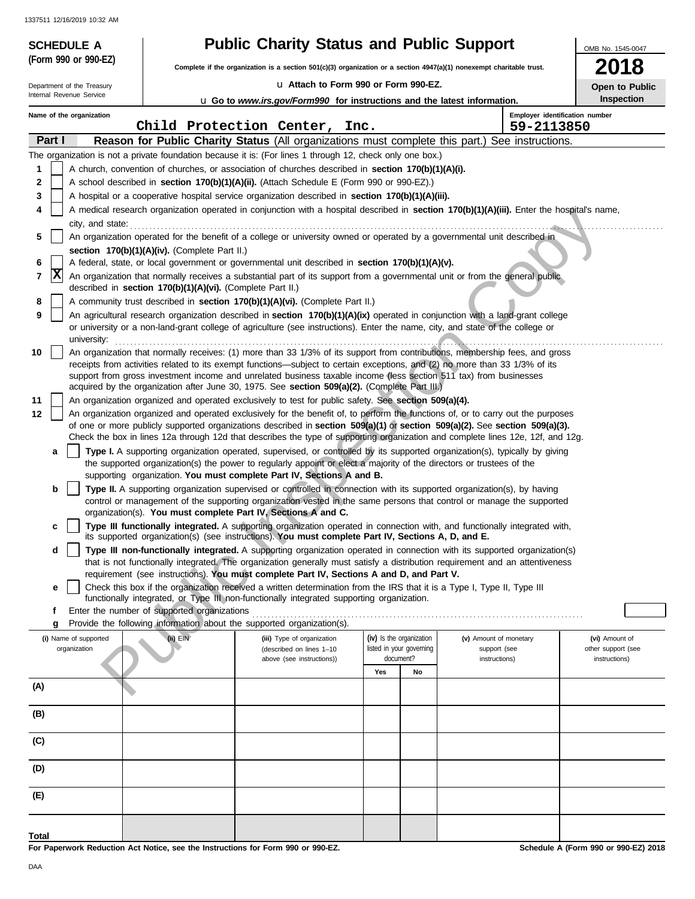1337511 12/16/2019 10:32 AM

**SCHEDULE A (Form 990 or 990-EZ)**

Department of the Treasury
Internal Revenue Service

# Public Charity Status and Public Support

**Complete if the organization is a section 501(c)(3) organization or a section 4947(a)(1) nonexempt charitable trust.**

u **Attach to Form 990 or Form 990-EZ.**

u **Go to *www.irs.gov/Form990* for instructions and the latest information.**

OMB No. 1545-0047

**2018**

**Open to Public Inspection**

Name of the organization: **Child Protection Center, Inc.**

Employer identification number: **59-2113850**

## Part I — Reason for Public Charity Status (All organizations must complete this part.) See instructions.

The organization is not a private foundation because it is: (For lines 1 through 12, check only one box.)

1. [ ] A church, convention of churches, or association of churches described in **section 170(b)(1)(A)(i).**
2. [ ] A school described in **section 170(b)(1)(A)(ii).** (Attach Schedule E (Form 990 or 990-EZ).)
3. [ ] A hospital or a cooperative hospital service organization described in **section 170(b)(1)(A)(iii).**
4. [ ] A medical research organization operated in conjunction with a hospital described in **section 170(b)(1)(A)(iii).** Enter the hospital's name, city, and state:
5. [ ] An organization operated for the benefit of a college or university owned or operated by a governmental unit described in **section 170(b)(1)(A)(iv).** (Complete Part II.)
6. [ ] A federal, state, or local government or governmental unit described in **section 170(b)(1)(A)(v).**
7. [X] An organization that normally receives a substantial part of its support from a governmental unit or from the general public described in **section 170(b)(1)(A)(vi).** (Complete Part II.)
8. [ ] A community trust described in **section 170(b)(1)(A)(vi).** (Complete Part II.)
9. [ ] An agricultural research organization described in **section 170(b)(1)(A)(ix)** operated in conjunction with a land-grant college or university or a non-land-grant college of agriculture (see instructions). Enter the name, city, and state of the college or university:
10. [ ] An organization that normally receives: (1) more than 33 1/3% of its support from contributions, membership fees, and gross receipts from activities related to its exempt functions—subject to certain exceptions, and (2) no more than 33 1/3% of its support from gross investment income and unrelated business taxable income (less section 511 tax) from businesses acquired by the organization after June 30, 1975. See **section 509(a)(2).** (Complete Part III.)
11. [ ] An organization organized and operated exclusively to test for public safety. See **section 509(a)(4).**
12. [ ] An organization organized and operated exclusively for the benefit of, to perform the functions of, or to carry out the purposes of one or more publicly supported organizations described in **section 509(a)(1)** or **section 509(a)(2).** See **section 509(a)(3).** Check the box in lines 12a through 12d that describes the type of supporting organization and complete lines 12e, 12f, and 12g.
   - **a** [ ] **Type I.** A supporting organization operated, supervised, or controlled by its supported organization(s), typically by giving the supported organization(s) the power to regularly appoint or elect a majority of the directors or trustees of the supporting organization. **You must complete Part IV, Sections A and B.**
   - **b** [ ] **Type II.** A supporting organization supervised or controlled in connection with its supported organization(s), by having control or management of the supporting organization vested in the same persons that control or manage the supported organization(s). **You must complete Part IV, Sections A and C.**
   - **c** [ ] **Type III functionally integrated.** A supporting organization operated in connection with, and functionally integrated with, its supported organization(s) (see instructions). **You must complete Part IV, Sections A, D, and E.**
   - **d** [ ] **Type III non-functionally integrated.** A supporting organization operated in connection with its supported organization(s) that is not functionally integrated. The organization generally must satisfy a distribution requirement and an attentiveness requirement (see instructions). **You must complete Part IV, Sections A and D, and Part V.**
   - **e** [ ] Check this box if the organization received a written determination from the IRS that it is a Type I, Type II, Type III functionally integrated, or Type III non-functionally integrated supporting organization.
   - **f** Enter the number of supported organizations
   - **g** Provide the following information about the supported organization(s).

| (i) Name of supported organization | (ii) EIN | (iii) Type of organization (described on lines 1–10 above (see instructions)) | (iv) Is the organization listed in your governing document? Yes | No | (v) Amount of monetary support (see instructions) | (vi) Amount of other support (see instructions) |
|---|---|---|---|---|---|---|
| (A) | | | | | | |
| (B) | | | | | | |
| (C) | | | | | | |
| (D) | | | | | | |
| (E) | | | | | | |
| Total | | | | | | |

**For Paperwork Reduction Act Notice, see the Instructions for Form 990 or 990-EZ.** **Schedule A (Form 990 or 990-EZ) 2018**

DAA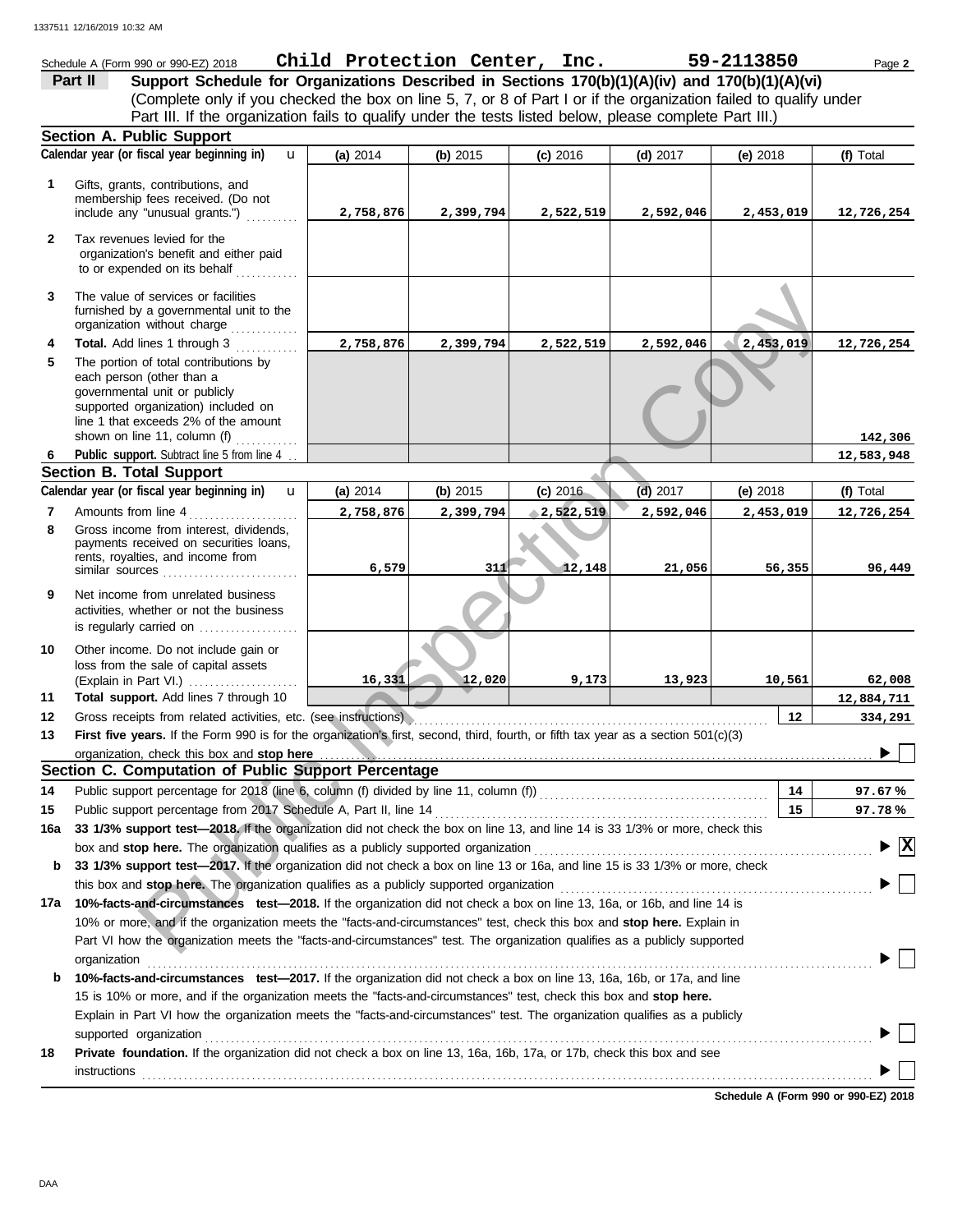Schedule A (Form 990 or 990-EZ) 2018 **Child Protection Center, Inc.** **59-2113850** Page **2**

**Part II** **Support Schedule for Organizations Described in Sections 170(b)(1)(A)(iv) and 170(b)(1)(A)(vi)**
(Complete only if you checked the box on line 5, 7, or 8 of Part I or if the organization failed to qualify under Part III. If the organization fails to qualify under the tests listed below, please complete Part III.)

## Section A. Public Support

| Calendar year (or fiscal year beginning in) | (a) 2014 | (b) 2015 | (c) 2016 | (d) 2017 | (e) 2018 | (f) Total |
|---|---|---|---|---|---|---|
| **1** Gifts, grants, contributions, and membership fees received. (Do not include any "unusual grants.") | 2,758,876 | 2,399,794 | 2,522,519 | 2,592,046 | 2,453,019 | 12,726,254 |
| **2** Tax revenues levied for the organization's benefit and either paid to or expended on its behalf | | | | | | |
| **3** The value of services or facilities furnished by a governmental unit to the organization without charge | | | | | | |
| **4** **Total.** Add lines 1 through 3 | 2,758,876 | 2,399,794 | 2,522,519 | 2,592,046 | 2,453,019 | 12,726,254 |
| **5** The portion of total contributions by each person (other than a governmental unit or publicly supported organization) included on line 1 that exceeds 2% of the amount shown on line 11, column (f) | | | | | | 142,306 |
| **6** **Public support.** Subtract line 5 from line 4 | | | | | | 12,583,948 |

## Section B. Total Support

| Calendar year (or fiscal year beginning in) | (a) 2014 | (b) 2015 | (c) 2016 | (d) 2017 | (e) 2018 | (f) Total |
|---|---|---|---|---|---|---|
| **7** Amounts from line 4 | 2,758,876 | 2,399,794 | 2,522,519 | 2,592,046 | 2,453,019 | 12,726,254 |
| **8** Gross income from interest, dividends, payments received on securities loans, rents, royalties, and income from similar sources | 6,579 | 311 | 12,148 | 21,056 | 56,355 | 96,449 |
| **9** Net income from unrelated business activities, whether or not the business is regularly carried on | | | | | | |
| **10** Other income. Do not include gain or loss from the sale of capital assets (Explain in Part VI.) | 16,331 | 12,020 | 9,173 | 13,923 | 10,561 | 62,008 |
| **11** **Total support.** Add lines 7 through 10 | | | | | | 12,884,711 |

**12** Gross receipts from related activities, etc. (see instructions) — **12** — 334,291

**13** **First five years.** If the Form 990 is for the organization's first, second, third, fourth, or fifth tax year as a section 501(c)(3) organization, check this box and **stop here** ☐

## Section C. Computation of Public Support Percentage

**14** Public support percentage for 2018 (line 6, column (f) divided by line 11, column (f)) — **14** — 97.67 %

**15** Public support percentage from 2017 Schedule A, Part II, line 14 — **15** — 97.78 %

**16a** **33 1/3% support test—2018.** If the organization did not check the box on line 13, and line 14 is 33 1/3% or more, check this box and **stop here.** The organization qualifies as a publicly supported organization ☒

**b** **33 1/3% support test—2017.** If the organization did not check a box on line 13 or 16a, and line 15 is 33 1/3% or more, check this box and **stop here.** The organization qualifies as a publicly supported organization ☐

**17a** **10%-facts-and-circumstances test—2018.** If the organization did not check a box on line 13, 16a, or 16b, and line 14 is 10% or more, and if the organization meets the "facts-and-circumstances" test, check this box and **stop here.** Explain in Part VI how the organization meets the "facts-and-circumstances" test. The organization qualifies as a publicly supported organization ☐

**b** **10%-facts-and-circumstances test—2017.** If the organization did not check a box on line 13, 16a, 16b, or 17a, and line 15 is 10% or more, and if the organization meets the "facts-and-circumstances" test, check this box and **stop here.** Explain in Part VI how the organization meets the "facts-and-circumstances" test. The organization qualifies as a publicly supported organization ☐

**18** **Private foundation.** If the organization did not check a box on line 13, 16a, 16b, 17a, or 17b, check this box and see instructions ☐

**Schedule A (Form 990 or 990-EZ) 2018**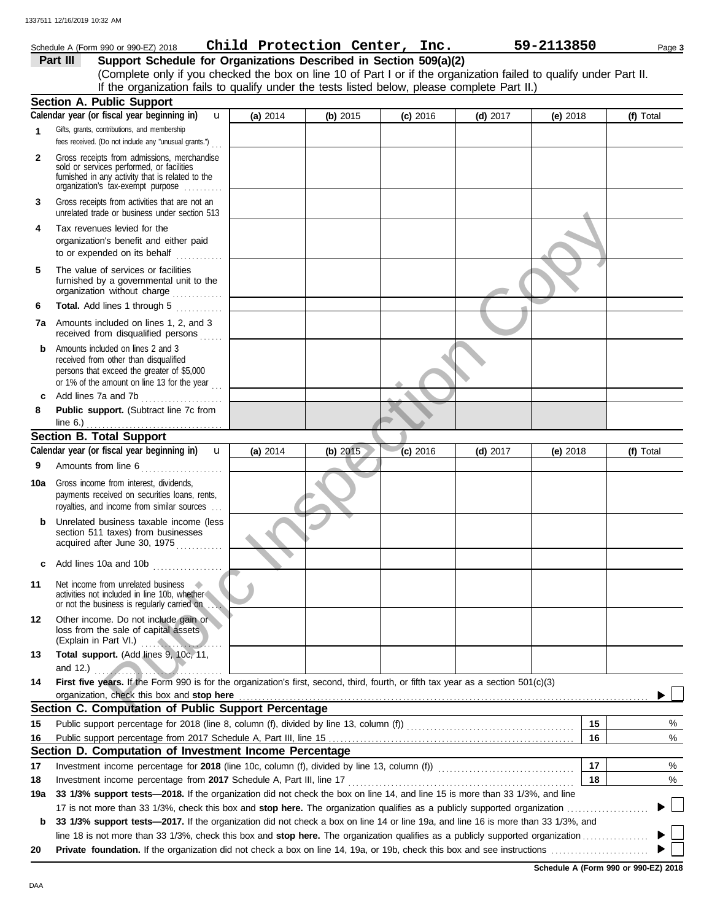Schedule A (Form 990 or 990-EZ) 2018 **Child Protection Center, Inc.** **59-2113850**

## Part III Support Schedule for Organizations Described in Section 509(a)(2)

(Complete only if you checked the box on line 10 of Part I or if the organization failed to qualify under Part II. If the organization fails to qualify under the tests listed below, please complete Part II.)

### Section A. Public Support

| | Calendar year (or fiscal year beginning in) | (a) 2014 | (b) 2015 | (c) 2016 | (d) 2017 | (e) 2018 | (f) Total |
|---|---|---|---|---|---|---|---|
| 1 | Gifts, grants, contributions, and membership fees received. (Do not include any "unusual grants.") | | | | | | |
| 2 | Gross receipts from admissions, merchandise sold or services performed, or facilities furnished in any activity that is related to the organization's tax-exempt purpose | | | | | | |
| 3 | Gross receipts from activities that are not an unrelated trade or business under section 513 | | | | | | |
| 4 | Tax revenues levied for the organization's benefit and either paid to or expended on its behalf | | | | | | |
| 5 | The value of services or facilities furnished by a governmental unit to the organization without charge | | | | | | |
| 6 | **Total.** Add lines 1 through 5 | | | | | | |
| 7a | Amounts included on lines 1, 2, and 3 received from disqualified persons | | | | | | |
| b | Amounts included on lines 2 and 3 received from other than disqualified persons that exceed the greater of $5,000 or 1% of the amount on line 13 for the year | | | | | | |
| c | Add lines 7a and 7b | | | | | | |
| 8 | **Public support.** (Subtract line 7c from line 6.) | | | | | | |

### Section B. Total Support

| | Calendar year (or fiscal year beginning in) | (a) 2014 | (b) 2015 | (c) 2016 | (d) 2017 | (e) 2018 | (f) Total |
|---|---|---|---|---|---|---|---|
| 9 | Amounts from line 6 | | | | | | |
| 10a | Gross income from interest, dividends, payments received on securities loans, rents, royalties, and income from similar sources | | | | | | |
| b | Unrelated business taxable income (less section 511 taxes) from businesses acquired after June 30, 1975 | | | | | | |
| c | Add lines 10a and 10b | | | | | | |
| 11 | Net income from unrelated business activities not included in line 10b, whether or not the business is regularly carried on | | | | | | |
| 12 | Other income. Do not include gain or loss from the sale of capital assets (Explain in Part VI.) | | | | | | |
| 13 | **Total support.** (Add lines 9, 10c, 11, and 12.) | | | | | | |

**14** **First five years.** If the Form 990 is for the organization's first, second, third, fourth, or fifth tax year as a section 501(c)(3) organization, check this box and **stop here** ☐

### Section C. Computation of Public Support Percentage

| | | | |
|---|---|---|---|
| 15 | Public support percentage for 2018 (line 8, column (f), divided by line 13, column (f)) | 15 | % |
| 16 | Public support percentage from 2017 Schedule A, Part III, line 15 | 16 | % |

### Section D. Computation of Investment Income Percentage

| | | | |
|---|---|---|---|
| 17 | Investment income percentage for **2018** (line 10c, column (f), divided by line 13, column (f)) | 17 | % |
| 18 | Investment income percentage from **2017** Schedule A, Part III, line 17 | 18 | % |

**19a** **33 1/3% support tests—2018.** If the organization did not check the box on line 14, and line 15 is more than 33 1/3%, and line 17 is not more than 33 1/3%, check this box and **stop here.** The organization qualifies as a publicly supported organization ☐

**b** **33 1/3% support tests—2017.** If the organization did not check a box on line 14 or line 19a, and line 16 is more than 33 1/3%, and line 18 is not more than 33 1/3%, check this box and **stop here.** The organization qualifies as a publicly supported organization ☐

**20** **Private foundation.** If the organization did not check a box on line 14, 19a, or 19b, check this box and see instructions ☐

**Schedule A (Form 990 or 990-EZ) 2018**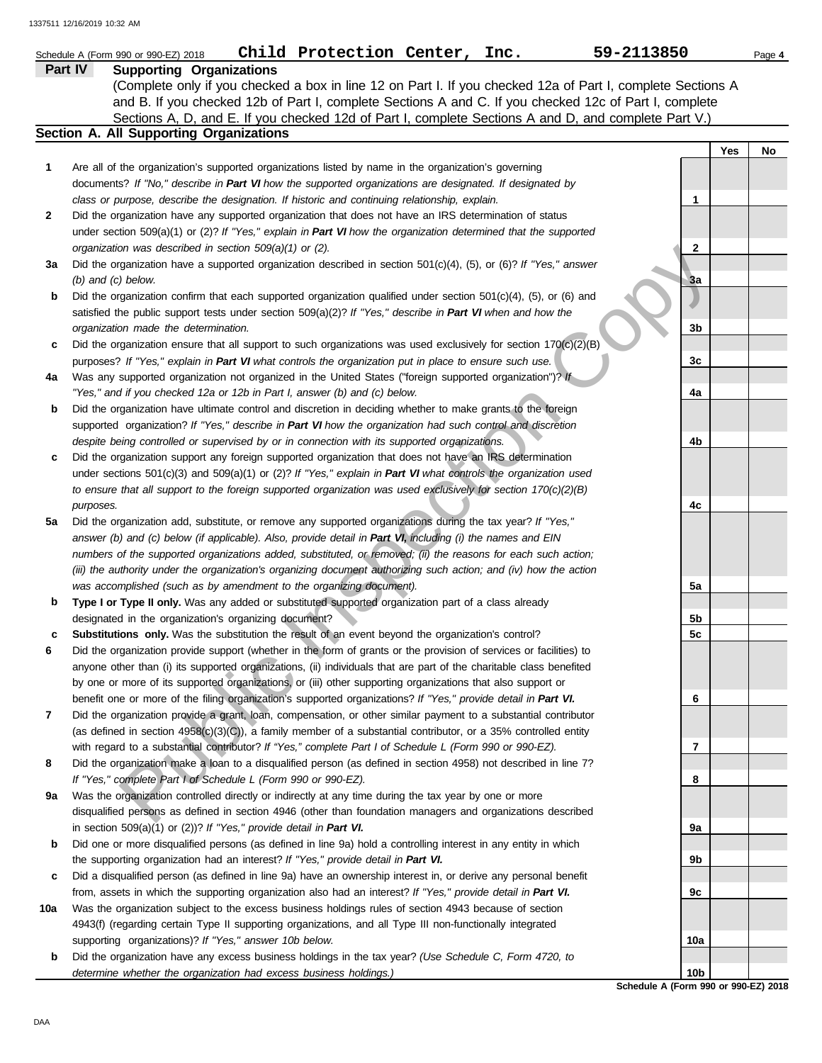Schedule A (Form 990 or 990-EZ) 2018 **Child Protection Center, Inc.** **59-2113850**

**Part IV Supporting Organizations**

(Complete only if you checked a box in line 12 on Part I. If you checked 12a of Part I, complete Sections A and B. If you checked 12b of Part I, complete Sections A and C. If you checked 12c of Part I, complete Sections A, D, and E. If you checked 12d of Part I, complete Sections A and D, and complete Part V.)

**Section A. All Supporting Organizations**

| | | | Yes | No |
|---|---|---|---|---|
| **1** | Are all of the organization's supported organizations listed by name in the organization's governing documents? *If "No," describe in **Part VI** how the supported organizations are designated. If designated by class or purpose, describe the designation. If historic and continuing relationship, explain.* | **1** | | |
| **2** | Did the organization have any supported organization that does not have an IRS determination of status under section 509(a)(1) or (2)? *If "Yes," explain in **Part VI** how the organization determined that the supported organization was described in section 509(a)(1) or (2).* | **2** | | |
| **3a** | Did the organization have a supported organization described in section 501(c)(4), (5), or (6)? *If "Yes," answer (b) and (c) below.* | **3a** | | |
| **b** | Did the organization confirm that each supported organization qualified under section 501(c)(4), (5), or (6) and satisfied the public support tests under section 509(a)(2)? *If "Yes," describe in **Part VI** when and how the organization made the determination.* | **3b** | | |
| **c** | Did the organization ensure that all support to such organizations was used exclusively for section 170(c)(2)(B) purposes? *If "Yes," explain in **Part VI** what controls the organization put in place to ensure such use.* | **3c** | | |
| **4a** | Was any supported organization not organized in the United States ("foreign supported organization")? *If "Yes," and if you checked 12a or 12b in Part I, answer (b) and (c) below.* | **4a** | | |
| **b** | Did the organization have ultimate control and discretion in deciding whether to make grants to the foreign supported organization? *If "Yes," describe in **Part VI** how the organization had such control and discretion despite being controlled or supervised by or in connection with its supported organizations.* | **4b** | | |
| **c** | Did the organization support any foreign supported organization that does not have an IRS determination under sections 501(c)(3) and 509(a)(1) or (2)? *If "Yes," explain in **Part VI** what controls the organization used to ensure that all support to the foreign supported organization was used exclusively for section 170(c)(2)(B) purposes.* | **4c** | | |
| **5a** | Did the organization add, substitute, or remove any supported organizations during the tax year? *If "Yes," answer (b) and (c) below (if applicable). Also, provide detail in **Part VI,** including (i) the names and EIN numbers of the supported organizations added, substituted, or removed; (ii) the reasons for each such action; (iii) the authority under the organization's organizing document authorizing such action; and (iv) how the action was accomplished (such as by amendment to the organizing document).* | **5a** | | |
| **b** | **Type I or Type II only.** Was any added or substituted supported organization part of a class already designated in the organization's organizing document? | **5b** | | |
| **c** | **Substitutions only.** Was the substitution the result of an event beyond the organization's control? | **5c** | | |
| **6** | Did the organization provide support (whether in the form of grants or the provision of services or facilities) to anyone other than (i) its supported organizations, (ii) individuals that are part of the charitable class benefited by one or more of its supported organizations, or (iii) other supporting organizations that also support or benefit one or more of the filing organization's supported organizations? *If "Yes," provide detail in **Part VI.*** | **6** | | |
| **7** | Did the organization provide a grant, loan, compensation, or other similar payment to a substantial contributor (as defined in section 4958(c)(3)(C)), a family member of a substantial contributor, or a 35% controlled entity with regard to a substantial contributor? *If "Yes," complete Part I of Schedule L (Form 990 or 990-EZ).* | **7** | | |
| **8** | Did the organization make a loan to a disqualified person (as defined in section 4958) not described in line 7? *If "Yes," complete Part I of Schedule L (Form 990 or 990-EZ).* | **8** | | |
| **9a** | Was the organization controlled directly or indirectly at any time during the tax year by one or more disqualified persons as defined in section 4946 (other than foundation managers and organizations described in section 509(a)(1) or (2))? *If "Yes," provide detail in **Part VI.*** | **9a** | | |
| **b** | Did one or more disqualified persons (as defined in line 9a) hold a controlling interest in any entity in which the supporting organization had an interest? *If "Yes," provide detail in **Part VI.*** | **9b** | | |
| **c** | Did a disqualified person (as defined in line 9a) have an ownership interest in, or derive any personal benefit from, assets in which the supporting organization also had an interest? *If "Yes," provide detail in **Part VI.*** | **9c** | | |
| **10a** | Was the organization subject to the excess business holdings rules of section 4943 because of section 4943(f) (regarding certain Type II supporting organizations, and all Type III non-functionally integrated supporting organizations)? *If "Yes," answer 10b below.* | **10a** | | |
| **b** | Did the organization have any excess business holdings in the tax year? *(Use Schedule C, Form 4720, to determine whether the organization had excess business holdings.)* | **10b** | | |

**Schedule A (Form 990 or 990-EZ) 2018**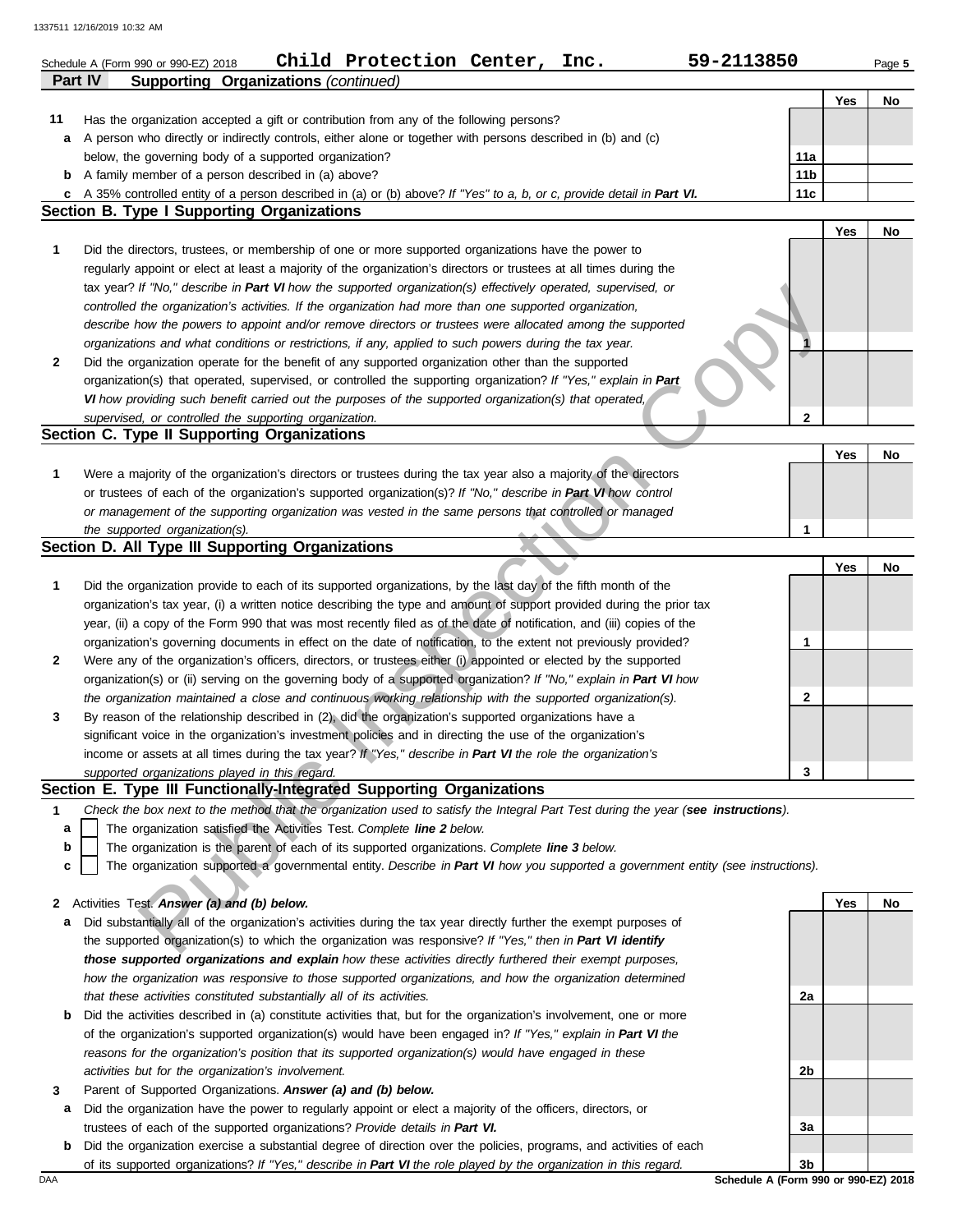Schedule A (Form 990 or 990-EZ) 2018 **Child Protection Center, Inc.** **59-2113850**

## Part IV Supporting Organizations *(continued)*

| | | | Yes | No |
|---|---|---|---|---|
| **11** | Has the organization accepted a gift or contribution from any of the following persons? | | | |
| **a** | A person who directly or indirectly controls, either alone or together with persons described in (b) and (c) below, the governing body of a supported organization? | 11a | | |
| **b** | A family member of a person described in (a) above? | 11b | | |
| **c** | A 35% controlled entity of a person described in (a) or (b) above? *If "Yes" to a, b, or c, provide detail in **Part VI.*** | 11c | | |

### Section B. Type I Supporting Organizations

| | | | Yes | No |
|---|---|---|---|---|
| **1** | Did the directors, trustees, or membership of one or more supported organizations have the power to regularly appoint or elect at least a majority of the organization's directors or trustees at all times during the tax year? *If "No," describe in **Part VI** how the supported organization(s) effectively operated, supervised, or controlled the organization's activities. If the organization had more than one supported organization, describe how the powers to appoint and/or remove directors or trustees were allocated among the supported organizations and what conditions or restrictions, if any, applied to such powers during the tax year.* | 1 | | |
| **2** | Did the organization operate for the benefit of any supported organization other than the supported organization(s) that operated, supervised, or controlled the supporting organization? *If "Yes," explain in **Part VI** how providing such benefit carried out the purposes of the supported organization(s) that operated, supervised, or controlled the supporting organization.* | 2 | | |

### Section C. Type II Supporting Organizations

| | | | Yes | No |
|---|---|---|---|---|
| **1** | Were a majority of the organization's directors or trustees during the tax year also a majority of the directors or trustees of each of the organization's supported organization(s)? *If "No," describe in **Part VI** how control or management of the supporting organization was vested in the same persons that controlled or managed the supported organization(s).* | 1 | | |

### Section D. All Type III Supporting Organizations

| | | | Yes | No |
|---|---|---|---|---|
| **1** | Did the organization provide to each of its supported organizations, by the last day of the fifth month of the organization's tax year, (i) a written notice describing the type and amount of support provided during the prior tax year, (ii) a copy of the Form 990 that was most recently filed as of the date of notification, and (iii) copies of the organization's governing documents in effect on the date of notification, to the extent not previously provided? | 1 | | |
| **2** | Were any of the organization's officers, directors, or trustees either (i) appointed or elected by the supported organization(s) or (ii) serving on the governing body of a supported organization? *If "No," explain in **Part VI** how the organization maintained a close and continuous working relationship with the supported organization(s).* | 2 | | |
| **3** | By reason of the relationship described in (2), did the organization's supported organizations have a significant voice in the organization's investment policies and in directing the use of the organization's income or assets at all times during the tax year? *If "Yes," describe in **Part VI** the role the organization's supported organizations played in this regard.* | 3 | | |

### Section E. Type III Functionally-Integrated Supporting Organizations

**1** *Check the box next to the method that the organization used to satisfy the Integral Part Test during the year (**see instructions**).*

- **a** ☐ The organization satisfied the Activities Test. *Complete **line 2** below.*
- **b** ☐ The organization is the parent of each of its supported organizations. *Complete **line 3** below.*
- **c** ☐ The organization supported a governmental entity. *Describe in **Part VI** how you supported a government entity (see instructions).*

| | | | Yes | No |
|---|---|---|---|---|
| **2** | Activities Test. ***Answer (a) and (b) below.*** | | | |
| **a** | Did substantially all of the organization's activities during the tax year directly further the exempt purposes of the supported organization(s) to which the organization was responsive? *If "Yes," then in **Part VI identify those supported organizations and explain** how these activities directly furthered their exempt purposes, how the organization was responsive to those supported organizations, and how the organization determined that these activities constituted substantially all of its activities.* | 2a | | |
| **b** | Did the activities described in (a) constitute activities that, but for the organization's involvement, one or more of the organization's supported organization(s) would have been engaged in? *If "Yes," explain in **Part VI** the reasons for the organization's position that its supported organization(s) would have engaged in these activities but for the organization's involvement.* | 2b | | |
| **3** | Parent of Supported Organizations. ***Answer (a) and (b) below.*** | | | |
| **a** | Did the organization have the power to regularly appoint or elect a majority of the officers, directors, or trustees of each of the supported organizations? *Provide details in **Part VI.*** | 3a | | |
| **b** | Did the organization exercise a substantial degree of direction over the policies, programs, and activities of each of its supported organizations? *If "Yes," describe in **Part VI** the role played by the organization in this regard.* | 3b | | |

DAA **Schedule A (Form 990 or 990-EZ) 2018**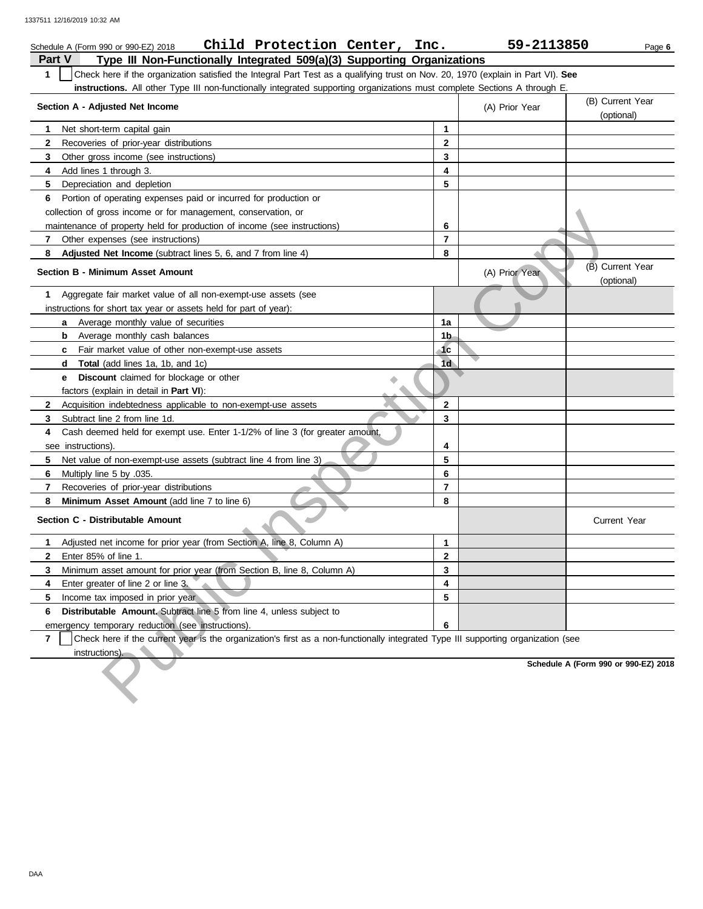Schedule A (Form 990 or 990-EZ) 2018 **Child Protection Center, Inc.** **59-2113850** Page **6**

## Part V Type III Non-Functionally Integrated 509(a)(3) Supporting Organizations

**1** ☐ Check here if the organization satisfied the Integral Part Test as a qualifying trust on Nov. 20, 1970 (explain in Part VI). **See instructions.** All other Type III non-functionally integrated supporting organizations must complete Sections A through E.

| Section A - Adjusted Net Income | | (A) Prior Year | (B) Current Year (optional) |
|---|---|---|---|
| **1** Net short-term capital gain | **1** | | |
| **2** Recoveries of prior-year distributions | **2** | | |
| **3** Other gross income (see instructions) | **3** | | |
| **4** Add lines 1 through 3. | **4** | | |
| **5** Depreciation and depletion | **5** | | |
| **6** Portion of operating expenses paid or incurred for production or collection of gross income or for management, conservation, or maintenance of property held for production of income (see instructions) | **6** | | |
| **7** Other expenses (see instructions) | **7** | | |
| **8** **Adjusted Net Income** (subtract lines 5, 6, and 7 from line 4) | **8** | | |

| Section B - Minimum Asset Amount | | (A) Prior Year | (B) Current Year (optional) |
|---|---|---|---|
| **1** Aggregate fair market value of all non-exempt-use assets (see instructions for short tax year or assets held for part of year): | | | |
| **a** Average monthly value of securities | **1a** | | |
| **b** Average monthly cash balances | **1b** | | |
| **c** Fair market value of other non-exempt-use assets | **1c** | | |
| **d** **Total** (add lines 1a, 1b, and 1c) | **1d** | | |
| **e** **Discount** claimed for blockage or other factors (explain in detail in **Part VI**): | | | |
| **2** Acquisition indebtedness applicable to non-exempt-use assets | **2** | | |
| **3** Subtract line 2 from line 1d. | **3** | | |
| **4** Cash deemed held for exempt use. Enter 1-1/2% of line 3 (for greater amount, see instructions). | **4** | | |
| **5** Net value of non-exempt-use assets (subtract line 4 from line 3) | **5** | | |
| **6** Multiply line 5 by .035. | **6** | | |
| **7** Recoveries of prior-year distributions | **7** | | |
| **8** **Minimum Asset Amount** (add line 7 to line 6) | **8** | | |

| Section C - Distributable Amount | | | Current Year |
|---|---|---|---|
| **1** Adjusted net income for prior year (from Section A, line 8, Column A) | **1** | | |
| **2** Enter 85% of line 1. | **2** | | |
| **3** Minimum asset amount for prior year (from Section B, line 8, Column A) | **3** | | |
| **4** Enter greater of line 2 or line 3. | **4** | | |
| **5** Income tax imposed in prior year | **5** | | |
| **6** **Distributable Amount.** Subtract line 5 from line 4, unless subject to emergency temporary reduction (see instructions). | **6** | | |

**7** ☐ Check here if the current year is the organization's first as a non-functionally integrated Type III supporting organization (see instructions).

**Schedule A (Form 990 or 990-EZ) 2018**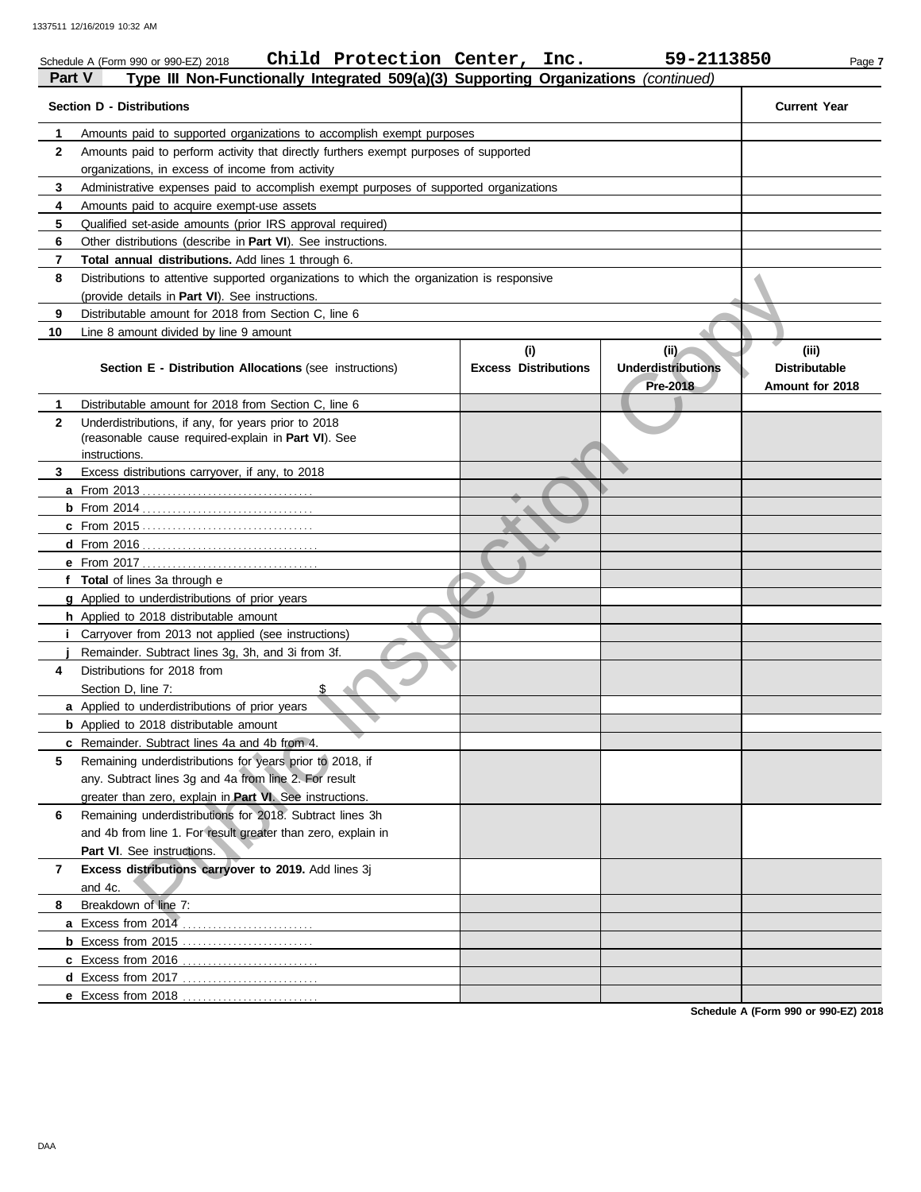Schedule A (Form 990 or 990-EZ) 2018 **Child Protection Center, Inc.** **59-2113850**

**Part V** **Type III Non-Functionally Integrated 509(a)(3) Supporting Organizations** *(continued)*

| Section D - Distributions | | Current Year |
|---|---|---|
| 1 | Amounts paid to supported organizations to accomplish exempt purposes | |
| 2 | Amounts paid to perform activity that directly furthers exempt purposes of supported organizations, in excess of income from activity | |
| 3 | Administrative expenses paid to accomplish exempt purposes of supported organizations | |
| 4 | Amounts paid to acquire exempt-use assets | |
| 5 | Qualified set-aside amounts (prior IRS approval required) | |
| 6 | Other distributions (describe in **Part VI**). See instructions. | |
| 7 | **Total annual distributions.** Add lines 1 through 6. | |
| 8 | Distributions to attentive supported organizations to which the organization is responsive (provide details in **Part VI**). See instructions. | |
| 9 | Distributable amount for 2018 from Section C, line 6 | |
| 10 | Line 8 amount divided by line 9 amount | |

| | Section E - Distribution Allocations (see instructions) | (i) Excess Distributions | (ii) Underdistributions Pre-2018 | (iii) Distributable Amount for 2018 |
|---|---|---|---|---|
| 1 | Distributable amount for 2018 from Section C, line 6 | | | |
| 2 | Underdistributions, if any, for years prior to 2018 (reasonable cause required-explain in **Part VI**). See instructions. | | | |
| 3 | Excess distributions carryover, if any, to 2018 | | | |
| a | From 2013 | | | |
| b | From 2014 | | | |
| c | From 2015 | | | |
| d | From 2016 | | | |
| e | From 2017 | | | |
| f | **Total** of lines 3a through e | | | |
| g | Applied to underdistributions of prior years | | | |
| h | Applied to 2018 distributable amount | | | |
| i | Carryover from 2013 not applied (see instructions) | | | |
| j | Remainder. Subtract lines 3g, 3h, and 3i from 3f. | | | |
| 4 | Distributions for 2018 from Section D, line 7: $ | | | |
| a | Applied to underdistributions of prior years | | | |
| b | Applied to 2018 distributable amount | | | |
| c | Remainder. Subtract lines 4a and 4b from 4. | | | |
| 5 | Remaining underdistributions for years prior to 2018, if any. Subtract lines 3g and 4a from line 2. For result greater than zero, explain in **Part VI**. See instructions. | | | |
| 6 | Remaining underdistributions for 2018. Subtract lines 3h and 4b from line 1. For result greater than zero, explain in **Part VI**. See instructions. | | | |
| 7 | **Excess distributions carryover to 2019.** Add lines 3j and 4c. | | | |
| 8 | Breakdown of line 7: | | | |
| a | Excess from 2014 | | | |
| b | Excess from 2015 | | | |
| c | Excess from 2016 | | | |
| d | Excess from 2017 | | | |
| e | Excess from 2018 | | | |

**Schedule A (Form 990 or 990-EZ) 2018**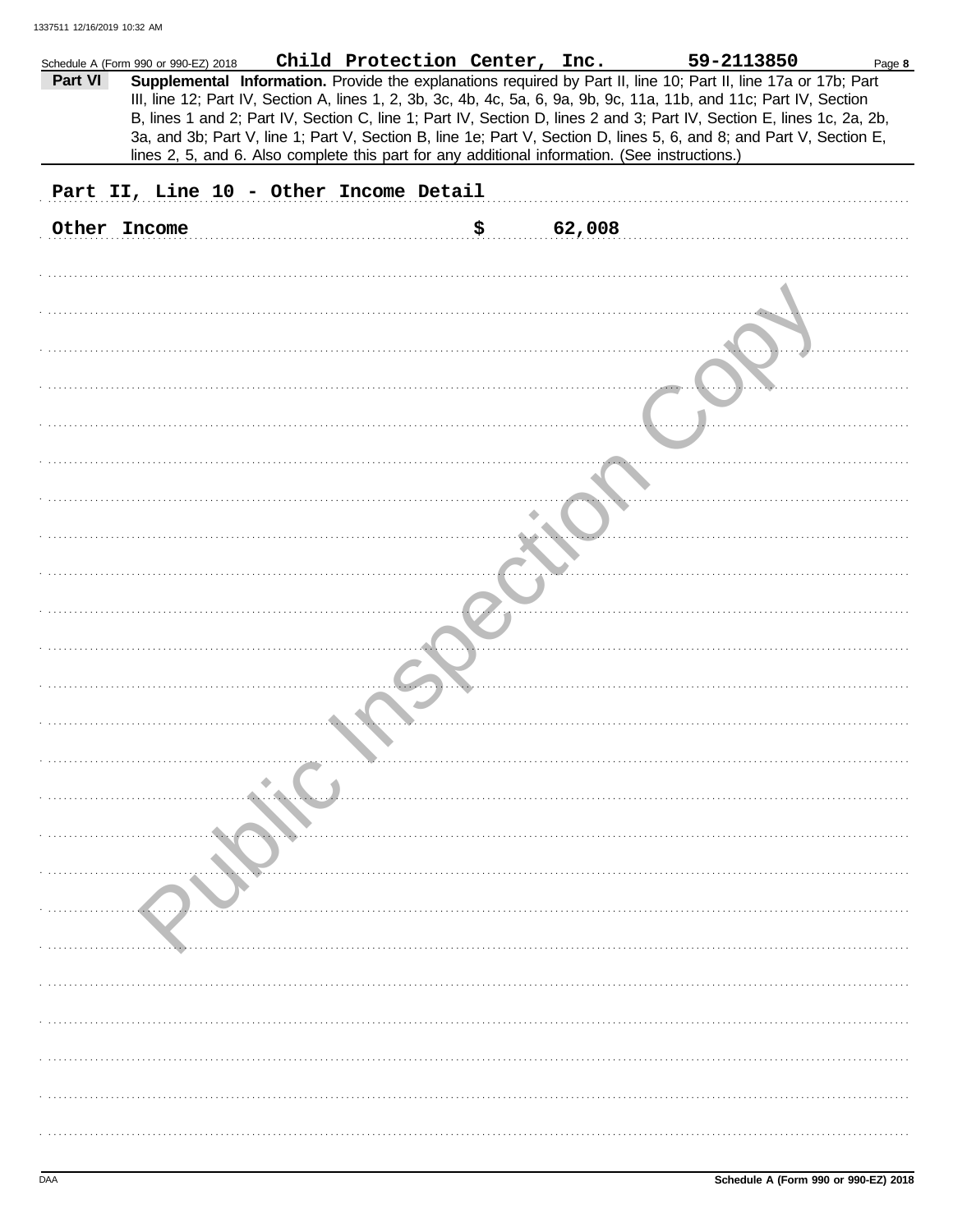Schedule A (Form 990 or 990-EZ) 2018 Child Protection Center, Inc. 59-2113850

**Part VI** **Supplemental Information.** Provide the explanations required by Part II, line 10; Part II, line 17a or 17b; Part III, line 12; Part IV, Section A, lines 1, 2, 3b, 3c, 4b, 4c, 5a, 6, 9a, 9b, 9c, 11a, 11b, and 11c; Part IV, Section B, lines 1 and 2; Part IV, Section C, line 1; Part IV, Section D, lines 2 and 3; Part IV, Section E, lines 1c, 2a, 2b, 3a, and 3b; Part V, line 1; Part V, Section B, line 1e; Part V, Section D, lines 5, 6, and 8; and Part V, Section E, lines 2, 5, and 6. Also complete this part for any additional information. (See instructions.)

Part II, Line 10 - Other Income Detail

Other Income $ 62,008

Schedule A (Form 990 or 990-EZ) 2018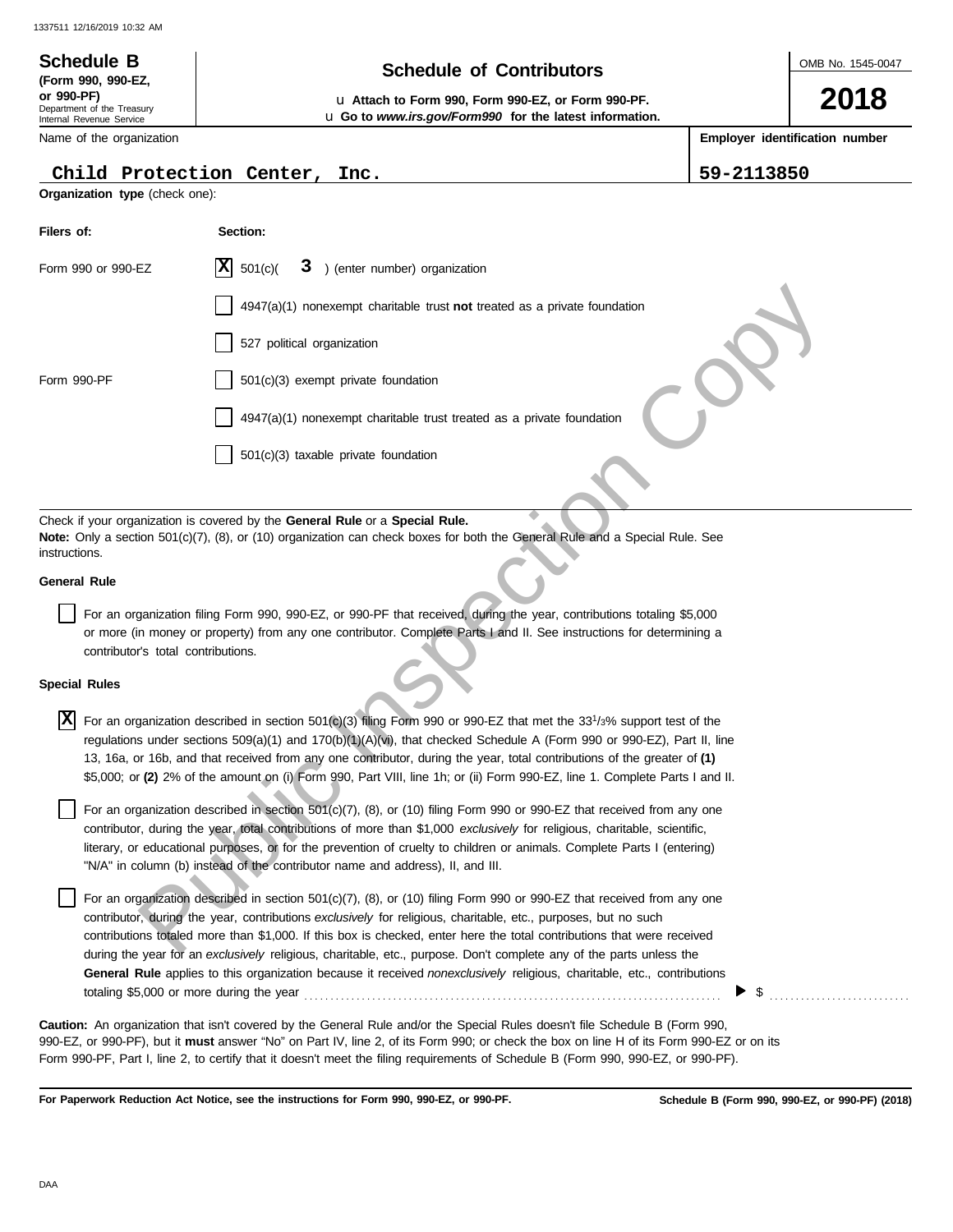1337511 12/16/2019 10:32 AM

**Schedule B**
**(Form 990, 990-EZ, or 990-PF)**
Department of the Treasury
Internal Revenue Service

# Schedule of Contributors

u **Attach to Form 990, Form 990-EZ, or Form 990-PF.**
u **Go to** ***www.irs.gov/Form990*** **for the latest information.**

OMB No. 1545-0047

**2018**

Name of the organization: Child Protection Center, Inc.

**Employer identification number**: 59-2113850

**Organization type** (check one):

| Filers of: | Section: |
|---|---|
| Form 990 or 990-EZ | [X] 501(c)( 3 ) (enter number) organization |
| | [ ] 4947(a)(1) nonexempt charitable trust **not** treated as a private foundation |
| | [ ] 527 political organization |
| Form 990-PF | [ ] 501(c)(3) exempt private foundation |
| | [ ] 4947(a)(1) nonexempt charitable trust treated as a private foundation |
| | [ ] 501(c)(3) taxable private foundation |

Check if your organization is covered by the **General Rule** or a **Special Rule.**
**Note:** Only a section 501(c)(7), (8), or (10) organization can check boxes for both the General Rule and a Special Rule. See instructions.

**General Rule**

[ ] For an organization filing Form 990, 990-EZ, or 990-PF that received, during the year, contributions totaling $5,000 or more (in money or property) from any one contributor. Complete Parts I and II. See instructions for determining a contributor's total contributions.

**Special Rules**

[X] For an organization described in section 501(c)(3) filing Form 990 or 990-EZ that met the 33 1/3% support test of the regulations under sections 509(a)(1) and 170(b)(1)(A)(vi), that checked Schedule A (Form 990 or 990-EZ), Part II, line 13, 16a, or 16b, and that received from any one contributor, during the year, total contributions of the greater of **(1)** $5,000; or **(2)** 2% of the amount on (i) Form 990, Part VIII, line 1h; or (ii) Form 990-EZ, line 1. Complete Parts I and II.

[ ] For an organization described in section 501(c)(7), (8), or (10) filing Form 990 or 990-EZ that received from any one contributor, during the year, total contributions of more than $1,000 *exclusively* for religious, charitable, scientific, literary, or educational purposes, or for the prevention of cruelty to children or animals. Complete Parts I (entering) "N/A" in column (b) instead of the contributor name and address), II, and III.

[ ] For an organization described in section 501(c)(7), (8), or (10) filing Form 990 or 990-EZ that received from any one contributor, during the year, contributions *exclusively* for religious, charitable, etc., purposes, but no such contributions totaled more than $1,000. If this box is checked, enter here the total contributions that were received during the year for an *exclusively* religious, charitable, etc., purpose. Don't complete any of the parts unless the **General Rule** applies to this organization because it received *nonexclusively* religious, charitable, etc., contributions totaling $5,000 or more during the year . . . . . . . . . . ▶ $ . . . . . . . . . .

**Caution:** An organization that isn't covered by the General Rule and/or the Special Rules doesn't file Schedule B (Form 990, 990-EZ, or 990-PF), but it **must** answer "No" on Part IV, line 2, of its Form 990; or check the box on line H of its Form 990-EZ or on its Form 990-PF, Part I, line 2, to certify that it doesn't meet the filing requirements of Schedule B (Form 990, 990-EZ, or 990-PF).

**For Paperwork Reduction Act Notice, see the instructions for Form 990, 990-EZ, or 990-PF.** **Schedule B (Form 990, 990-EZ, or 990-PF) (2018)**

DAA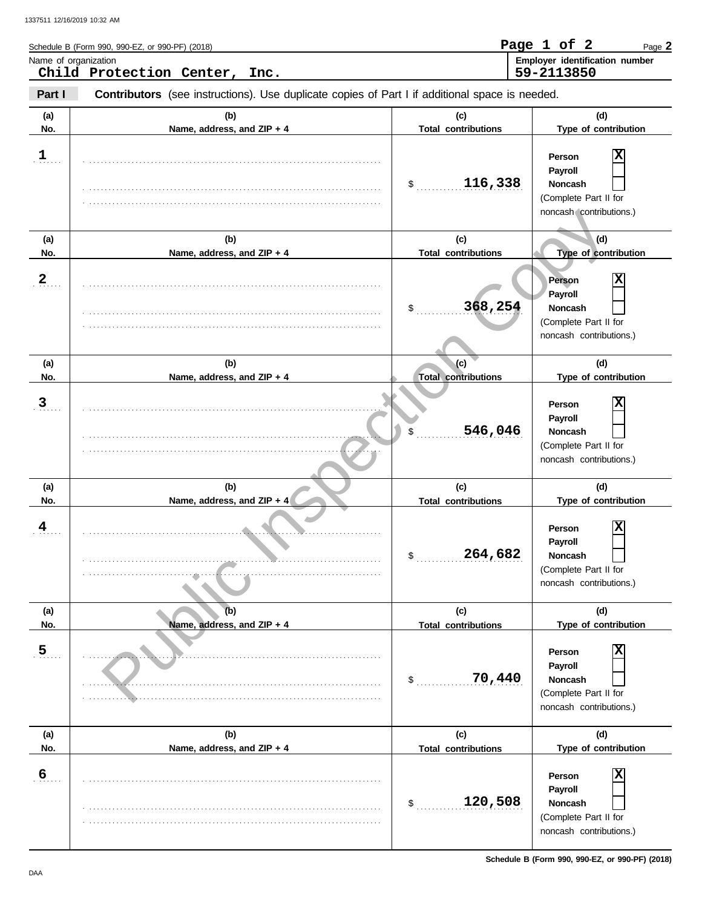Schedule B (Form 990, 990-EZ, or 990-PF) (2018)

Name of organization
**Child Protection Center, Inc.**

Employer identification number
**59-2113850**

**Part I** **Contributors** (see instructions). Use duplicate copies of Part I if additional space is needed.

| (a) No. | (b) Name, address, and ZIP + 4 | (c) Total contributions | (d) Type of contribution |
|---|---|---|---|
| 1 | | $ 116,338 | Person [X] Payroll [ ] Noncash [ ] (Complete Part II for noncash contributions.) |
| 2 | | $ 368,254 | Person [X] Payroll [ ] Noncash [ ] (Complete Part II for noncash contributions.) |
| 3 | | $ 546,046 | Person [X] Payroll [ ] Noncash [ ] (Complete Part II for noncash contributions.) |
| 4 | | $ 264,682 | Person [X] Payroll [ ] Noncash [ ] (Complete Part II for noncash contributions.) |
| 5 | | $ 70,440 | Person [X] Payroll [ ] Noncash [ ] (Complete Part II for noncash contributions.) |
| 6 | | $ 120,508 | Person [X] Payroll [ ] Noncash [ ] (Complete Part II for noncash contributions.) |

Public Inspection Copy

Schedule B (Form 990, 990-EZ, or 990-PF) (2018)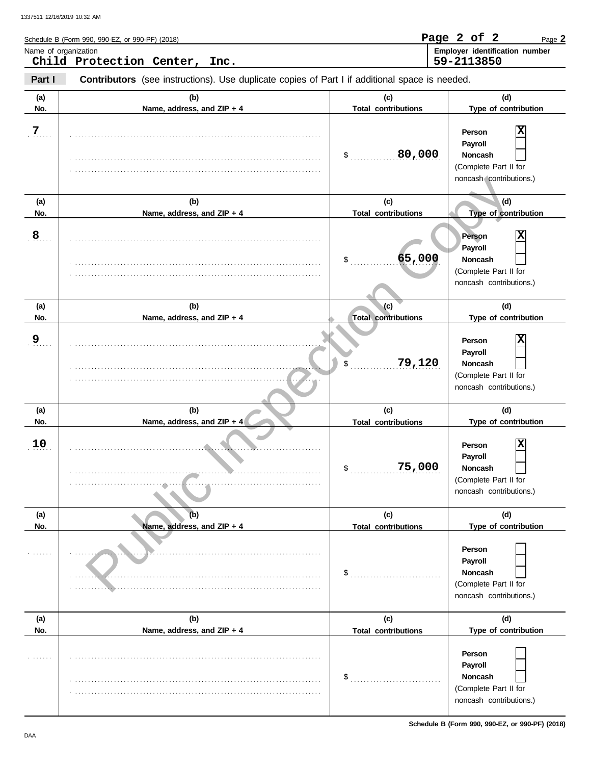Schedule B (Form 990, 990-EZ, or 990-PF) (2018)

Name of organization
**Child Protection Center, Inc.**

Employer identification number
**59-2113850**

**Part I** **Contributors** (see instructions). Use duplicate copies of Part I if additional space is needed.

| (a) No. | (b) Name, address, and ZIP + 4 | (c) Total contributions | (d) Type of contribution |
|---|---|---|---|
| 7 | | $ 80,000 | Person [X] Payroll [ ] Noncash [ ] (Complete Part II for noncash contributions.) |
| 8 | | $ 65,000 | Person [X] Payroll [ ] Noncash [ ] (Complete Part II for noncash contributions.) |
| 9 | | $ 79,120 | Person [X] Payroll [ ] Noncash [ ] (Complete Part II for noncash contributions.) |
| 10 | | $ 75,000 | Person [X] Payroll [ ] Noncash [ ] (Complete Part II for noncash contributions.) |
| | | $ | Person [ ] Payroll [ ] Noncash [ ] (Complete Part II for noncash contributions.) |
| | | $ | Person [ ] Payroll [ ] Noncash [ ] (Complete Part II for noncash contributions.) |

Public Inspection Copy

Schedule B (Form 990, 990-EZ, or 990-PF) (2018)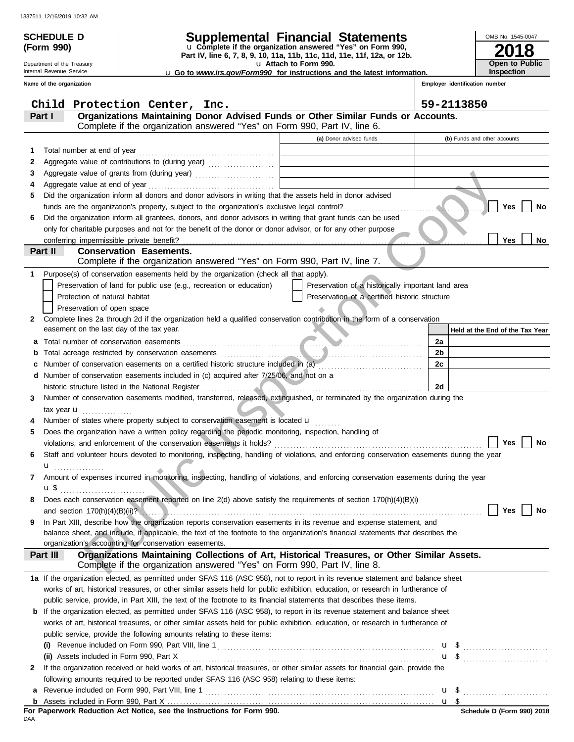1337511 12/16/2019 10:32 AM

**SCHEDULE D (Form 990)**

Department of the Treasury
Internal Revenue Service

# Supplemental Financial Statements

u Complete if the organization answered "Yes" on Form 990, Part IV, line 6, 7, 8, 9, 10, 11a, 11b, 11c, 11d, 11e, 11f, 12a, or 12b.
u Attach to Form 990.
u Go to *www.irs.gov/Form990* for instructions and the latest information.

OMB No. 1545-0047

**2018**

**Open to Public Inspection**

**Name of the organization**: Child Protection Center, Inc.

**Employer identification number**: 59-2113850

## Part I — Organizations Maintaining Donor Advised Funds or Other Similar Funds or Accounts.

Complete if the organization answered "Yes" on Form 990, Part IV, line 6.

| | | (a) Donor advised funds | (b) Funds and other accounts |
|---|---|---|---|
| 1 | Total number at end of year | | |
| 2 | Aggregate value of contributions to (during year) | | |
| 3 | Aggregate value of grants from (during year) | | |
| 4 | Aggregate value at end of year | | |

5 Did the organization inform all donors and donor advisors in writing that the assets held in donor advised funds are the organization's property, subject to the organization's exclusive legal control? ☐ Yes ☐ No

6 Did the organization inform all grantees, donors, and donor advisors in writing that grant funds can be used only for charitable purposes and not for the benefit of the donor or donor advisor, or for any other purpose conferring impermissible private benefit? ☐ Yes ☐ No

## Part II — Conservation Easements.

Complete if the organization answered "Yes" on Form 990, Part IV, line 7.

1 Purpose(s) of conservation easements held by the organization (check all that apply).

- ☐ Preservation of land for public use (e.g., recreation or education)
- ☐ Protection of natural habitat
- ☐ Preservation of open space
- ☐ Preservation of a historically important land area
- ☐ Preservation of a certified historic structure

2 Complete lines 2a through 2d if the organization held a qualified conservation contribution in the form of a conservation easement on the last day of the tax year.

| | | | Held at the End of the Tax Year |
|---|---|---|---|
| a | Total number of conservation easements | 2a | |
| b | Total acreage restricted by conservation easements | 2b | |
| c | Number of conservation easements on a certified historic structure included in (a) | 2c | |
| d | Number of conservation easements included in (c) acquired after 7/25/06, and not on a historic structure listed in the National Register | 2d | |

3 Number of conservation easements modified, transferred, released, extinguished, or terminated by the organization during the tax year u

4 Number of states where property subject to conservation easement is located u

5 Does the organization have a written policy regarding the periodic monitoring, inspection, handling of violations, and enforcement of the conservation easements it holds? ☐ Yes ☐ No

6 Staff and volunteer hours devoted to monitoring, inspecting, handling of violations, and enforcing conservation easements during the year u

7 Amount of expenses incurred in monitoring, inspecting, handling of violations, and enforcing conservation easements during the year u $

8 Does each conservation easement reported on line 2(d) above satisfy the requirements of section 170(h)(4)(B)(i) and section 170(h)(4)(B)(ii)? ☐ Yes ☐ No

9 In Part XIII, describe how the organization reports conservation easements in its revenue and expense statement, and balance sheet, and include, if applicable, the text of the footnote to the organization's financial statements that describes the organization's accounting for conservation easements.

## Part III — Organizations Maintaining Collections of Art, Historical Treasures, or Other Similar Assets.

Complete if the organization answered "Yes" on Form 990, Part IV, line 8.

1a If the organization elected, as permitted under SFAS 116 (ASC 958), not to report in its revenue statement and balance sheet works of art, historical treasures, or other similar assets held for public exhibition, education, or research in furtherance of public service, provide, in Part XIII, the text of the footnote to its financial statements that describes these items.

b If the organization elected, as permitted under SFAS 116 (ASC 958), to report in its revenue statement and balance sheet works of art, historical treasures, or other similar assets held for public exhibition, education, or research in furtherance of public service, provide the following amounts relating to these items:

(i) Revenue included on Form 990, Part VIII, line 1 u $

(ii) Assets included in Form 990, Part X u $

2 If the organization received or held works of art, historical treasures, or other similar assets for financial gain, provide the following amounts required to be reported under SFAS 116 (ASC 958) relating to these items:

a Revenue included on Form 990, Part VIII, line 1 u $

b Assets included in Form 990, Part X u $

**For Paperwork Reduction Act Notice, see the Instructions for Form 990.**

DAA

**Schedule D (Form 990) 2018**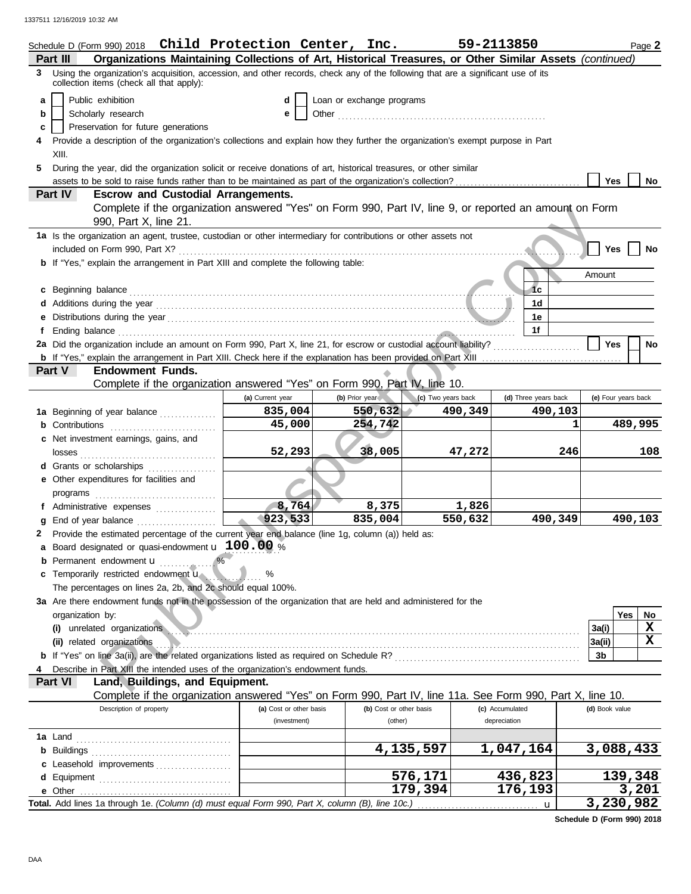Schedule D (Form 990) 2018 **Child Protection Center, Inc.** **59-2113850** Page **2**

**Part III** **Organizations Maintaining Collections of Art, Historical Treasures, or Other Similar Assets** *(continued)*

**3** Using the organization's acquisition, accession, and other records, check any of the following that are a significant use of its collection items (check all that apply):

- **a** ☐ Public exhibition
- **b** ☐ Scholarly research
- **c** ☐ Preservation for future generations
- **d** ☐ Loan or exchange programs
- **e** ☐ Other ..........

**4** Provide a description of the organization's collections and explain how they further the organization's exempt purpose in Part XIII.

**5** During the year, did the organization solicit or receive donations of art, historical treasures, or other similar assets to be sold to raise funds rather than to be maintained as part of the organization's collection? ☐ Yes ☐ No

**Part IV** **Escrow and Custodial Arrangements.**
Complete if the organization answered "Yes" on Form 990, Part IV, line 9, or reported an amount on Form 990, Part X, line 21.

**1a** Is the organization an agent, trustee, custodian or other intermediary for contributions or other assets not included on Form 990, Part X? ☐ Yes ☐ No

**b** If "Yes," explain the arrangement in Part XIII and complete the following table:

| | | Amount |
|---|---|---|
| **c** Beginning balance | **1c** | |
| **d** Additions during the year | **1d** | |
| **e** Distributions during the year | **1e** | |
| **f** Ending balance | **1f** | |

**2a** Did the organization include an amount on Form 990, Part X, line 21, for escrow or custodial account liability? ☐ Yes ☐ No

**b** If "Yes," explain the arrangement in Part XIII. Check here if the explanation has been provided on Part XIII ☐

**Part V** **Endowment Funds.**
Complete if the organization answered "Yes" on Form 990, Part IV, line 10.

| | (a) Current year | (b) Prior year | (c) Two years back | (d) Three years back | (e) Four years back |
|---|---|---|---|---|---|
| **1a** Beginning of year balance | 835,004 | 550,632 | 490,349 | 490,103 | |
| **b** Contributions | 45,000 | 254,742 | | 1 | 489,995 |
| **c** Net investment earnings, gains, and losses | 52,293 | 38,005 | 47,272 | 246 | 108 |
| **d** Grants or scholarships | | | | | |
| **e** Other expenditures for facilities and programs | | | | | |
| **f** Administrative expenses | 8,764 | 8,375 | 1,826 | | |
| **g** End of year balance | 923,533 | 835,004 | 550,632 | 490,349 | 490,103 |

**2** Provide the estimated percentage of the current year end balance (line 1g, column (a)) held as:

- **a** Board designated or quasi-endowment u **100.00** %
- **b** Permanent endowment u .......... %
- **c** Temporarily restricted endowment u .......... %

The percentages on lines 2a, 2b, and 2c should equal 100%.

**3a** Are there endowment funds not in the possession of the organization that are held and administered for the organization by:

| | | Yes | No |
|---|---|---|---|
| **(i)** unrelated organizations | **3a(i)** | | X |
| **(ii)** related organizations | **3a(ii)** | | X |
| **b** If "Yes" on line 3a(ii), are the related organizations listed as required on Schedule R? | **3b** | | |

**4** Describe in Part XIII the intended uses of the organization's endowment funds.

**Part VI** **Land, Buildings, and Equipment.**
Complete if the organization answered "Yes" on Form 990, Part IV, line 11a. See Form 990, Part X, line 10.

| Description of property | (a) Cost or other basis (investment) | (b) Cost or other basis (other) | (c) Accumulated depreciation | (d) Book value |
|---|---|---|---|---|
| **1a** Land | | | | |
| **b** Buildings | | 4,135,597 | 1,047,164 | 3,088,433 |
| **c** Leasehold improvements | | | | |
| **d** Equipment | | 576,171 | 436,823 | 139,348 |
| **e** Other | | 179,394 | 176,193 | 3,201 |
| **Total.** Add lines 1a through 1e. *(Column (d) must equal Form 990, Part X, column (B), line 10c.)* u | | | | 3,230,982 |

**Schedule D (Form 990) 2018**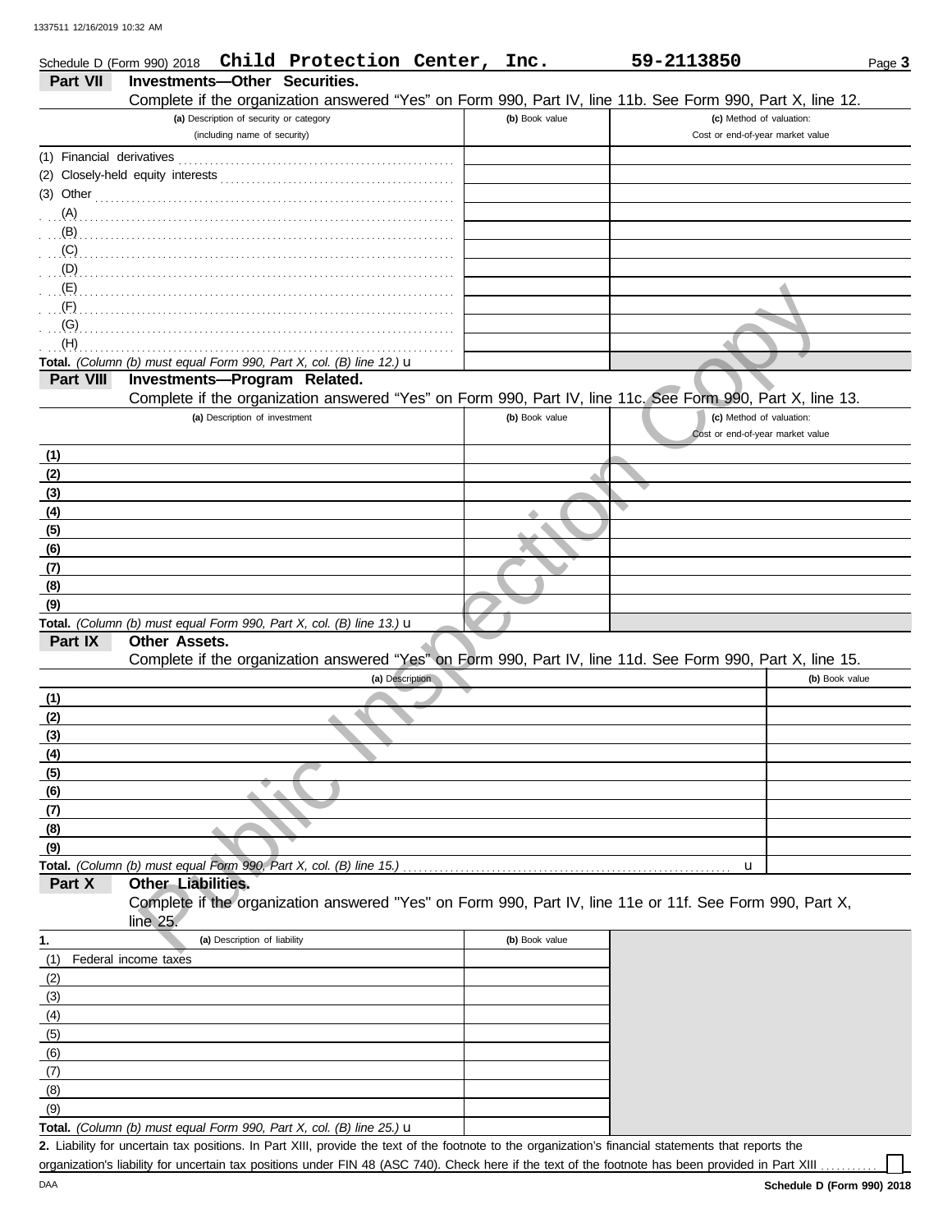Schedule D (Form 990) 2018 **Child Protection Center, Inc.** **59-2113850**

## Part VII Investments—Other Securities.

Complete if the organization answered "Yes" on Form 990, Part IV, line 11b. See Form 990, Part X, line 12.

| (a) Description of security or category (including name of security) | (b) Book value | (c) Method of valuation: Cost or end-of-year market value |
|---|---|---|
| (1) Financial derivatives | | |
| (2) Closely-held equity interests | | |
| (3) Other | | |
| (A) | | |
| (B) | | |
| (C) | | |
| (D) | | |
| (E) | | |
| (F) | | |
| (G) | | |
| (H) | | |
| **Total.** *(Column (b) must equal Form 990, Part X, col. (B) line 12.)* u | | |

## Part VIII Investments—Program Related.

Complete if the organization answered "Yes" on Form 990, Part IV, line 11c. See Form 990, Part X, line 13.

| (a) Description of investment | (b) Book value | (c) Method of valuation: Cost or end-of-year market value |
|---|---|---|
| (1) | | |
| (2) | | |
| (3) | | |
| (4) | | |
| (5) | | |
| (6) | | |
| (7) | | |
| (8) | | |
| (9) | | |
| **Total.** *(Column (b) must equal Form 990, Part X, col. (B) line 13.)* u | | |

## Part IX Other Assets.

Complete if the organization answered "Yes" on Form 990, Part IV, line 11d. See Form 990, Part X, line 15.

| (a) Description | (b) Book value |
|---|---|
| (1) | |
| (2) | |
| (3) | |
| (4) | |
| (5) | |
| (6) | |
| (7) | |
| (8) | |
| (9) | |
| **Total.** *(Column (b) must equal Form 990, Part X, col. (B) line 15.)* u | |

## Part X Other Liabilities.

Complete if the organization answered "Yes" on Form 990, Part IV, line 11e or 11f. See Form 990, Part X, line 25.

| 1. (a) Description of liability | (b) Book value |
|---|---|
| (1) Federal income taxes | |
| (2) | |
| (3) | |
| (4) | |
| (5) | |
| (6) | |
| (7) | |
| (8) | |
| (9) | |
| **Total.** *(Column (b) must equal Form 990, Part X, col. (B) line 25.)* u | |

**2.** Liability for uncertain tax positions. In Part XIII, provide the text of the footnote to the organization's financial statements that reports the organization's liability for uncertain tax positions under FIN 48 (ASC 740). Check here if the text of the footnote has been provided in Part XIII ☐

Schedule D (Form 990) 2018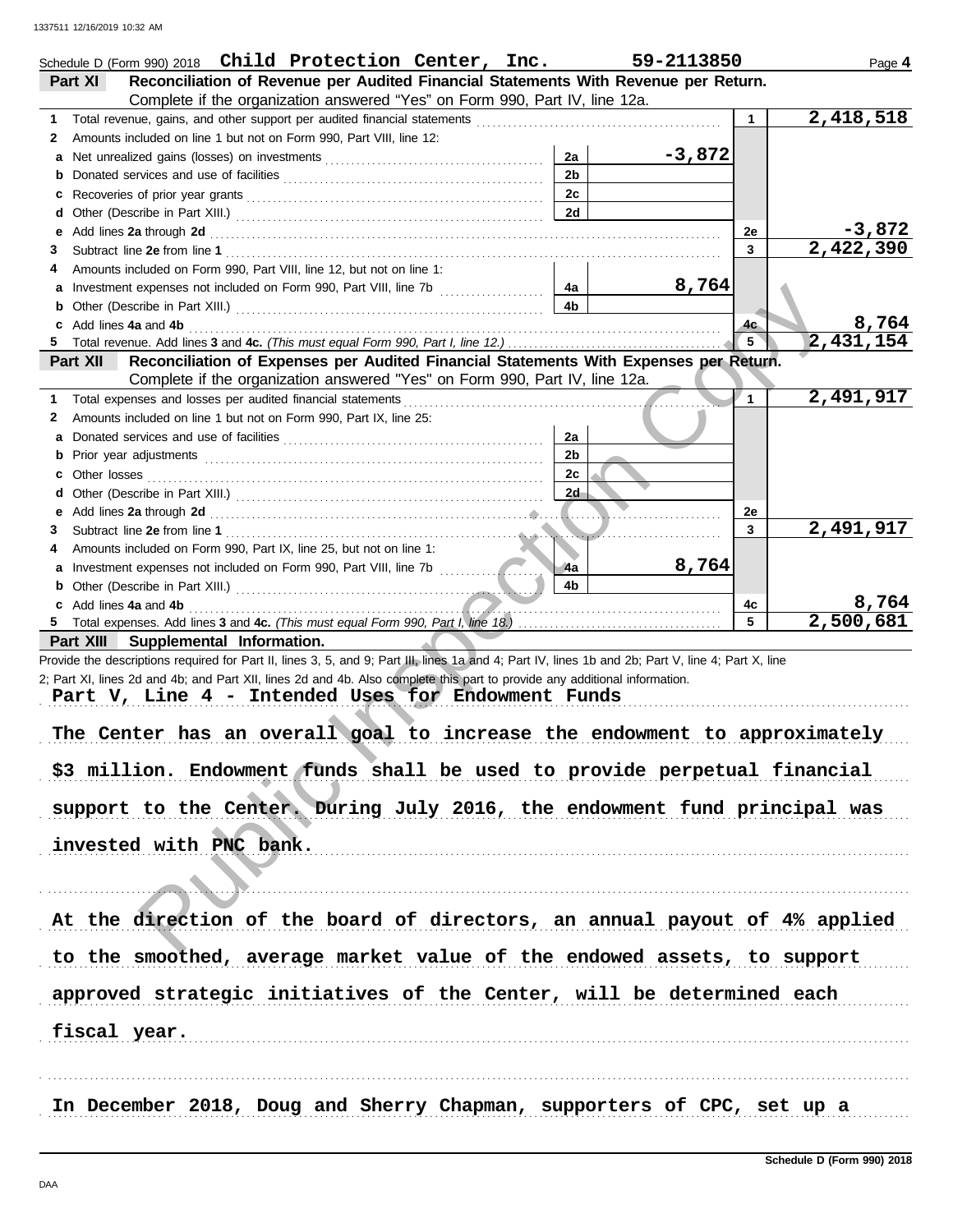Schedule D (Form 990) 2018 **Child Protection Center, Inc.** **59-2113850** Page **4**

## Part XI Reconciliation of Revenue per Audited Financial Statements With Revenue per Return.

Complete if the organization answered "Yes" on Form 990, Part IV, line 12a.

| | | | | | |
|---|---|---|---|---|---|
| 1 | Total revenue, gains, and other support per audited financial statements | | | 1 | 2,418,518 |
| 2 | Amounts included on line 1 but not on Form 990, Part VIII, line 12: | | | | |
| a | Net unrealized gains (losses) on investments | 2a | -3,872 | | |
| b | Donated services and use of facilities | 2b | | | |
| c | Recoveries of prior year grants | 2c | | | |
| d | Other (Describe in Part XIII.) | 2d | | | |
| e | Add lines **2a** through **2d** | | | 2e | -3,872 |
| 3 | Subtract line **2e** from line **1** | | | 3 | 2,422,390 |
| 4 | Amounts included on Form 990, Part VIII, line 12, but not on line 1: | | | | |
| a | Investment expenses not included on Form 990, Part VIII, line 7b | 4a | 8,764 | | |
| b | Other (Describe in Part XIII.) | 4b | | | |
| c | Add lines **4a** and **4b** | | | 4c | 8,764 |
| 5 | Total revenue. Add lines **3** and **4c.** *(This must equal Form 990, Part I, line 12.)* | | | 5 | 2,431,154 |

## Part XII Reconciliation of Expenses per Audited Financial Statements With Expenses per Return.

Complete if the organization answered "Yes" on Form 990, Part IV, line 12a.

| | | | | | |
|---|---|---|---|---|---|
| 1 | Total expenses and losses per audited financial statements | | | 1 | 2,491,917 |
| 2 | Amounts included on line 1 but not on Form 990, Part IX, line 25: | | | | |
| a | Donated services and use of facilities | 2a | | | |
| b | Prior year adjustments | 2b | | | |
| c | Other losses | 2c | | | |
| d | Other (Describe in Part XIII.) | 2d | | | |
| e | Add lines **2a** through **2d** | | | 2e | |
| 3 | Subtract line **2e** from line **1** | | | 3 | 2,491,917 |
| 4 | Amounts included on Form 990, Part IX, line 25, but not on line 1: | | | | |
| a | Investment expenses not included on Form 990, Part VIII, line 7b | 4a | 8,764 | | |
| b | Other (Describe in Part XIII.) | 4b | | | |
| c | Add lines **4a** and **4b** | | | 4c | 8,764 |
| 5 | Total expenses. Add lines **3** and **4c.** *(This must equal Form 990, Part I, line 18.)* | | | 5 | 2,500,681 |

## Part XIII Supplemental Information.

Provide the descriptions required for Part II, lines 3, 5, and 9; Part III, lines 1a and 4; Part IV, lines 1b and 2b; Part V, line 4; Part X, line 2; Part XI, lines 2d and 4b; and Part XII, lines 2d and 4b. Also complete this part to provide any additional information.

**Part V, Line 4 - Intended Uses for Endowment Funds**

The Center has an overall goal to increase the endowment to approximately $3 million. Endowment funds shall be used to provide perpetual financial support to the Center. During July 2016, the endowment fund principal was invested with PNC bank.

At the direction of the board of directors, an annual payout of 4% applied to the smoothed, average market value of the endowed assets, to support approved strategic initiatives of the Center, will be determined each fiscal year.

In December 2018, Doug and Sherry Chapman, supporters of CPC, set up a

Schedule D (Form 990) 2018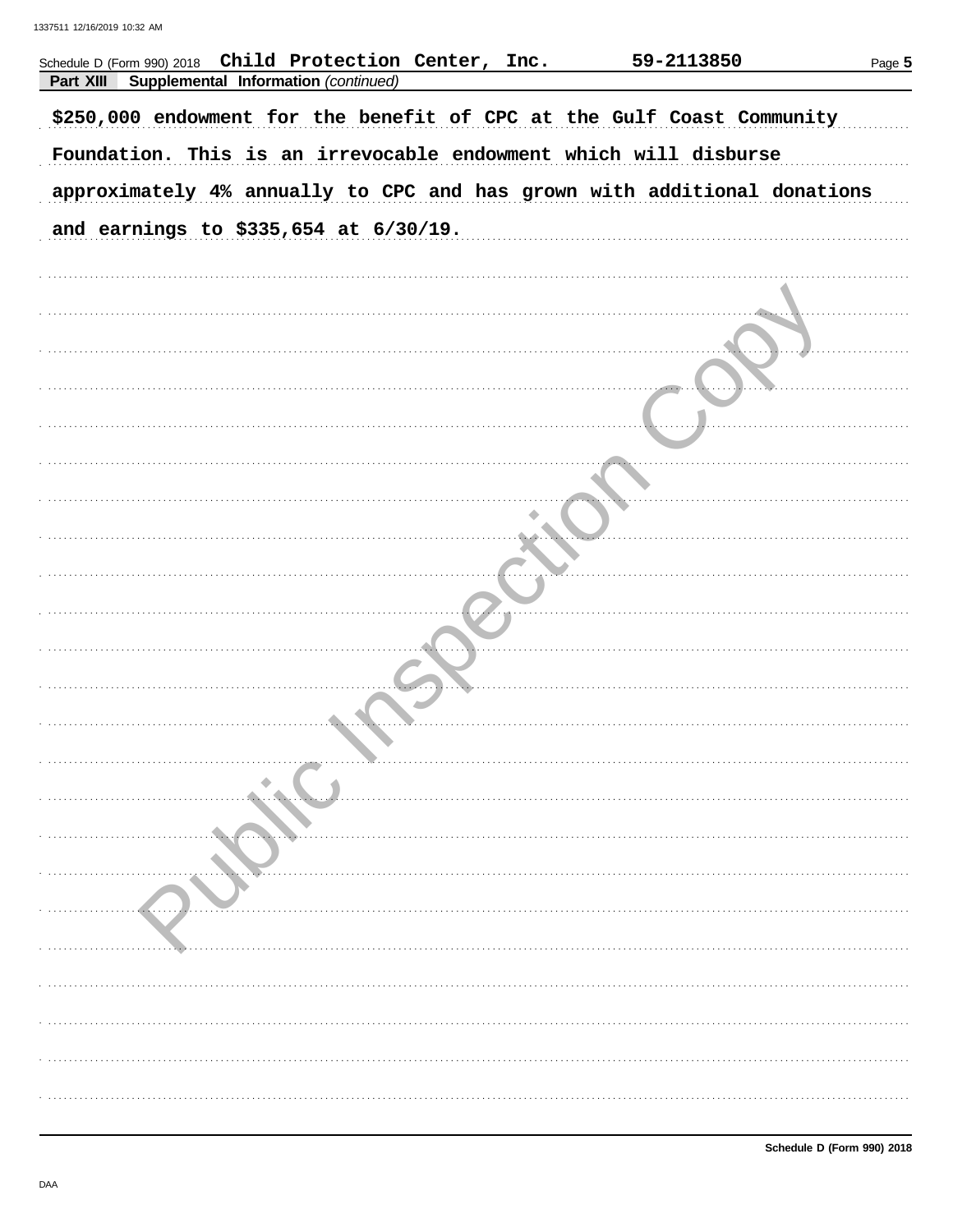Schedule D (Form 990) 2018 Child Protection Center, Inc. 59-2113850

**Part XIII Supplemental Information** *(continued)*

$250,000 endowment for the benefit of CPC at the Gulf Coast Community Foundation. This is an irrevocable endowment which will disburse approximately 4% annually to CPC and has grown with additional donations and earnings to $335,654 at 6/30/19.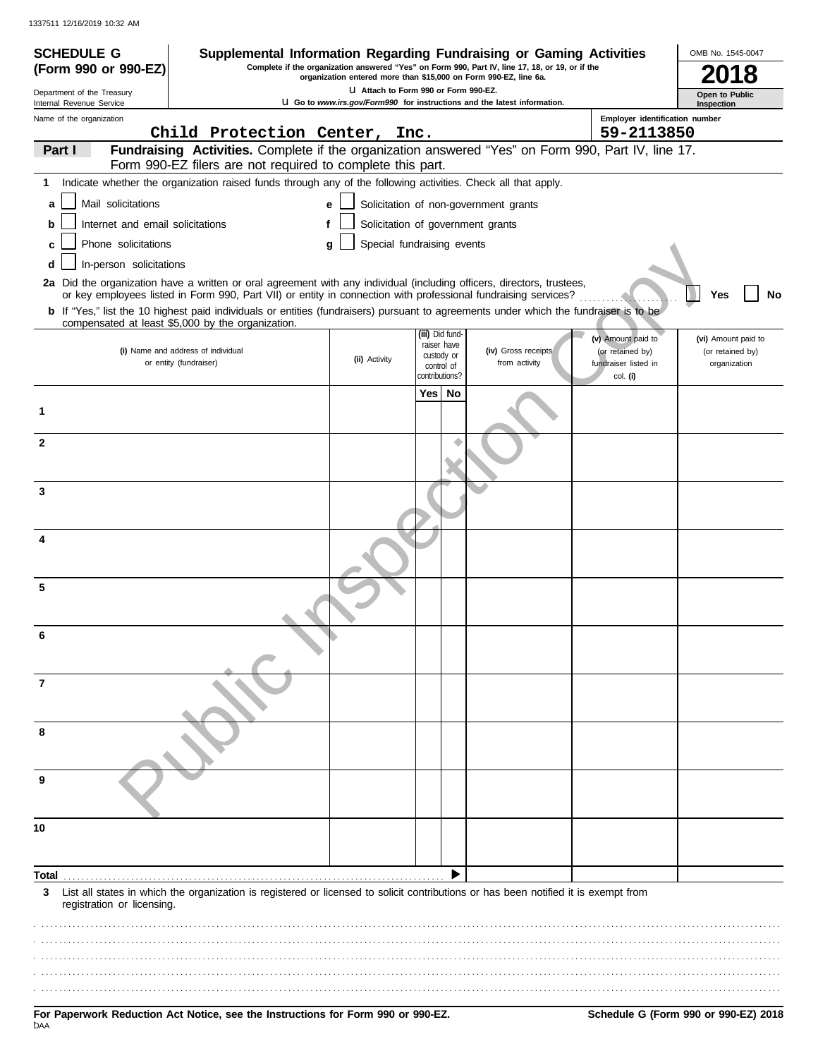1337511 12/16/2019 10:32 AM

**SCHEDULE G (Form 990 or 990-EZ)**

Department of the Treasury
Internal Revenue Service

# Supplemental Information Regarding Fundraising or Gaming Activities

**Complete if the organization answered "Yes" on Form 990, Part IV, line 17, 18, or 19, or if the organization entered more than $15,000 on Form 990-EZ, line 6a.**

u Attach to Form 990 or Form 990-EZ.

u Go to *www.irs.gov/Form990* for instructions and the latest information.

OMB No. 1545-0047

**2018**

**Open to Public Inspection**

Name of the organization: Child Protection Center, Inc.

Employer identification number: 59-2113850

**Part I** **Fundraising Activities.** Complete if the organization answered "Yes" on Form 990, Part IV, line 17. Form 990-EZ filers are not required to complete this part.

**1** Indicate whether the organization raised funds through any of the following activities. Check all that apply.

- **a** ☐ Mail solicitations
- **b** ☐ Internet and email solicitations
- **c** ☐ Phone solicitations
- **d** ☐ In-person solicitations
- **e** ☐ Solicitation of non-government grants
- **f** ☐ Solicitation of government grants
- **g** ☐ Special fundraising events

**2a** Did the organization have a written or oral agreement with any individual (including officers, directors, trustees, or key employees listed in Form 990, Part VII) or entity in connection with professional fundraising services? ☐ **Yes** ☐ **No**

**b** If "Yes," list the 10 highest paid individuals or entities (fundraisers) pursuant to agreements under which the fundraiser is to be compensated at least $5,000 by the organization.

| | (i) Name and address of individual or entity (fundraiser) | (ii) Activity | (iii) Did fundraiser have custody or control of contributions? Yes | No | (iv) Gross receipts from activity | (v) Amount paid to (or retained by) fundraiser listed in col. (i) | (vi) Amount paid to (or retained by) organization |
|---|---|---|---|---|---|---|---|
| 1 | | | | | | | |
| 2 | | | | | | | |
| 3 | | | | | | | |
| 4 | | | | | | | |
| 5 | | | | | | | |
| 6 | | | | | | | |
| 7 | | | | | | | |
| 8 | | | | | | | |
| 9 | | | | | | | |
| 10 | | | | | | | |
| **Total** | | | | ▶ | | | |

**3** List all states in which the organization is registered or licensed to solicit contributions or has been notified it is exempt from registration or licensing.

**For Paperwork Reduction Act Notice, see the Instructions for Form 990 or 990-EZ.** **Schedule G (Form 990 or 990-EZ) 2018**

DAA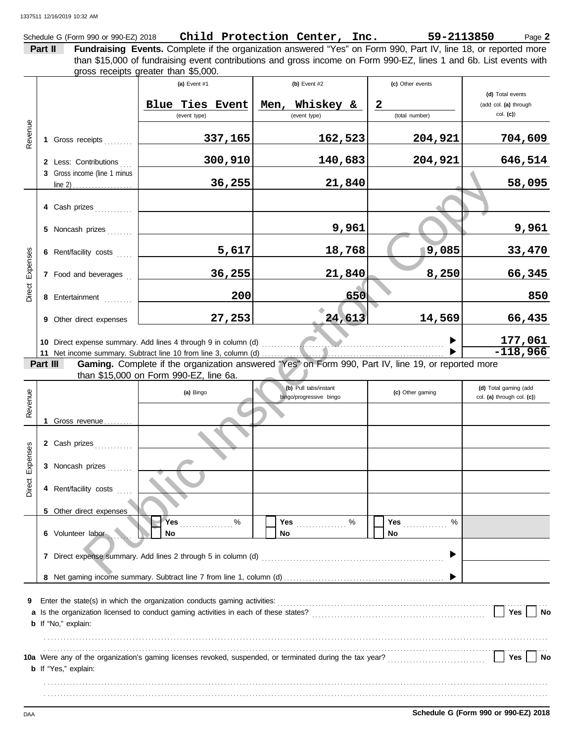Schedule G (Form 990 or 990-EZ) 2018 **Child Protection Center, Inc.** **59-2113850** Page **2**

**Part II** **Fundraising Events.** Complete if the organization answered "Yes" on Form 990, Part IV, line 18, or reported more than $15,000 of fundraising event contributions and gross income on Form 990-EZ, lines 1 and 6b. List events with gross receipts greater than $5,000.

| | | (a) Event #1 | (b) Event #2 | (c) Other events | (d) Total events (add col. (a) through col. (c)) |
|---|---|---|---|---|---|
| | | Blue Ties Event (event type) | Men, Whiskey & (event type) | 2 (total number) | |
| Revenue | 1 Gross receipts | 337,165 | 162,523 | 204,921 | 704,609 |
| | 2 Less: Contributions | 300,910 | 140,683 | 204,921 | 646,514 |
| | 3 Gross income (line 1 minus line 2) | 36,255 | 21,840 | | 58,095 |
| Direct Expenses | 4 Cash prizes | | | | |
| | 5 Noncash prizes | | 9,961 | | 9,961 |
| | 6 Rent/facility costs | 5,617 | 18,768 | 9,085 | 33,470 |
| | 7 Food and beverages | 36,255 | 21,840 | 8,250 | 66,345 |
| | 8 Entertainment | 200 | 650 | | 850 |
| | 9 Other direct expenses | 27,253 | 24,613 | 14,569 | 66,435 |

10 Direct expense summary. Add lines 4 through 9 in column (d) ▶ **177,061**

11 Net income summary. Subtract line 10 from line 3, column (d) ▶ **-118,966**

**Part III** **Gaming.** Complete if the organization answered "Yes" on Form 990, Part IV, line 19, or reported more than $15,000 on Form 990-EZ, line 6a.

| | | (a) Bingo | (b) Pull tabs/instant bingo/progressive bingo | (c) Other gaming | (d) Total gaming (add col. (a) through col. (c)) |
|---|---|---|---|---|---|
| Revenue | 1 Gross revenue | | | | |
| Direct Expenses | 2 Cash prizes | | | | |
| | 3 Noncash prizes | | | | |
| | 4 Rent/facility costs | | | | |
| | 5 Other direct expenses | | | | |
| | 6 Volunteer labor | Yes ____ % / No | Yes ____ % / No | Yes ____ % / No | |

7 Direct expense summary. Add lines 2 through 5 in column (d) ▶

8 Net gaming income summary. Subtract line 7 from line 1, column (d) ▶

**9** Enter the state(s) in which the organization conducts gaming activities:

**a** Is the organization licensed to conduct gaming activities in each of these states? Yes No

**b** If "No," explain:

**10a** Were any of the organization's gaming licenses revoked, suspended, or terminated during the tax year? Yes No

**b** If "Yes," explain:

**Schedule G (Form 990 or 990-EZ) 2018**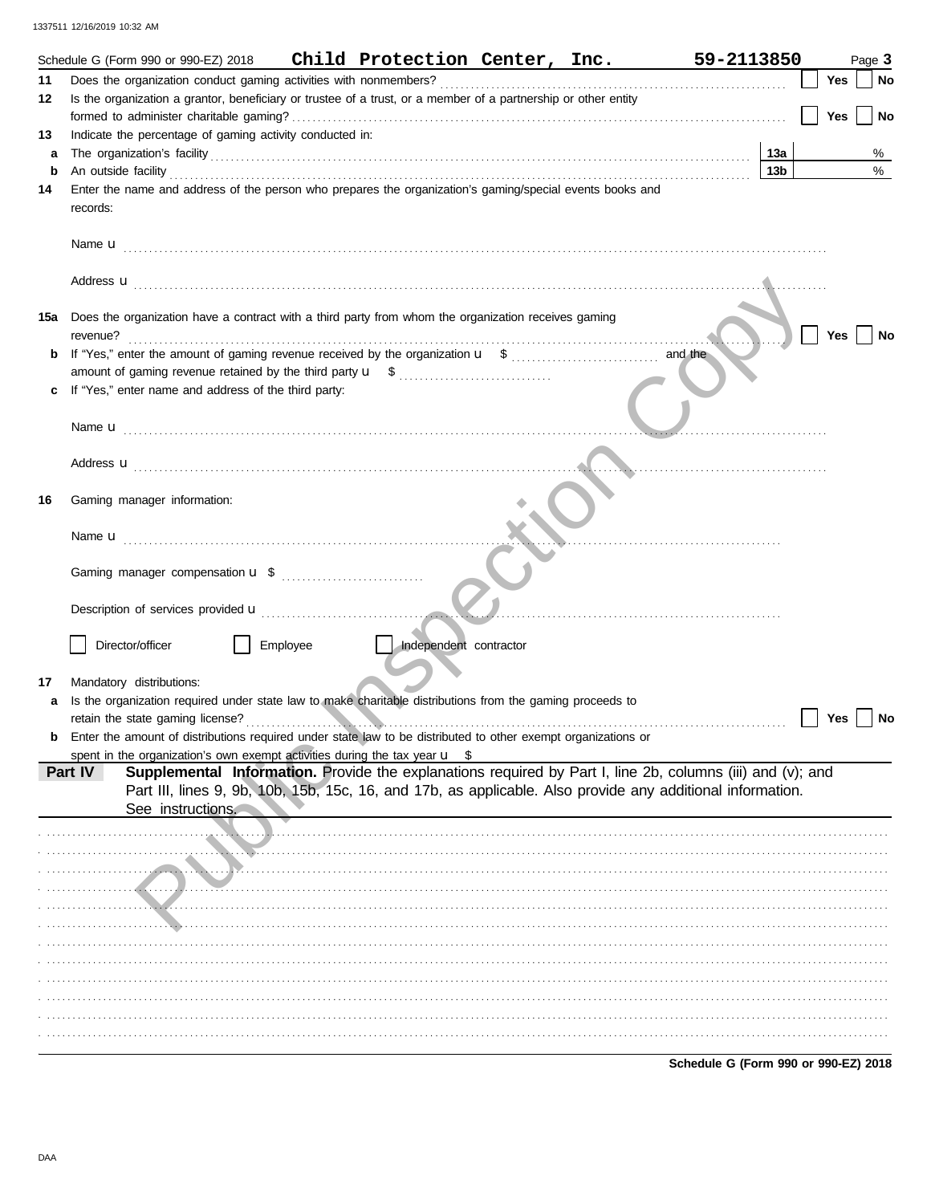1337511 12/16/2019 10:32 AM

Schedule G (Form 990 or 990-EZ) 2018 **Child Protection Center, Inc.** **59-2113850** Page **3**

**11** Does the organization conduct gaming activities with nonmembers? Yes No

**12** Is the organization a grantor, beneficiary or trustee of a trust, or a member of a partnership or other entity formed to administer charitable gaming? Yes No

**13** Indicate the percentage of gaming activity conducted in:

**a** The organization's facility **13a** %

**b** An outside facility **13b** %

**14** Enter the name and address of the person who prepares the organization's gaming/special events books and records:

Name u

Address u

**15a** Does the organization have a contract with a third party from whom the organization receives gaming revenue? Yes No

**b** If "Yes," enter the amount of gaming revenue received by the organization u $ and the amount of gaming revenue retained by the third party u $

**c** If "Yes," enter name and address of the third party:

Name u

Address u

**16** Gaming manager information:

Name u

Gaming manager compensation u $

Description of services provided u

Director/officer Employee Independent contractor

**17** Mandatory distributions:

**a** Is the organization required under state law to make charitable distributions from the gaming proceeds to retain the state gaming license? Yes No

**b** Enter the amount of distributions required under state law to be distributed to other exempt organizations or spent in the organization's own exempt activities during the tax year u $

**Part IV** **Supplemental Information.** Provide the explanations required by Part I, line 2b, columns (iii) and (v); and Part III, lines 9, 9b, 10b, 15b, 15c, 16, and 17b, as applicable. Also provide any additional information. See instructions.

**Schedule G (Form 990 or 990-EZ) 2018**

DAA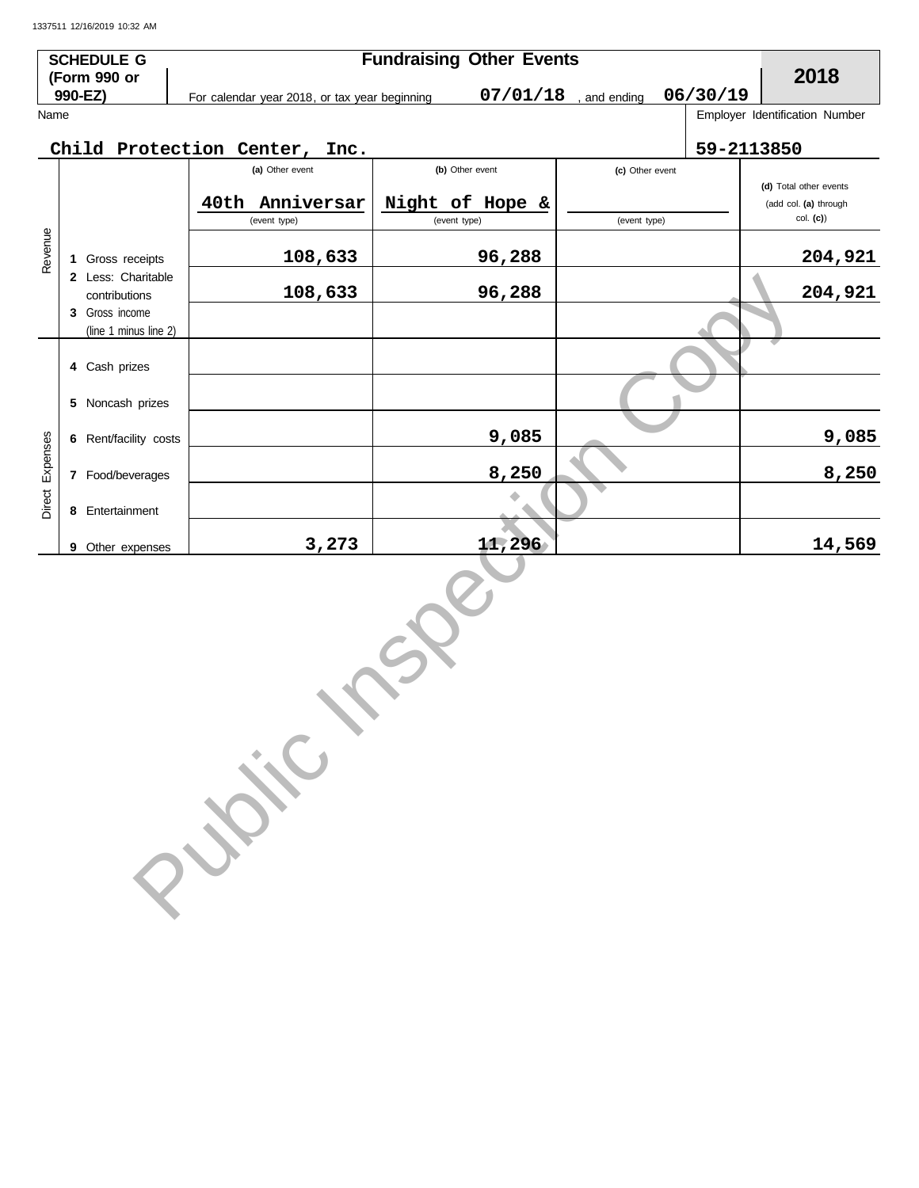1337511 12/16/2019 10:32 AM

**SCHEDULE G (Form 990 or 990-EZ)**

**Fundraising Other Events**

**2018**

For calendar year 2018, or tax year beginning 07/01/18 , and ending 06/30/19

Name: Child Protection Center, Inc.

Employer Identification Number: 59-2113850

| | | (a) Other event | (b) Other event | (c) Other event | (d) Total other events (add col. (a) through col. (c)) |
|---|---|---|---|---|---|
| | | 40th Anniversar | Night of Hope & | | |
| | | (event type) | (event type) | (event type) | |
| Revenue | 1 Gross receipts | 108,633 | 96,288 | | 204,921 |
| | 2 Less: Charitable contributions | 108,633 | 96,288 | | 204,921 |
| | 3 Gross income (line 1 minus line 2) | | | | |
| Direct Expenses | 4 Cash prizes | | | | |
| | 5 Noncash prizes | | | | |
| | 6 Rent/facility costs | | 9,085 | | 9,085 |
| | 7 Food/beverages | | 8,250 | | 8,250 |
| | 8 Entertainment | | | | |
| | 9 Other expenses | 3,273 | 11,296 | | 14,569 |

Public Inspection Copy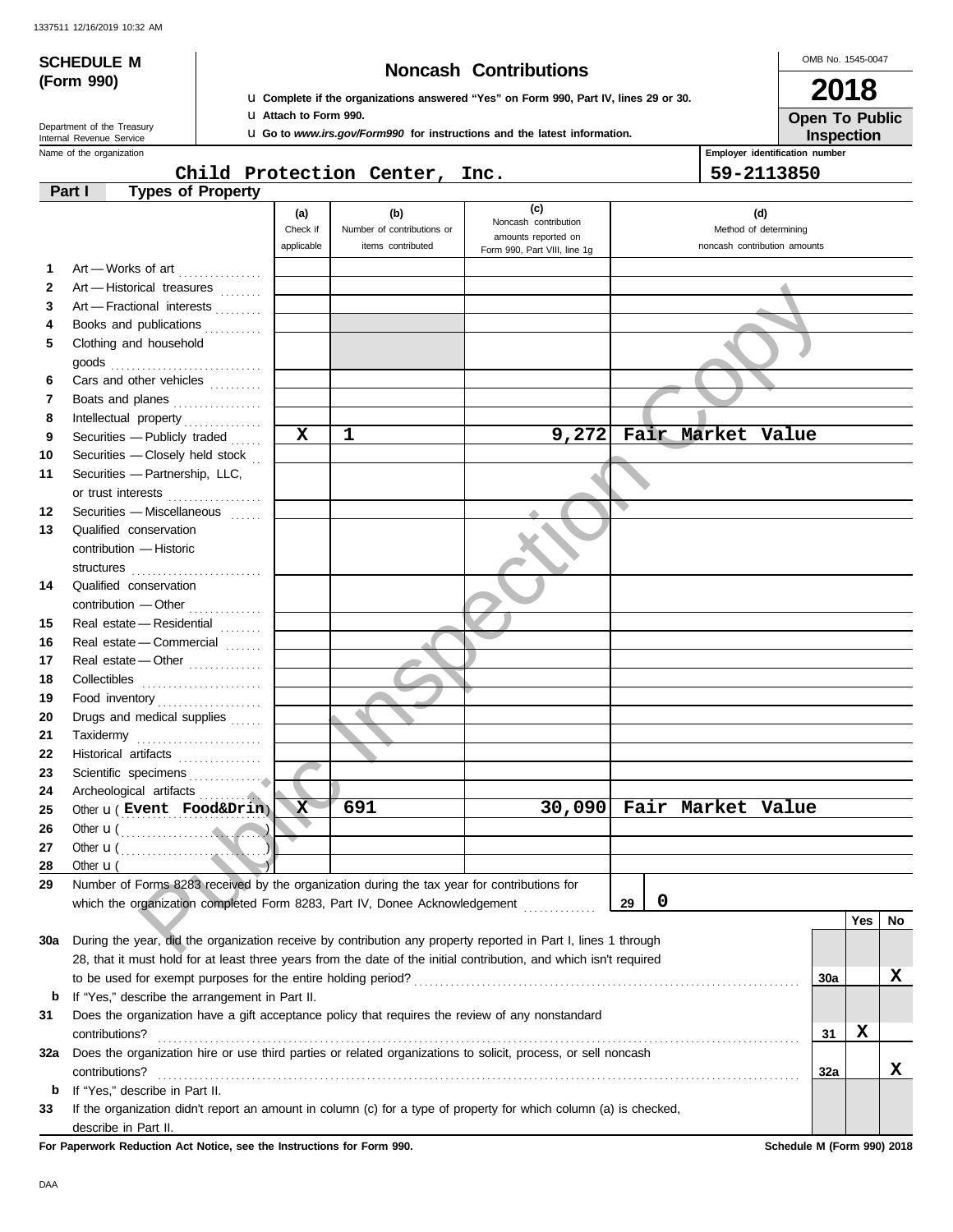1337511 12/16/2019 10:32 AM

# SCHEDULE M (Form 990)

## Noncash Contributions

u Complete if the organizations answered "Yes" on Form 990, Part IV, lines 29 or 30.
u Attach to Form 990.
u Go to *www.irs.gov/Form990* for instructions and the latest information.

OMB No. 1545-0047

**2018**

**Open To Public Inspection**

Department of the Treasury
Internal Revenue Service

Name of the organization: **Child Protection Center, Inc.**

Employer identification number: **59-2113850**

### Part I — Types of Property

| | | (a) Check if applicable | (b) Number of contributions or items contributed | (c) Noncash contribution amounts reported on Form 990, Part VIII, line 1g | (d) Method of determining noncash contribution amounts |
|---|---|---|---|---|---|
| 1 | Art — Works of art | | | | |
| 2 | Art — Historical treasures | | | | |
| 3 | Art — Fractional interests | | | | |
| 4 | Books and publications | | | | |
| 5 | Clothing and household goods | | | | |
| 6 | Cars and other vehicles | | | | |
| 7 | Boats and planes | | | | |
| 8 | Intellectual property | | | | |
| 9 | Securities — Publicly traded | X | 1 | 9,272 | Fair Market Value |
| 10 | Securities — Closely held stock | | | | |
| 11 | Securities — Partnership, LLC, or trust interests | | | | |
| 12 | Securities — Miscellaneous | | | | |
| 13 | Qualified conservation contribution — Historic structures | | | | |
| 14 | Qualified conservation contribution — Other | | | | |
| 15 | Real estate — Residential | | | | |
| 16 | Real estate — Commercial | | | | |
| 17 | Real estate — Other | | | | |
| 18 | Collectibles | | | | |
| 19 | Food inventory | | | | |
| 20 | Drugs and medical supplies | | | | |
| 21 | Taxidermy | | | | |
| 22 | Historical artifacts | | | | |
| 23 | Scientific specimens | | | | |
| 24 | Archeological artifacts | | | | |
| 25 | Other u ( Event Food&Drin ) | X | 691 | 30,090 | Fair Market Value |
| 26 | Other u ( ) | | | | |
| 27 | Other u ( ) | | | | |
| 28 | Other u ( ) | | | | |

29 Number of Forms 8283 received by the organization during the tax year for contributions for which the organization completed Form 8283, Part IV, Donee Acknowledgement . . . **29** | **0**

| | | | Yes | No |
|---|---|---|---|---|
| 30a | During the year, did the organization receive by contribution any property reported in Part I, lines 1 through 28, that it must hold for at least three years from the date of the initial contribution, and which isn't required to be used for exempt purposes for the entire holding period? | 30a | | X |
| b | If "Yes," describe the arrangement in Part II. | | | |
| 31 | Does the organization have a gift acceptance policy that requires the review of any nonstandard contributions? | 31 | X | |
| 32a | Does the organization hire or use third parties or related organizations to solicit, process, or sell noncash contributions? | 32a | | X |
| b | If "Yes," describe in Part II. | | | |
| 33 | If the organization didn't report an amount in column (c) for a type of property for which column (a) is checked, describe in Part II. | | | |

**For Paperwork Reduction Act Notice, see the Instructions for Form 990.** **Schedule M (Form 990) 2018**

DAA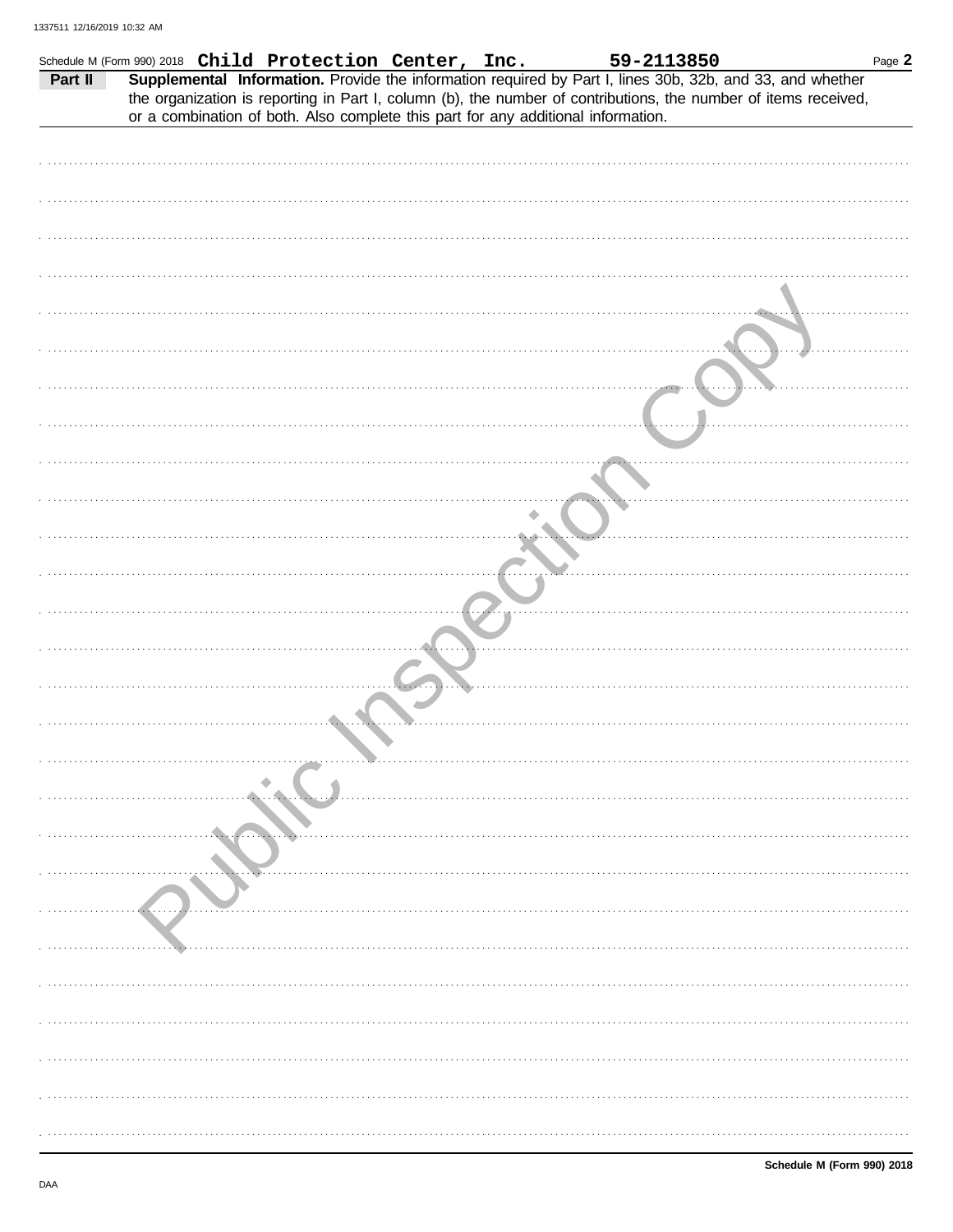Schedule M (Form 990) 2018 **Child Protection Center, Inc.** **59-2113850** Page **2**

**Part II** **Supplemental Information.** Provide the information required by Part I, lines 30b, 32b, and 33, and whether the organization is reporting in Part I, column (b), the number of contributions, the number of items received, or a combination of both. Also complete this part for any additional information.

Public Inspection Copy

**Schedule M (Form 990) 2018**

DAA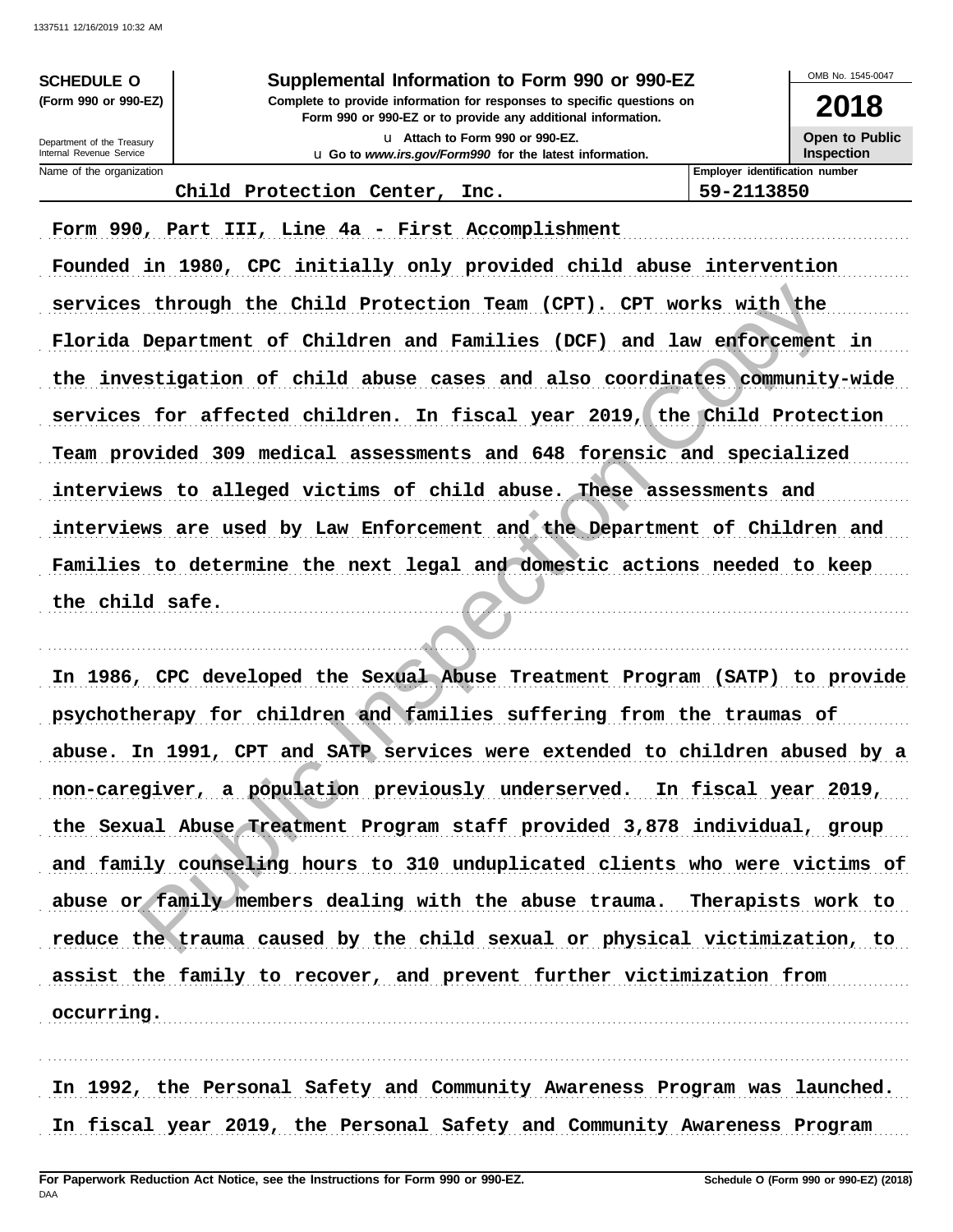**SCHEDULE O** (Form 990 or 990-EZ)

Department of the Treasury
Internal Revenue Service

# Supplemental Information to Form 990 or 990-EZ

**Complete to provide information for responses to specific questions on Form 990 or 990-EZ or to provide any additional information.**

u Attach to Form 990 or 990-EZ.

u Go to *www.irs.gov/Form990* for the latest information.

OMB No. 1545-0047

**2018**

**Open to Public Inspection**

| Name of the organization | Employer identification number |
|---|---|
| Child Protection Center, Inc. | 59-2113850 |

Form 990, Part III, Line 4a - First Accomplishment

Founded in 1980, CPC initially only provided child abuse intervention services through the Child Protection Team (CPT). CPT works with the Florida Department of Children and Families (DCF) and law enforcement in the investigation of child abuse cases and also coordinates community-wide services for affected children. In fiscal year 2019, the Child Protection Team provided 309 medical assessments and 648 forensic and specialized interviews to alleged victims of child abuse. These assessments and interviews are used by Law Enforcement and the Department of Children and Families to determine the next legal and domestic actions needed to keep the child safe.

In 1986, CPC developed the Sexual Abuse Treatment Program (SATP) to provide psychotherapy for children and families suffering from the traumas of abuse. In 1991, CPT and SATP services were extended to children abused by a non-caregiver, a population previously underserved. In fiscal year 2019, the Sexual Abuse Treatment Program staff provided 3,878 individual, group and family counseling hours to 310 unduplicated clients who were victims of abuse or family members dealing with the abuse trauma. Therapists work to reduce the trauma caused by the child sexual or physical victimization, to assist the family to recover, and prevent further victimization from occurring.

In 1992, the Personal Safety and Community Awareness Program was launched. In fiscal year 2019, the Personal Safety and Community Awareness Program

**For Paperwork Reduction Act Notice, see the Instructions for Form 990 or 990-EZ.**

**Schedule O (Form 990 or 990-EZ) (2018)**

DAA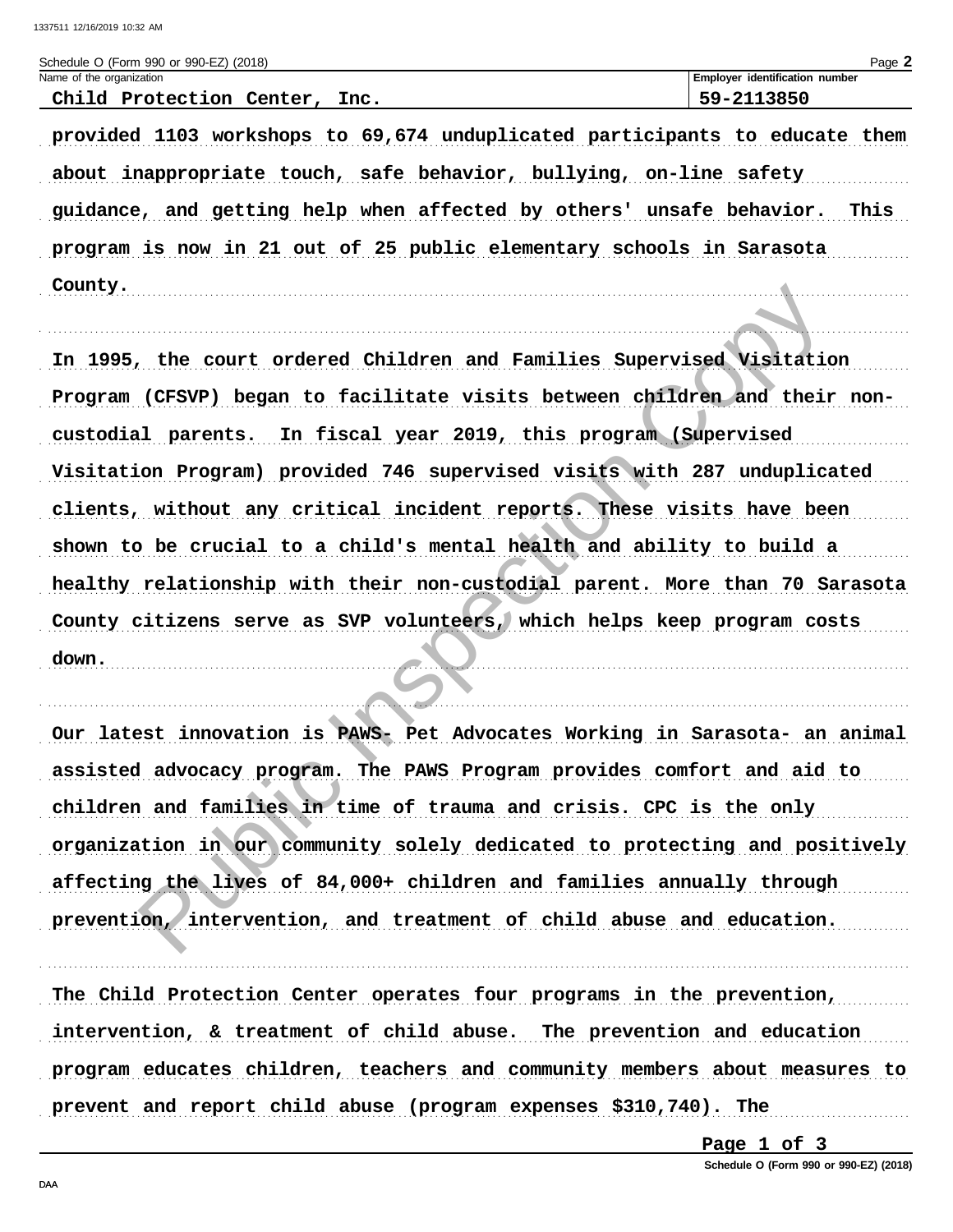Schedule O (Form 990 or 990-EZ) (2018)

| Name of the organization | Employer identification number |
| --- | --- |
| Child Protection Center, Inc. | 59-2113850 |

provided 1103 workshops to 69,674 unduplicated participants to educate them about inappropriate touch, safe behavior, bullying, on-line safety guidance, and getting help when affected by others' unsafe behavior. This program is now in 21 out of 25 public elementary schools in Sarasota County.

In 1995, the court ordered Children and Families Supervised Visitation Program (CFSVP) began to facilitate visits between children and their non-custodial parents. In fiscal year 2019, this program (Supervised Visitation Program) provided 746 supervised visits with 287 unduplicated clients, without any critical incident reports. These visits have been shown to be crucial to a child's mental health and ability to build a healthy relationship with their non-custodial parent. More than 70 Sarasota County citizens serve as SVP volunteers, which helps keep program costs down.

Our latest innovation is PAWS- Pet Advocates Working in Sarasota- an animal assisted advocacy program. The PAWS Program provides comfort and aid to children and families in time of trauma and crisis. CPC is the only organization in our community solely dedicated to protecting and positively affecting the lives of 84,000+ children and families annually through prevention, intervention, and treatment of child abuse and education.

The Child Protection Center operates four programs in the prevention, intervention, & treatment of child abuse. The prevention and education program educates children, teachers and community members about measures to prevent and report child abuse (program expenses $310,740). The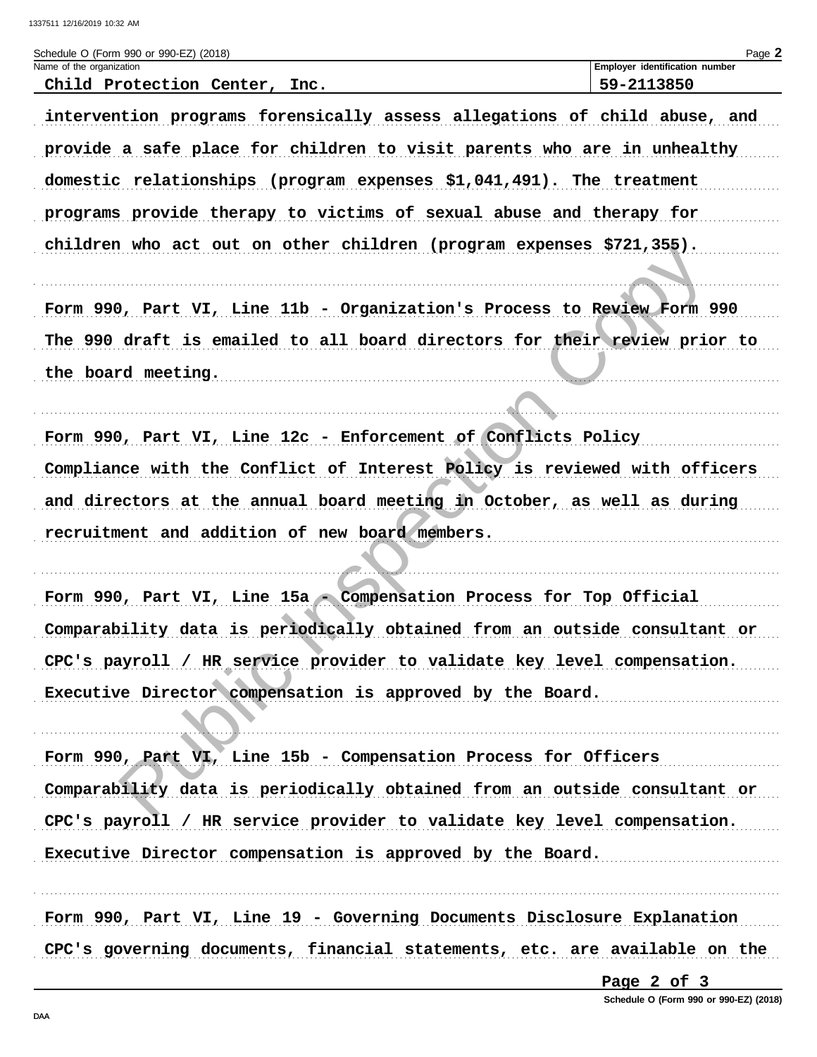Schedule O (Form 990 or 990-EZ) (2018)

| Name of the organization | Employer identification number |
| --- | --- |
| Child Protection Center, Inc. | 59-2113850 |

intervention programs forensically assess allegations of child abuse, and provide a safe place for children to visit parents who are in unhealthy domestic relationships (program expenses $1,041,491). The treatment programs provide therapy to victims of sexual abuse and therapy for children who act out on other children (program expenses $721,355).

Form 990, Part VI, Line 11b - Organization's Process to Review Form 990

The 990 draft is emailed to all board directors for their review prior to the board meeting.

Form 990, Part VI, Line 12c - Enforcement of Conflicts Policy

Compliance with the Conflict of Interest Policy is reviewed with officers and directors at the annual board meeting in October, as well as during recruitment and addition of new board members.

Form 990, Part VI, Line 15a - Compensation Process for Top Official

Comparability data is periodically obtained from an outside consultant or CPC's payroll / HR service provider to validate key level compensation. Executive Director compensation is approved by the Board.

Form 990, Part VI, Line 15b - Compensation Process for Officers

Comparability data is periodically obtained from an outside consultant or CPC's payroll / HR service provider to validate key level compensation. Executive Director compensation is approved by the Board.

Form 990, Part VI, Line 19 - Governing Documents Disclosure Explanation

CPC's governing documents, financial statements, etc. are available on the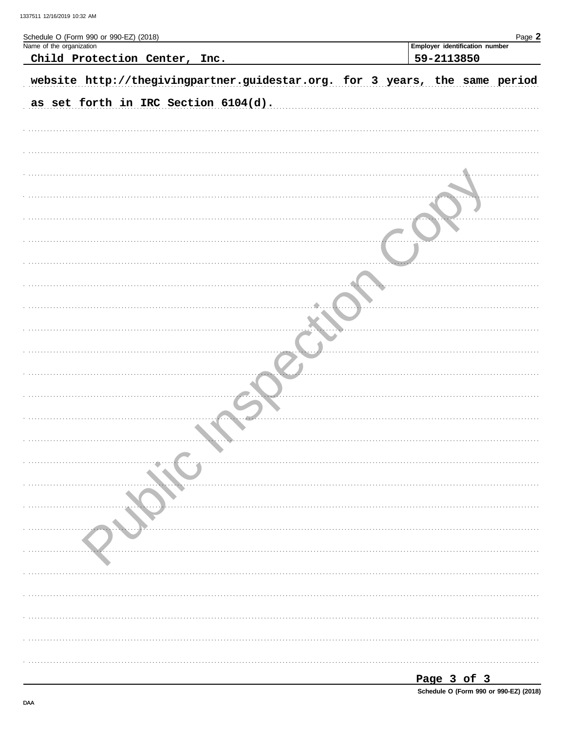Name of the organization: Child Protection Center, Inc.

Employer identification number: 59-2113850

website http://thegivingpartner.guidestar.org. for 3 years, the same period as set forth in IRC Section 6104(d).